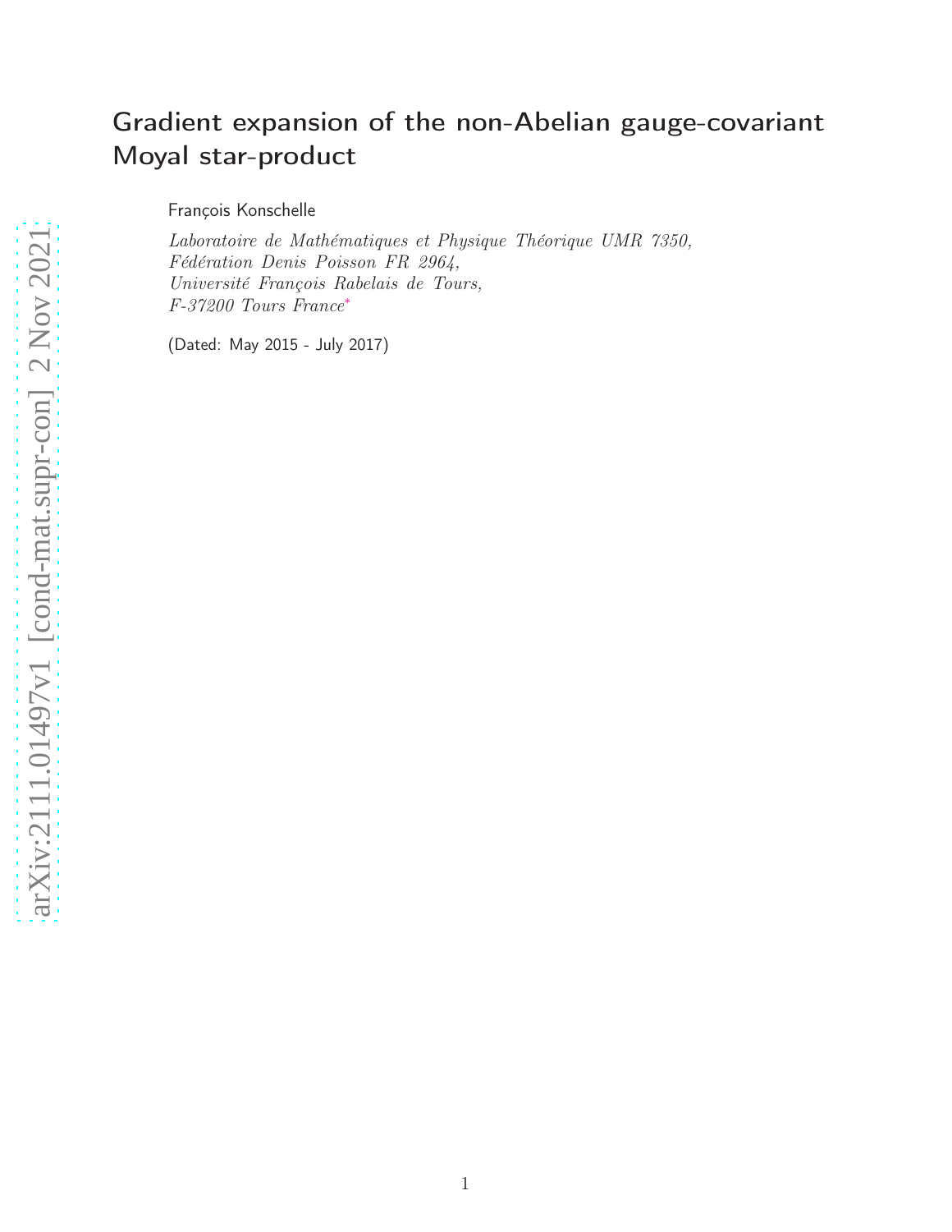# Gradient expansion of the non-Abelian gauge-covariant Moyal star-product

François Konschelle

*Laboratoire de Mathématiques et Physique Théorique UMR 7350,*
*Fédération Denis Poisson FR 2964,*
*Université François Rabelais de Tours,*
*F-37200 Tours France*[*]

(Dated: May 2015 - July 2017)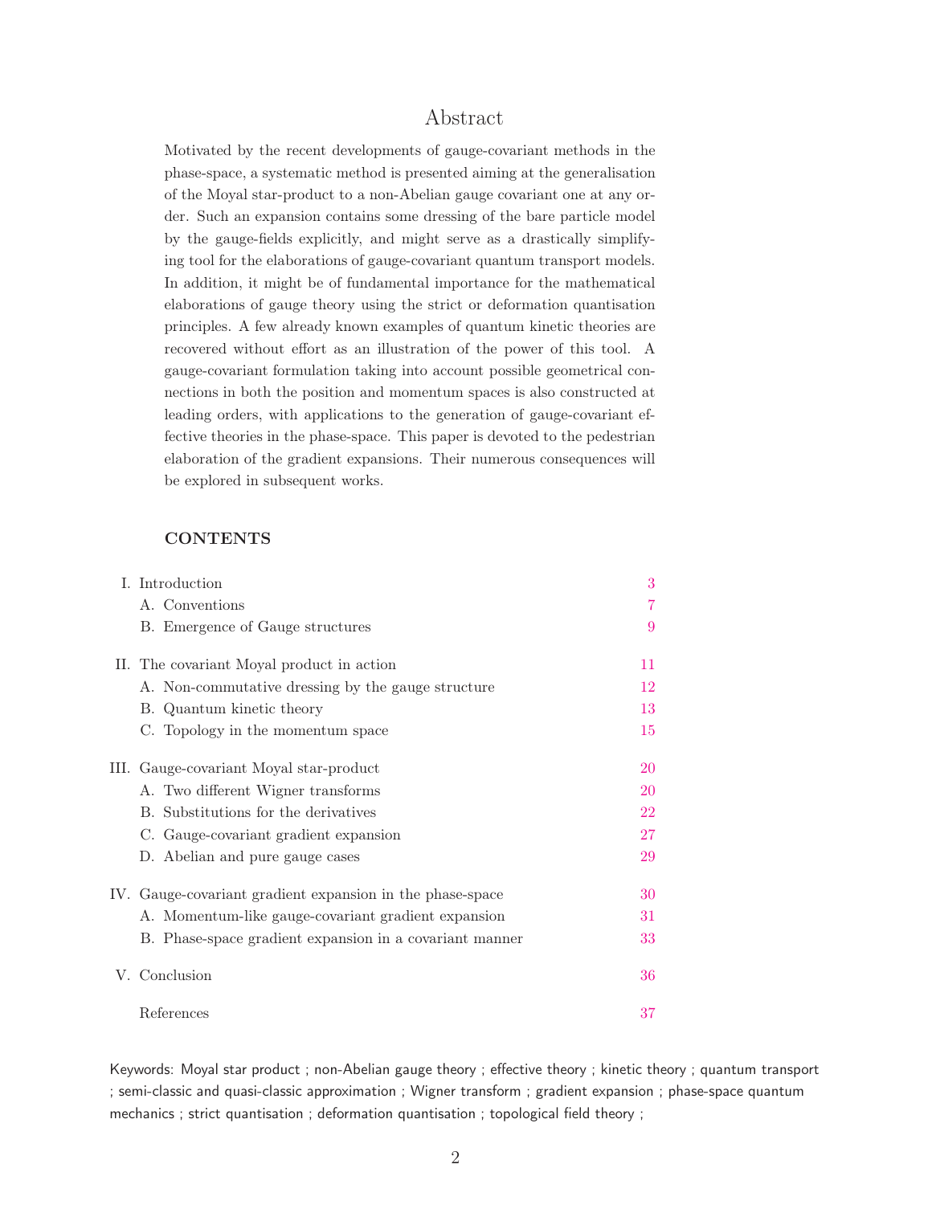# Abstract

Motivated by the recent developments of gauge-covariant methods in the phase-space, a systematic method is presented aiming at the generalisation of the Moyal star-product to a non-Abelian gauge covariant one at any order. Such an expansion contains some dressing of the bare particle model by the gauge-fields explicitly, and might serve as a drastically simplifying tool for the elaborations of gauge-covariant quantum transport models. In addition, it might be of fundamental importance for the mathematical elaborations of gauge theory using the strict or deformation quantisation principles. A few already known examples of quantum kinetic theories are recovered without effort as an illustration of the power of this tool. A gauge-covariant formulation taking into account possible geometrical connections in both the position and momentum spaces is also constructed at leading orders, with applications to the generation of gauge-covariant effective theories in the phase-space. This paper is devoted to the pedestrian elaboration of the gradient expansions. Their numerous consequences will be explored in subsequent works.

## CONTENTS

| | |
|---|---|
| I. Introduction | 3 |
| A. Conventions | 7 |
| B. Emergence of Gauge structures | 9 |
| II. The covariant Moyal product in action | 11 |
| A. Non-commutative dressing by the gauge structure | 12 |
| B. Quantum kinetic theory | 13 |
| C. Topology in the momentum space | 15 |
| III. Gauge-covariant Moyal star-product | 20 |
| A. Two different Wigner transforms | 20 |
| B. Substitutions for the derivatives | 22 |
| C. Gauge-covariant gradient expansion | 27 |
| D. Abelian and pure gauge cases | 29 |
| IV. Gauge-covariant gradient expansion in the phase-space | 30 |
| A. Momentum-like gauge-covariant gradient expansion | 31 |
| B. Phase-space gradient expansion in a covariant manner | 33 |
| V. Conclusion | 36 |
| References | 37 |

Keywords: Moyal star product ; non-Abelian gauge theory ; effective theory ; kinetic theory ; quantum transport ; semi-classic and quasi-classic approximation ; Wigner transform ; gradient expansion ; phase-space quantum mechanics ; strict quantisation ; deformation quantisation ; topological field theory ;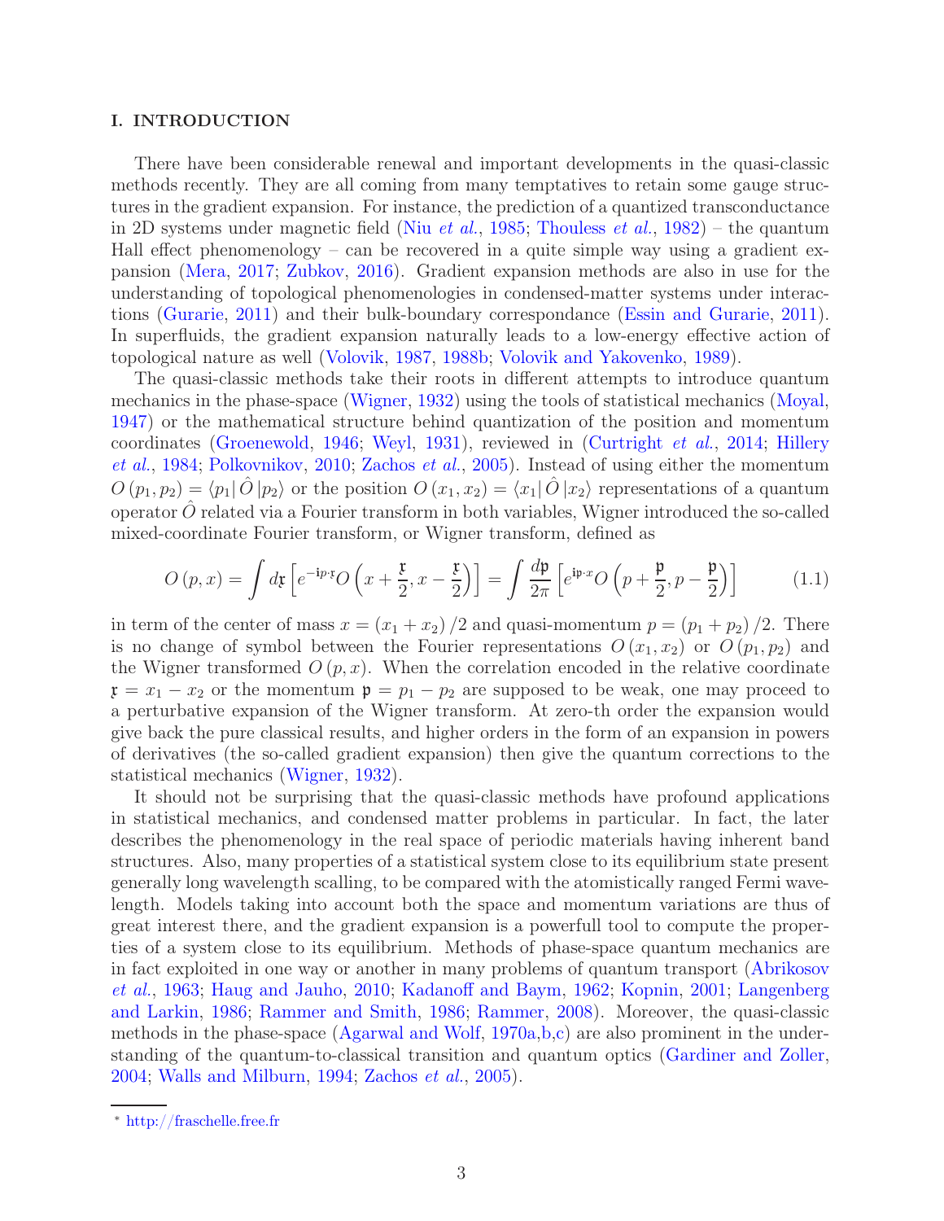## I. INTRODUCTION

There have been considerable renewal and important developments in the quasi-classic methods recently. They are all coming from many temptatives to retain some gauge structures in the gradient expansion. For instance, the prediction of a quantized transconductance in 2D systems under magnetic field (Niu *et al.*, 1985; Thouless *et al.*, 1982) – the quantum Hall effect phenomenology – can be recovered in a quite simple way using a gradient expansion (Mera, 2017; Zubkov, 2016). Gradient expansion methods are also in use for the understanding of topological phenomenologies in condensed-matter systems under interactions (Gurarie, 2011) and their bulk-boundary correspondance (Essin and Gurarie, 2011). In superfluids, the gradient expansion naturally leads to a low-energy effective action of topological nature as well (Volovik, 1987, 1988b; Volovik and Yakovenko, 1989).

The quasi-classic methods take their roots in different attempts to introduce quantum mechanics in the phase-space (Wigner, 1932) using the tools of statistical mechanics (Moyal, 1947) or the mathematical structure behind quantization of the position and momentum coordinates (Groenewold, 1946; Weyl, 1931), reviewed in (Curtright *et al.*, 2014; Hillery *et al.*, 1984; Polkovnikov, 2010; Zachos *et al.*, 2005). Instead of using either the momentum $O(p_1,p_2) = \langle p_1 | \hat{O} | p_2 \rangle$ or the position $O(x_1,x_2) = \langle x_1 | \hat{O} | x_2 \rangle$ representations of a quantum operator $\hat{O}$ related via a Fourier transform in both variables, Wigner introduced the so-called mixed-coordinate Fourier transform, or Wigner transform, defined as

$$O(p,x) = \int d\mathfrak{x} \left[ e^{-\mathbf{i}p\cdot\mathfrak{x}} O\left(x + \frac{\mathfrak{x}}{2}, x - \frac{\mathfrak{x}}{2}\right) \right] = \int \frac{d\mathfrak{p}}{2\pi} \left[ e^{\mathbf{i}\mathfrak{p}\cdot x} O\left(p + \frac{\mathfrak{p}}{2}, p - \frac{\mathfrak{p}}{2}\right) \right] \tag{1.1}$$

in term of the center of mass $x = (x_1 + x_2)/2$ and quasi-momentum $p = (p_1 + p_2)/2$. There is no change of symbol between the Fourier representations $O(x_1,x_2)$ or $O(p_1,p_2)$ and the Wigner transformed $O(p,x)$. When the correlation encoded in the relative coordinate $\mathfrak{x} = x_1 - x_2$ or the momentum $\mathfrak{p} = p_1 - p_2$ are supposed to be weak, one may proceed to a perturbative expansion of the Wigner transform. At zero-th order the expansion would give back the pure classical results, and higher orders in the form of an expansion in powers of derivatives (the so-called gradient expansion) then give the quantum corrections to the statistical mechanics (Wigner, 1932).

It should not be surprising that the quasi-classic methods have profound applications in statistical mechanics, and condensed matter problems in particular. In fact, the later describes the phenomenology in the real space of periodic materials having inherent band structures. Also, many properties of a statistical system close to its equilibrium state present generally long wavelength scalling, to be compared with the atomistically ranged Fermi wavelength. Models taking into account both the space and momentum variations are thus of great interest there, and the gradient expansion is a powerfull tool to compute the properties of a system close to its equilibrium. Methods of phase-space quantum mechanics are in fact exploited in one way or another in many problems of quantum transport (Abrikosov *et al.*, 1963; Haug and Jauho, 2010; Kadanoff and Baym, 1962; Kopnin, 2001; Langenberg and Larkin, 1986; Rammer and Smith, 1986; Rammer, 2008). Moreover, the quasi-classic methods in the phase-space (Agarwal and Wolf, 1970a,b,c) are also prominent in the understanding of the quantum-to-classical transition and quantum optics (Gardiner and Zoller, 2004; Walls and Milburn, 1994; Zachos *et al.*, 2005).

[*] http://fraschelle.free.fr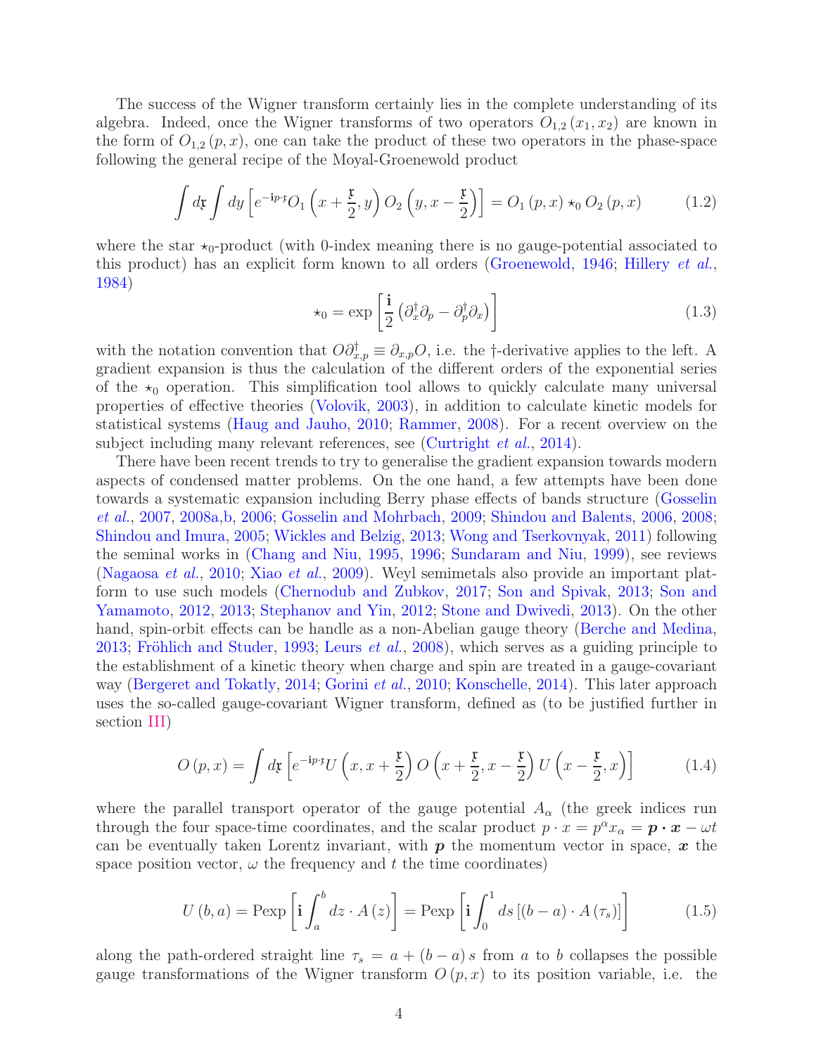The success of the Wigner transform certainly lies in the complete understanding of its algebra. Indeed, once the Wigner transforms of two operators $O_{1,2}(x_1,x_2)$ are known in the form of $O_{1,2}(p,x)$, one can take the product of these two operators in the phase-space following the general recipe of the Moyal-Groenewold product

$$\int d\mathfrak{r}\int dy\left[e^{-\mathbf{i}p\cdot\mathfrak{r}}O_1\left(x+\frac{\mathfrak{r}}{2},y\right)O_2\left(y,x-\frac{\mathfrak{r}}{2}\right)\right]=O_1(p,x)\star_0 O_2(p,x) \tag{1.2}$$

where the star $\star_0$-product (with 0-index meaning there is no gauge-potential associated to this product) has an explicit form known to all orders (Groenewold, 1946; Hillery *et al.*, 1984)

$$\star_0=\exp\left[\frac{\mathbf{i}}{2}\left(\partial_x^\dagger\partial_p-\partial_p^\dagger\partial_x\right)\right] \tag{1.3}$$

with the notation convention that $O\partial_{x,p}^\dagger\equiv\partial_{x,p}O$, i.e. the †-derivative applies to the left. A gradient expansion is thus the calculation of the different orders of the exponential series of the $\star_0$ operation. This simplification tool allows to quickly calculate many universal properties of effective theories (Volovik, 2003), in addition to calculate kinetic models for statistical systems (Haug and Jauho, 2010; Rammer, 2008). For a recent overview on the subject including many relevant references, see (Curtright *et al.*, 2014).

There have been recent trends to try to generalise the gradient expansion towards modern aspects of condensed matter problems. On the one hand, a few attempts have been done towards a systematic expansion including Berry phase effects of bands structure (Gosselin *et al.*, 2007, 2008a,b, 2006; Gosselin and Mohrbach, 2009; Shindou and Balents, 2006, 2008; Shindou and Imura, 2005; Wickles and Belzig, 2013; Wong and Tserkovnyak, 2011) following the seminal works in (Chang and Niu, 1995, 1996; Sundaram and Niu, 1999), see reviews (Nagaosa *et al.*, 2010; Xiao *et al.*, 2009). Weyl semimetals also provide an important platform to use such models (Chernodub and Zubkov, 2017; Son and Spivak, 2013; Son and Yamamoto, 2012, 2013; Stephanov and Yin, 2012; Stone and Dwivedi, 2013). On the other hand, spin-orbit effects can be handle as a non-Abelian gauge theory (Berche and Medina, 2013; Fröhlich and Studer, 1993; Leurs *et al.*, 2008), which serves as a guiding principle to the establishment of a kinetic theory when charge and spin are treated in a gauge-covariant way (Bergeret and Tokatly, 2014; Gorini *et al.*, 2010; Konschelle, 2014). This later approach uses the so-called gauge-covariant Wigner transform, defined as (to be justified further in section III)

$$O(p,x)=\int d\mathfrak{r}\left[e^{-\mathbf{i}p\cdot\mathfrak{r}}U\left(x,x+\frac{\mathfrak{r}}{2}\right)O\left(x+\frac{\mathfrak{r}}{2},x-\frac{\mathfrak{r}}{2}\right)U\left(x-\frac{\mathfrak{r}}{2},x\right)\right] \tag{1.4}$$

where the parallel transport operator of the gauge potential $A_\alpha$ (the greek indices run through the four space-time coordinates, and the scalar product $p\cdot x=p^\alpha x_\alpha=\boldsymbol{p}\cdot\boldsymbol{x}-\omega t$ can be eventually taken Lorentz invariant, with $\boldsymbol{p}$ the momentum vector in space, $\boldsymbol{x}$ the space position vector, $\omega$ the frequency and $t$ the time coordinates)

$$U(b,a)=\text{Pexp}\left[\mathbf{i}\int_a^b dz\cdot A(z)\right]=\text{Pexp}\left[\mathbf{i}\int_0^1 ds\left[(b-a)\cdot A(\tau_s)\right]\right] \tag{1.5}$$

along the path-ordered straight line $\tau_s=a+(b-a)s$ from $a$ to $b$ collapses the possible gauge transformations of the Wigner transform $O(p,x)$ to its position variable, i.e. the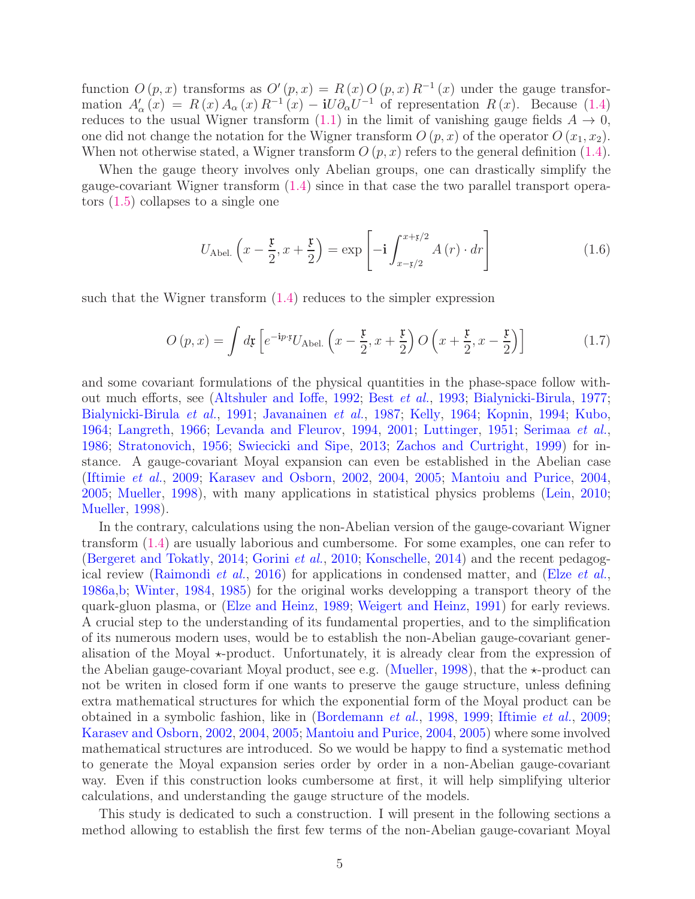function $O(p,x)$ transforms as $O'(p,x) = R(x)\, O(p,x)\, R^{-1}(x)$ under the gauge transformation $A'_{\alpha}(x) = R(x)\, A_{\alpha}(x)\, R^{-1}(x) - \mathbf{i} U \partial_{\alpha} U^{-1}$ of representation $R(x)$. Because (1.4) reduces to the usual Wigner transform (1.1) in the limit of vanishing gauge fields $A \rightarrow 0$, one did not change the notation for the Wigner transform $O(p,x)$ of the operator $O(x_1, x_2)$. When not otherwise stated, a Wigner transform $O(p,x)$ refers to the general definition (1.4).

When the gauge theory involves only Abelian groups, one can drastically simplify the gauge-covariant Wigner transform (1.4) since in that case the two parallel transport operators (1.5) collapses to a single one

$$U_{\text{Abel.}}\left(x - \frac{\mathfrak{r}}{2}, x + \frac{\mathfrak{r}}{2}\right) = \exp\left[-\mathbf{i}\int_{x-\mathfrak{r}/2}^{x+\mathfrak{r}/2} A(r)\cdot dr\right] \tag{1.6}$$

such that the Wigner transform (1.4) reduces to the simpler expression

$$O(p,x) = \int d\mathfrak{r}\left[e^{-\mathbf{i}p\cdot\mathfrak{r}} U_{\text{Abel.}}\left(x - \frac{\mathfrak{r}}{2}, x + \frac{\mathfrak{r}}{2}\right) O\left(x + \frac{\mathfrak{r}}{2}, x - \frac{\mathfrak{r}}{2}\right)\right] \tag{1.7}$$

and some covariant formulations of the physical quantities in the phase-space follow without much efforts, see (Altshuler and Ioffe, 1992; Best *et al.*, 1993; Bialynicki-Birula, 1977; Bialynicki-Birula *et al.*, 1991; Javanainen *et al.*, 1987; Kelly, 1964; Kopnin, 1994; Kubo, 1964; Langreth, 1966; Levanda and Fleurov, 1994, 2001; Luttinger, 1951; Serimaa *et al.*, 1986; Stratonovich, 1956; Swiecicki and Sipe, 2013; Zachos and Curtright, 1999) for instance. A gauge-covariant Moyal expansion can even be established in the Abelian case (Iftimie *et al.*, 2009; Karasev and Osborn, 2002, 2004, 2005; Mantoiu and Purice, 2004, 2005; Mueller, 1998), with many applications in statistical physics problems (Lein, 2010; Mueller, 1998).

In the contrary, calculations using the non-Abelian version of the gauge-covariant Wigner transform (1.4) are usually laborious and cumbersome. For some examples, one can refer to (Bergeret and Tokatly, 2014; Gorini *et al.*, 2010; Konschelle, 2014) and the recent pedagogical review (Raimondi *et al.*, 2016) for applications in condensed matter, and (Elze *et al.*, 1986a,b; Winter, 1984, 1985) for the original works developping a transport theory of the quark-gluon plasma, or (Elze and Heinz, 1989; Weigert and Heinz, 1991) for early reviews. A crucial step to the understanding of its fundamental properties, and to the simplification of its numerous modern uses, would be to establish the non-Abelian gauge-covariant generalisation of the Moyal $\star$-product. Unfortunately, it is already clear from the expression of the Abelian gauge-covariant Moyal product, see e.g. (Mueller, 1998), that the $\star$-product can not be writen in closed form if one wants to preserve the gauge structure, unless defining extra mathematical structures for which the exponential form of the Moyal product can be obtained in a symbolic fashion, like in (Bordemann *et al.*, 1998, 1999; Iftimie *et al.*, 2009; Karasev and Osborn, 2002, 2004, 2005; Mantoiu and Purice, 2004, 2005) where some involved mathematical structures are introduced. So we would be happy to find a systematic method to generate the Moyal expansion series order by order in a non-Abelian gauge-covariant way. Even if this construction looks cumbersome at first, it will help simplifying ulterior calculations, and understanding the gauge structure of the models.

This study is dedicated to such a construction. I will present in the following sections a method allowing to establish the first few terms of the non-Abelian gauge-covariant Moyal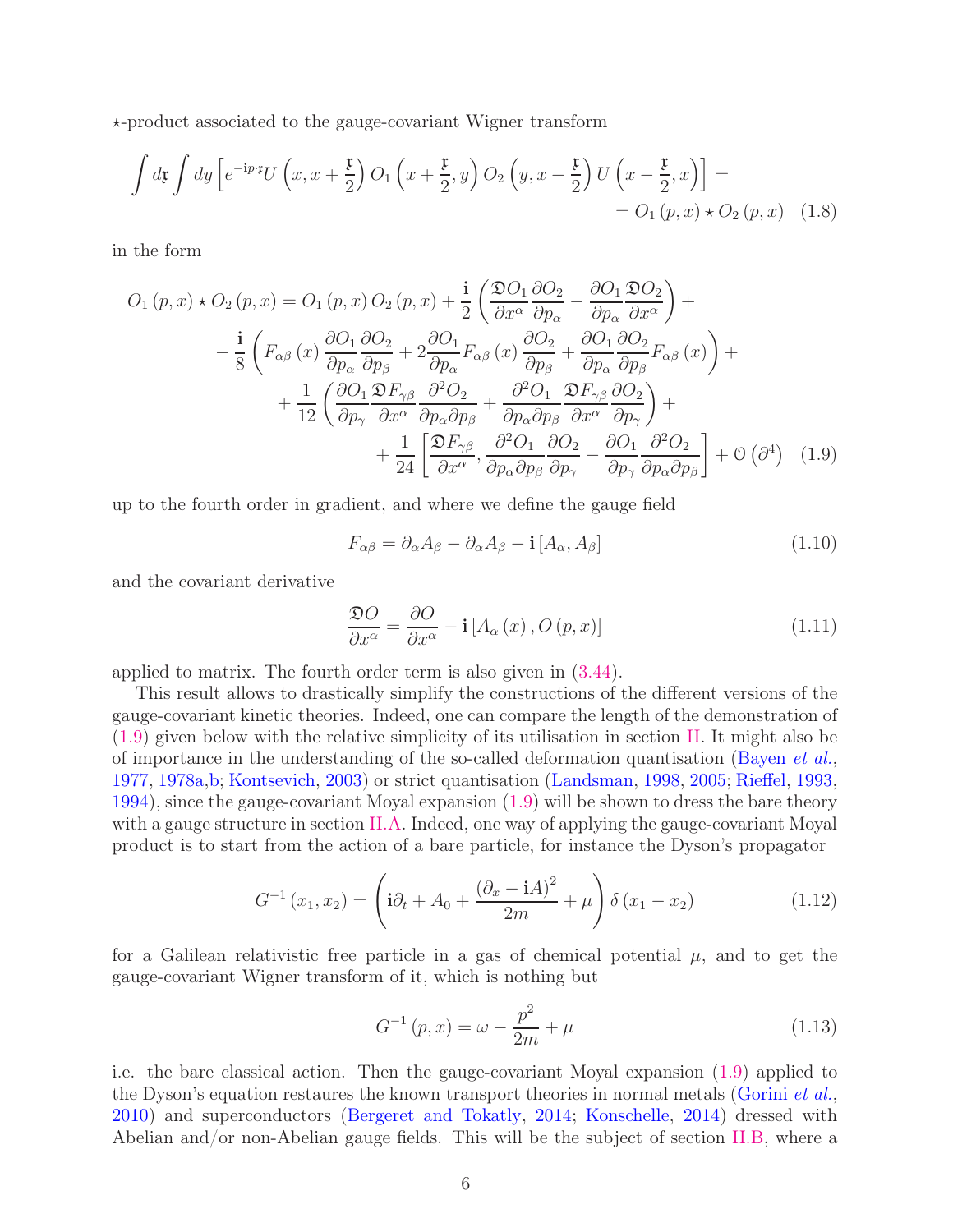$\star$-product associated to the gauge-covariant Wigner transform

$$\int d\mathfrak{x}\int dy\left[e^{-\mathbf{i}p\cdot\mathfrak{x}}U\left(x,x+\frac{\mathfrak{x}}{2}\right)O_{1}\left(x+\frac{\mathfrak{x}}{2},y\right)O_{2}\left(y,x-\frac{\mathfrak{x}}{2}\right)U\left(x-\frac{\mathfrak{x}}{2},x\right)\right]= \\ =O_{1}\left(p,x\right)\star O_{2}\left(p,x\right) \quad (1.8)$$

in the form

$$\begin{aligned} O_{1}\left(p,x\right)\star O_{2}\left(p,x\right) = {} & O_{1}\left(p,x\right)O_{2}\left(p,x\right)+\frac{\mathbf{i}}{2}\left(\frac{\mathfrak{D}O_{1}}{\partial x^{\alpha}}\frac{\partial O_{2}}{\partial p_{\alpha}}-\frac{\partial O_{1}}{\partial p_{\alpha}}\frac{\mathfrak{D}O_{2}}{\partial x^{\alpha}}\right)+ \\ & -\frac{\mathbf{i}}{8}\left(F_{\alpha\beta}\left(x\right)\frac{\partial O_{1}}{\partial p_{\alpha}}\frac{\partial O_{2}}{\partial p_{\beta}}+2\frac{\partial O_{1}}{\partial p_{\alpha}}F_{\alpha\beta}\left(x\right)\frac{\partial O_{2}}{\partial p_{\beta}}+\frac{\partial O_{1}}{\partial p_{\alpha}}\frac{\partial O_{2}}{\partial p_{\beta}}F_{\alpha\beta}\left(x\right)\right)+ \\ & +\frac{1}{12}\left(\frac{\partial O_{1}}{\partial p_{\gamma}}\frac{\mathfrak{D}F_{\gamma\beta}}{\partial x^{\alpha}}\frac{\partial^{2}O_{2}}{\partial p_{\alpha}\partial p_{\beta}}+\frac{\partial^{2}O_{1}}{\partial p_{\alpha}\partial p_{\beta}}\frac{\mathfrak{D}F_{\gamma\beta}}{\partial x^{\alpha}}\frac{\partial O_{2}}{\partial p_{\gamma}}\right)+ \\ & +\frac{1}{24}\left[\frac{\mathfrak{D}F_{\gamma\beta}}{\partial x^{\alpha}},\frac{\partial^{2}O_{1}}{\partial p_{\alpha}\partial p_{\beta}}\frac{\partial O_{2}}{\partial p_{\gamma}}-\frac{\partial O_{1}}{\partial p_{\gamma}}\frac{\partial^{2}O_{2}}{\partial p_{\alpha}\partial p_{\beta}}\right]+\mathcal{O}\left(\partial^{4}\right) \end{aligned} \quad (1.9)$$

up to the fourth order in gradient, and where we define the gauge field

$$F_{\alpha\beta}=\partial_{\alpha}A_{\beta}-\partial_{\alpha}A_{\beta}-\mathbf{i}\left[A_{\alpha},A_{\beta}\right] \quad (1.10)$$

and the covariant derivative

$$\frac{\mathfrak{D}O}{\partial x^{\alpha}}=\frac{\partial O}{\partial x^{\alpha}}-\mathbf{i}\left[A_{\alpha}\left(x\right),O\left(p,x\right)\right] \quad (1.11)$$

applied to matrix. The fourth order term is also given in (3.44).

This result allows to drastically simplify the constructions of the different versions of the gauge-covariant kinetic theories. Indeed, one can compare the length of the demonstration of (1.9) given below with the relative simplicity of its utilisation in section II. It might also be of importance in the understanding of the so-called deformation quantisation (Bayen *et al.*, 1977, 1978a,b; Kontsevich, 2003) or strict quantisation (Landsman, 1998, 2005; Rieffel, 1993, 1994), since the gauge-covariant Moyal expansion (1.9) will be shown to dress the bare theory with a gauge structure in section II.A. Indeed, one way of applying the gauge-covariant Moyal product is to start from the action of a bare particle, for instance the Dyson's propagator

$$G^{-1}\left(x_{1},x_{2}\right)=\left(\mathbf{i}\partial_{t}+A_{0}+\frac{\left(\partial_{x}-\mathbf{i}A\right)^{2}}{2m}+\mu\right)\delta\left(x_{1}-x_{2}\right) \quad (1.12)$$

for a Galilean relativistic free particle in a gas of chemical potential $\mu$, and to get the gauge-covariant Wigner transform of it, which is nothing but

$$G^{-1}\left(p,x\right)=\omega-\frac{p^{2}}{2m}+\mu \quad (1.13)$$

i.e. the bare classical action. Then the gauge-covariant Moyal expansion (1.9) applied to the Dyson's equation restaures the known transport theories in normal metals (Gorini *et al.*, 2010) and superconductors (Bergeret and Tokatly, 2014; Konschelle, 2014) dressed with Abelian and/or non-Abelian gauge fields. This will be the subject of section II.B, where a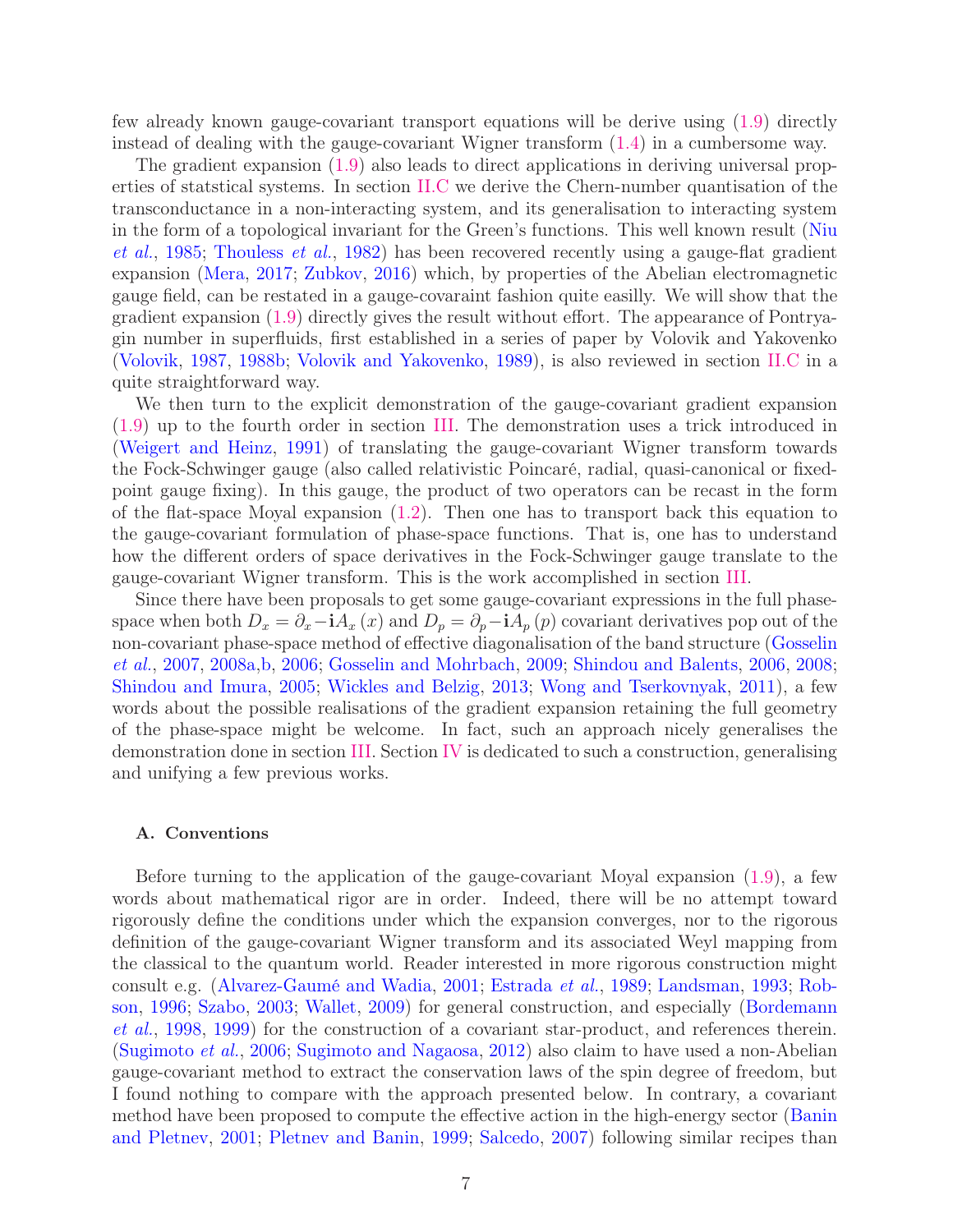few already known gauge-covariant transport equations will be derive using (1.9) directly instead of dealing with the gauge-covariant Wigner transform (1.4) in a cumbersome way.

The gradient expansion (1.9) also leads to direct applications in deriving universal properties of statstical systems. In section II.C we derive the Chern-number quantisation of the transconductance in a non-interacting system, and its generalisation to interacting system in the form of a topological invariant for the Green's functions. This well known result (Niu *et al.*, 1985; Thouless *et al.*, 1982) has been recovered recently using a gauge-flat gradient expansion (Mera, 2017; Zubkov, 2016) which, by properties of the Abelian electromagnetic gauge field, can be restated in a gauge-covaraint fashion quite easilly. We will show that the gradient expansion (1.9) directly gives the result without effort. The appearance of Pontryagin number in superfluids, first established in a series of paper by Volovik and Yakovenko (Volovik, 1987, 1988b; Volovik and Yakovenko, 1989), is also reviewed in section II.C in a quite straightforward way.

We then turn to the explicit demonstration of the gauge-covariant gradient expansion (1.9) up to the fourth order in section III. The demonstration uses a trick introduced in (Weigert and Heinz, 1991) of translating the gauge-covariant Wigner transform towards the Fock-Schwinger gauge (also called relativistic Poincaré, radial, quasi-canonical or fixed-point gauge fixing). In this gauge, the product of two operators can be recast in the form of the flat-space Moyal expansion (1.2). Then one has to transport back this equation to the gauge-covariant formulation of phase-space functions. That is, one has to understand how the different orders of space derivatives in the Fock-Schwinger gauge translate to the gauge-covariant Wigner transform. This is the work accomplished in section III.

Since there have been proposals to get some gauge-covariant expressions in the full phase-space when both $D_x = \partial_x - \mathbf{i} A_x(x)$ and $D_p = \partial_p - \mathbf{i} A_p(p)$ covariant derivatives pop out of the non-covariant phase-space method of effective diagonalisation of the band structure (Gosselin *et al.*, 2007, 2008a,b, 2006; Gosselin and Mohrbach, 2009; Shindou and Balents, 2006, 2008; Shindou and Imura, 2005; Wickles and Belzig, 2013; Wong and Tserkovnyak, 2011), a few words about the possible realisations of the gradient expansion retaining the full geometry of the phase-space might be welcome. In fact, such an approach nicely generalises the demonstration done in section III. Section IV is dedicated to such a construction, generalising and unifying a few previous works.

### A. Conventions

Before turning to the application of the gauge-covariant Moyal expansion (1.9), a few words about mathematical rigor are in order. Indeed, there will be no attempt toward rigorously define the conditions under which the expansion converges, nor to the rigorous definition of the gauge-covariant Wigner transform and its associated Weyl mapping from the classical to the quantum world. Reader interested in more rigorous construction might consult e.g. (Alvarez-Gaumé and Wadia, 2001; Estrada *et al.*, 1989; Landsman, 1993; Robson, 1996; Szabo, 2003; Wallet, 2009) for general construction, and especially (Bordemann *et al.*, 1998, 1999) for the construction of a covariant star-product, and references therein. (Sugimoto *et al.*, 2006; Sugimoto and Nagaosa, 2012) also claim to have used a non-Abelian gauge-covariant method to extract the conservation laws of the spin degree of freedom, but I found nothing to compare with the approach presented below. In contrary, a covariant method have been proposed to compute the effective action in the high-energy sector (Banin and Pletnev, 2001; Pletnev and Banin, 1999; Salcedo, 2007) following similar recipes than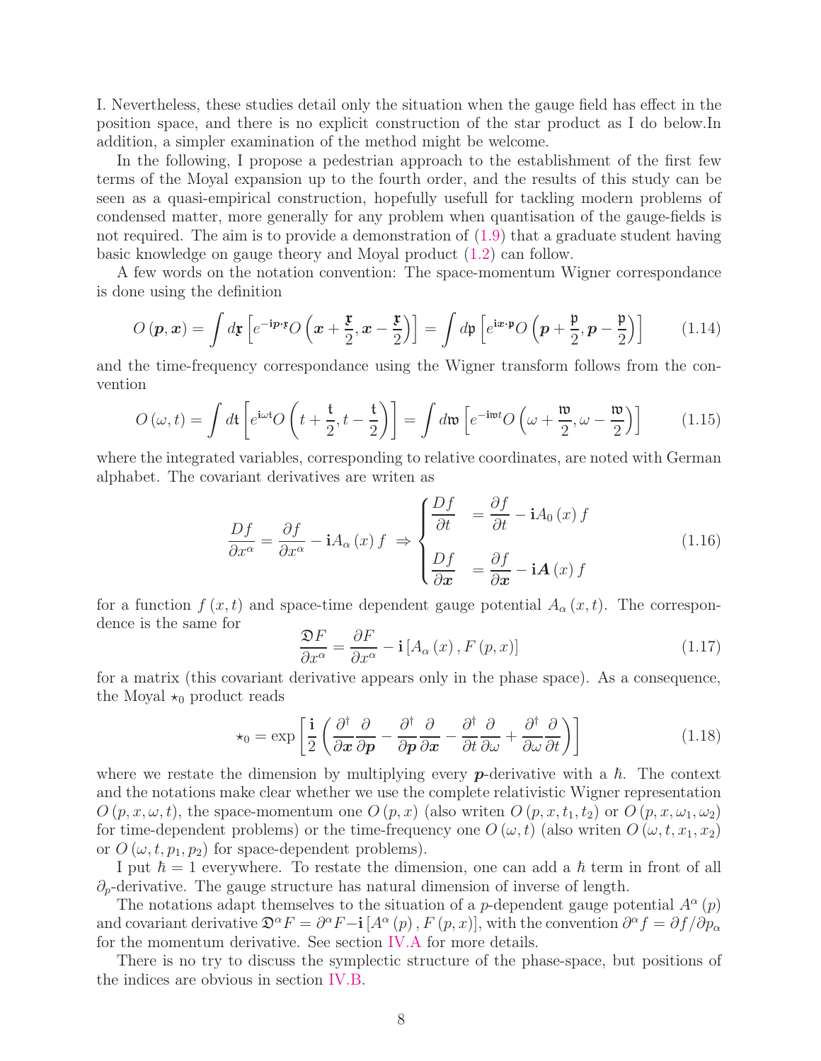I. Nevertheless, these studies detail only the situation when the gauge field has effect in the position space, and there is no explicit construction of the star product as I do below.In addition, a simpler examination of the method might be welcome.

In the following, I propose a pedestrian approach to the establishment of the first few terms of the Moyal expansion up to the fourth order, and the results of this study can be seen as a quasi-empirical construction, hopefully usefull for tackling modern problems of condensed matter, more generally for any problem when quantisation of the gauge-fields is not required. The aim is to provide a demonstration of (1.9) that a graduate student having basic knowledge on gauge theory and Moyal product (1.2) can follow.

A few words on the notation convention: The space-momentum Wigner correspondance is done using the definition

$$O\left(\boldsymbol{p},\boldsymbol{x}\right)=\int d\mathfrak{x}\left[e^{-\mathbf{i}\boldsymbol{p}\cdot\mathfrak{x}}O\left(\boldsymbol{x}+\frac{\mathfrak{x}}{2},\boldsymbol{x}-\frac{\mathfrak{x}}{2}\right)\right]=\int d\mathfrak{p}\left[e^{\mathbf{i}\boldsymbol{x}\cdot\mathfrak{p}}O\left(\boldsymbol{p}+\frac{\mathfrak{p}}{2},\boldsymbol{p}-\frac{\mathfrak{p}}{2}\right)\right] \tag{1.14}$$

and the time-frequency correspondance using the Wigner transform follows from the convention

$$O\left(\omega,t\right)=\int d\mathfrak{t}\left[e^{\mathbf{i}\omega\mathfrak{t}}O\left(t+\frac{\mathfrak{t}}{2},t-\frac{\mathfrak{t}}{2}\right)\right]=\int d\mathfrak{w}\left[e^{-\mathbf{i}\mathfrak{w}t}O\left(\omega+\frac{\mathfrak{w}}{2},\omega-\frac{\mathfrak{w}}{2}\right)\right] \tag{1.15}$$

where the integrated variables, corresponding to relative coordinates, are noted with German alphabet. The covariant derivatives are writen as

$$\frac{Df}{\partial x^{\alpha}}=\frac{\partial f}{\partial x^{\alpha}}-\mathbf{i}A_{\alpha}\left(x\right)f\;\Rightarrow\begin{cases}\dfrac{Df}{\partial t} & =\dfrac{\partial f}{\partial t}-\mathbf{i}A_{0}\left(x\right)f\\[2ex]\dfrac{Df}{\partial\boldsymbol{x}} & =\dfrac{\partial f}{\partial\boldsymbol{x}}-\mathbf{i}\boldsymbol{A}\left(x\right)f\end{cases} \tag{1.16}$$

for a function $f\left(x,t\right)$ and space-time dependent gauge potential $A_{\alpha}\left(x,t\right)$. The correspondence is the same for

$$\frac{\mathfrak{D}F}{\partial x^{\alpha}}=\frac{\partial F}{\partial x^{\alpha}}-\mathbf{i}\left[A_{\alpha}\left(x\right),F\left(p,x\right)\right] \tag{1.17}$$

for a matrix (this covariant derivative appears only in the phase space). As a consequence, the Moyal $\star_0$ product reads

$$\star_{0}=\exp\left[\frac{\mathbf{i}}{2}\left(\frac{\partial^{\dagger}}{\partial\boldsymbol{x}}\frac{\partial}{\partial\boldsymbol{p}}-\frac{\partial^{\dagger}}{\partial\boldsymbol{p}}\frac{\partial}{\partial\boldsymbol{x}}-\frac{\partial^{\dagger}}{\partial t}\frac{\partial}{\partial\omega}+\frac{\partial^{\dagger}}{\partial\omega}\frac{\partial}{\partial t}\right)\right] \tag{1.18}$$

where we restate the dimension by multiplying every $\boldsymbol{p}$-derivative with a $\hbar$. The context and the notations make clear whether we use the complete relativistic Wigner representation $O\left(p,x,\omega,t\right)$, the space-momentum one $O\left(p,x\right)$ (also writen $O\left(p,x,t_{1},t_{2}\right)$ or $O\left(p,x,\omega_{1},\omega_{2}\right)$ for time-dependent problems) or the time-frequency one $O\left(\omega,t\right)$ (also writen $O\left(\omega,t,x_{1},x_{2}\right)$ or $O\left(\omega,t,p_{1},p_{2}\right)$ for space-dependent problems).

I put $\hbar=1$ everywhere. To restate the dimension, one can add a $\hbar$ term in front of all $\partial_{p}$-derivative. The gauge structure has natural dimension of inverse of length.

The notations adapt themselves to the situation of a $p$-dependent gauge potential $A^{\alpha}\left(p\right)$ and covariant derivative $\mathfrak{D}^{\alpha}F=\partial^{\alpha}F-\mathbf{i}\left[A^{\alpha}\left(p\right),F\left(p,x\right)\right]$, with the convention $\partial^{\alpha}f=\partial f/\partial p_{\alpha}$ for the momentum derivative. See section IV.A for more details.

There is no try to discuss the symplectic structure of the phase-space, but positions of the indices are obvious in section IV.B.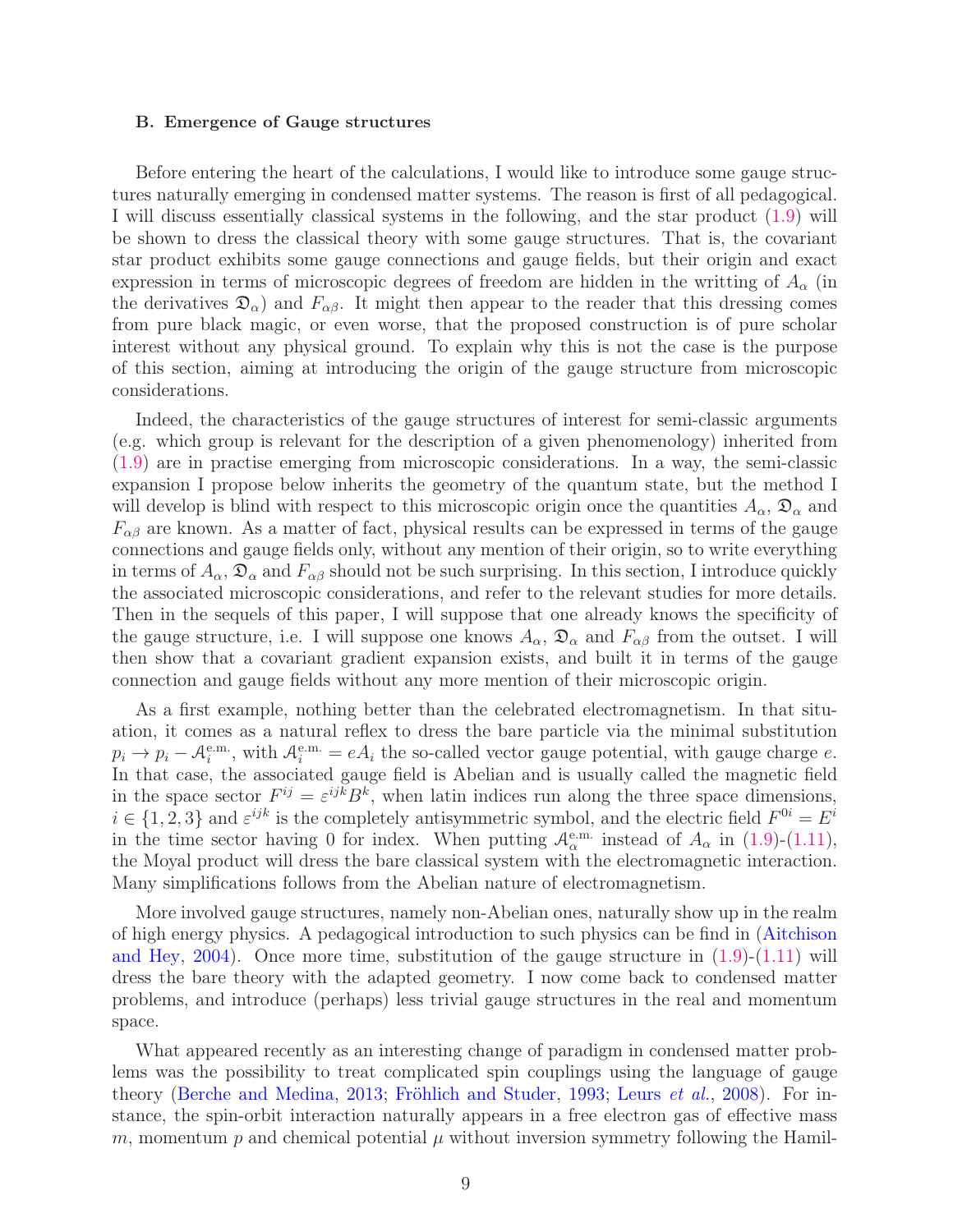### B. Emergence of Gauge structures

Before entering the heart of the calculations, I would like to introduce some gauge structures naturally emerging in condensed matter systems. The reason is first of all pedagogical. I will discuss essentially classical systems in the following, and the star product (1.9) will be shown to dress the classical theory with some gauge structures. That is, the covariant star product exhibits some gauge connections and gauge fields, but their origin and exact expression in terms of microscopic degrees of freedom are hidden in the writting of $A_\alpha$ (in the derivatives $\mathfrak{D}_\alpha$) and $F_{\alpha\beta}$. It might then appear to the reader that this dressing comes from pure black magic, or even worse, that the proposed construction is of pure scholar interest without any physical ground. To explain why this is not the case is the purpose of this section, aiming at introducing the origin of the gauge structure from microscopic considerations.

Indeed, the characteristics of the gauge structures of interest for semi-classic arguments (e.g. which group is relevant for the description of a given phenomenology) inherited from (1.9) are in practise emerging from microscopic considerations. In a way, the semi-classic expansion I propose below inherits the geometry of the quantum state, but the method I will develop is blind with respect to this microscopic origin once the quantities $A_\alpha$, $\mathfrak{D}_\alpha$ and $F_{\alpha\beta}$ are known. As a matter of fact, physical results can be expressed in terms of the gauge connections and gauge fields only, without any mention of their origin, so to write everything in terms of $A_\alpha$, $\mathfrak{D}_\alpha$ and $F_{\alpha\beta}$ should not be such surprising. In this section, I introduce quickly the associated microscopic considerations, and refer to the relevant studies for more details. Then in the sequels of this paper, I will suppose that one already knows the specificity of the gauge structure, i.e. I will suppose one knows $A_\alpha$, $\mathfrak{D}_\alpha$ and $F_{\alpha\beta}$ from the outset. I will then show that a covariant gradient expansion exists, and built it in terms of the gauge connection and gauge fields without any more mention of their microscopic origin.

As a first example, nothing better than the celebrated electromagnetism. In that situation, it comes as a natural reflex to dress the bare particle via the minimal substitution $p_i \rightarrow p_i - \mathcal{A}_i^{\text{e.m.}}$, with $\mathcal{A}_i^{\text{e.m.}} = eA_i$ the so-called vector gauge potential, with gauge charge $e$. In that case, the associated gauge field is Abelian and is usually called the magnetic field in the space sector $F^{ij} = \varepsilon^{ijk}B^k$, when latin indices run along the three space dimensions, $i \in \{1,2,3\}$ and $\varepsilon^{ijk}$ is the completely antisymmetric symbol, and the electric field $F^{0i} = E^i$ in the time sector having 0 for index. When putting $\mathcal{A}_\alpha^{\text{e.m.}}$ instead of $A_\alpha$ in (1.9)-(1.11), the Moyal product will dress the bare classical system with the electromagnetic interaction. Many simplifications follows from the Abelian nature of electromagnetism.

More involved gauge structures, namely non-Abelian ones, naturally show up in the realm of high energy physics. A pedagogical introduction to such physics can be find in (Aitchison and Hey, 2004). Once more time, substitution of the gauge structure in (1.9)-(1.11) will dress the bare theory with the adapted geometry. I now come back to condensed matter problems, and introduce (perhaps) less trivial gauge structures in the real and momentum space.

What appeared recently as an interesting change of paradigm in condensed matter problems was the possibility to treat complicated spin couplings using the language of gauge theory (Berche and Medina, 2013; Fröhlich and Studer, 1993; Leurs *et al.*, 2008). For instance, the spin-orbit interaction naturally appears in a free electron gas of effective mass $m$, momentum $p$ and chemical potential $\mu$ without inversion symmetry following the Hamil-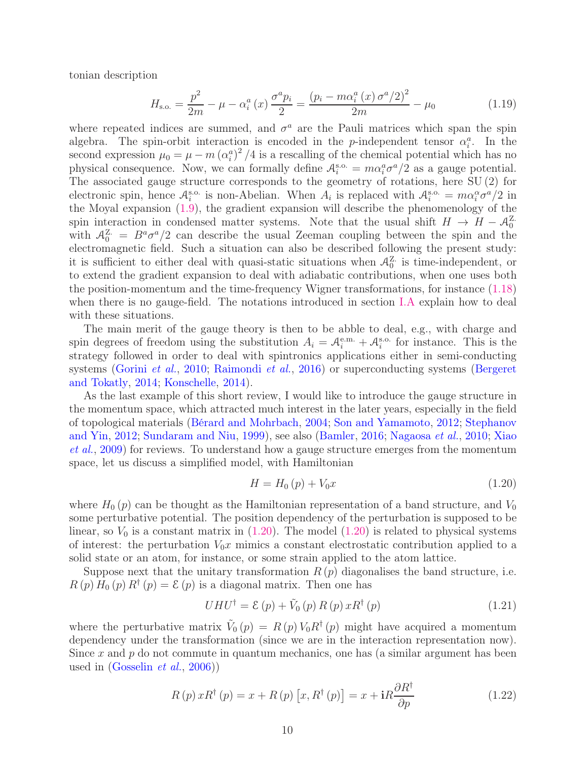tonian description

$$H_{\text{s.o.}}=\frac{p^2}{2m}-\mu-\alpha_i^a\left(x\right)\frac{\sigma^a p_i}{2}=\frac{\left(p_i-m\alpha_i^a\left(x\right)\sigma^a/2\right)^2}{2m}-\mu_0 \tag{1.19}$$

where repeated indices are summed, and $\sigma^a$ are the Pauli matrices which span the spin algebra. The spin-orbit interaction is encoded in the $p$-independent tensor $\alpha_i^a$. In the second expression $\mu_0=\mu-m\left(\alpha_i^a\right)^2/4$ is a rescalling of the chemical potential which has no physical consequence. Now, we can formally define $\mathcal{A}_i^{\text{s.o.}}=m\alpha_i^a\sigma^a/2$ as a gauge potential. The associated gauge structure corresponds to the geometry of rotations, here SU(2) for electronic spin, hence $\mathcal{A}_i^{\text{s.o.}}$ is non-Abelian. When $A_i$ is replaced with $\mathcal{A}_i^{\text{s.o.}}=m\alpha_i^\alpha\sigma^a/2$ in the Moyal expansion (1.9), the gradient expansion will describe the phenomenology of the spin interaction in condensed matter systems. Note that the usual shift $H\rightarrow H-\mathcal{A}_0^{\text{Z.}}$ with $\mathcal{A}_0^{\text{Z.}}=B^a\sigma^a/2$ can describe the usual Zeeman coupling between the spin and the electromagnetic field. Such a situation can also be described following the present study: it is sufficient to either deal with quasi-static situations when $\mathcal{A}_0^{\text{Z.}}$ is time-independent, or to extend the gradient expansion to deal with adiabatic contributions, when one uses both the position-momentum and the time-frequency Wigner transformations, for instance (1.18) when there is no gauge-field. The notations introduced in section I.A explain how to deal with these situations.

The main merit of the gauge theory is then to be abble to deal, e.g., with charge and spin degrees of freedom using the substitution $A_i=\mathcal{A}_i^{\text{e.m.}}+\mathcal{A}_i^{\text{s.o.}}$ for instance. This is the strategy followed in order to deal with spintronics applications either in semi-conducting systems (Gorini *et al.*, 2010; Raimondi *et al.*, 2016) or superconducting systems (Bergeret and Tokatly, 2014; Konschelle, 2014).

As the last example of this short review, I would like to introduce the gauge structure in the momentum space, which attracted much interest in the later years, especially in the field of topological materials (Bérard and Mohrbach, 2004; Son and Yamamoto, 2012; Stephanov and Yin, 2012; Sundaram and Niu, 1999), see also (Bamler, 2016; Nagaosa *et al.*, 2010; Xiao *et al.*, 2009) for reviews. To understand how a gauge structure emerges from the momentum space, let us discuss a simplified model, with Hamiltonian

$$H=H_0\left(p\right)+V_0x \tag{1.20}$$

where $H_0\left(p\right)$ can be thought as the Hamiltonian representation of a band structure, and $V_0$ some perturbative potential. The position dependency of the perturbation is supposed to be linear, so $V_0$ is a constant matrix in (1.20). The model (1.20) is related to physical systems of interest: the perturbation $V_0x$ mimics a constant electrostatic contribution applied to a solid state or an atom, for instance, or some strain applied to the atom lattice.

Suppose next that the unitary transformation $R\left(p\right)$ diagonalises the band structure, i.e. $R\left(p\right)H_0\left(p\right)R^\dagger\left(p\right)=\mathcal{E}\left(p\right)$ is a diagonal matrix. Then one has

$$UHU^\dagger=\mathcal{E}\left(p\right)+\tilde{V}_0\left(p\right)R\left(p\right)xR^\dagger\left(p\right) \tag{1.21}$$

where the perturbative matrix $\tilde{V}_0\left(p\right)=R\left(p\right)V_0R^\dagger\left(p\right)$ might have acquired a momentum dependency under the transformation (since we are in the interaction representation now). Since $x$ and $p$ do not commute in quantum mechanics, one has (a similar argument has been used in (Gosselin *et al.*, 2006))

$$R\left(p\right)xR^\dagger\left(p\right)=x+R\left(p\right)\left[x,R^\dagger\left(p\right)\right]=x+\mathbf{i}R\frac{\partial R^\dagger}{\partial p} \tag{1.22}$$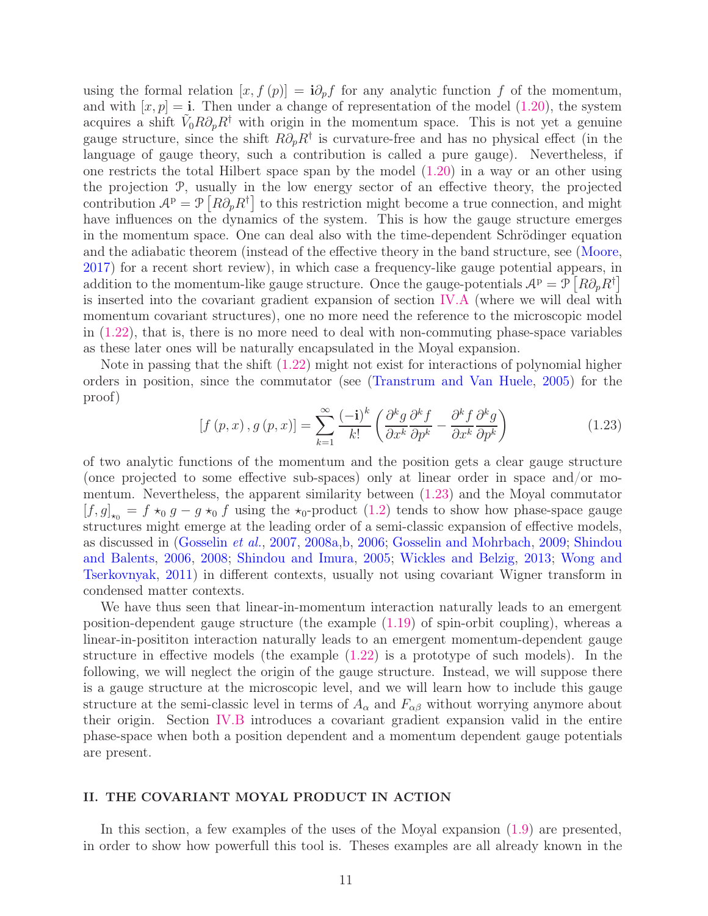using the formal relation $[x, f(p)] = \mathbf{i}\partial_p f$ for any analytic function $f$ of the momentum, and with $[x, p] = \mathbf{i}$. Then under a change of representation of the model (1.20), the system acquires a shift $\tilde{V}_0 R \partial_p R^{\dagger}$ with origin in the momentum space. This is not yet a genuine gauge structure, since the shift $R\partial_p R^{\dagger}$ is curvature-free and has no physical effect (in the language of gauge theory, such a contribution is called a pure gauge). Nevertheless, if one restricts the total Hilbert space span by the model (1.20) in a way or an other using the projection $\mathcal{P}$, usually in the low energy sector of an effective theory, the projected contribution $\mathcal{A}^{\mathrm{p}} = \mathcal{P}\left[R\partial_p R^{\dagger}\right]$ to this restriction might become a true connection, and might have influences on the dynamics of the system. This is how the gauge structure emerges in the momentum space. One can deal also with the time-dependent Schrödinger equation and the adiabatic theorem (instead of the effective theory in the band structure, see (Moore, 2017) for a recent short review), in which case a frequency-like gauge potential appears, in addition to the momentum-like gauge structure. Once the gauge-potentials $\mathcal{A}^{\mathrm{p}} = \mathcal{P}\left[R\partial_p R^{\dagger}\right]$ is inserted into the covariant gradient expansion of section IV.A (where we will deal with momentum covariant structures), one no more need the reference to the microscopic model in (1.22), that is, there is no more need to deal with non-commuting phase-space variables as these later ones will be naturally encapsulated in the Moyal expansion.

Note in passing that the shift (1.22) might not exist for interactions of polynomial higher orders in position, since the commutator (see (Transtrum and Van Huele, 2005) for the proof)

$$[f(p,x), g(p,x)] = \sum_{k=1}^{\infty} \frac{(-\mathbf{i})^k}{k!} \left( \frac{\partial^k g}{\partial x^k} \frac{\partial^k f}{\partial p^k} - \frac{\partial^k f}{\partial x^k} \frac{\partial^k g}{\partial p^k} \right) \tag{1.23}$$

of two analytic functions of the momentum and the position gets a clear gauge structure (once projected to some effective sub-spaces) only at linear order in space and/or momentum. Nevertheless, the apparent similarity between (1.23) and the Moyal commutator $[f, g]_{\star_0} = f \star_0 g - g \star_0 f$ using the $\star_0$-product (1.2) tends to show how phase-space gauge structures might emerge at the leading order of a semi-classic expansion of effective models, as discussed in (Gosselin *et al.*, 2007, 2008a,b, 2006; Gosselin and Mohrbach, 2009; Shindou and Balents, 2006, 2008; Shindou and Imura, 2005; Wickles and Belzig, 2013; Wong and Tserkovnyak, 2011) in different contexts, usually not using covariant Wigner transform in condensed matter contexts.

We have thus seen that linear-in-momentum interaction naturally leads to an emergent position-dependent gauge structure (the example (1.19) of spin-orbit coupling), whereas a linear-in-posititon interaction naturally leads to an emergent momentum-dependent gauge structure in effective models (the example (1.22) is a prototype of such models). In the following, we will neglect the origin of the gauge structure. Instead, we will suppose there is a gauge structure at the microscopic level, and we will learn how to include this gauge structure at the semi-classic level in terms of $A_\alpha$ and $F_{\alpha\beta}$ without worrying anymore about their origin. Section IV.B introduces a covariant gradient expansion valid in the entire phase-space when both a position dependent and a momentum dependent gauge potentials are present.

## II. THE COVARIANT MOYAL PRODUCT IN ACTION

In this section, a few examples of the uses of the Moyal expansion (1.9) are presented, in order to show how powerfull this tool is. Theses examples are all already known in the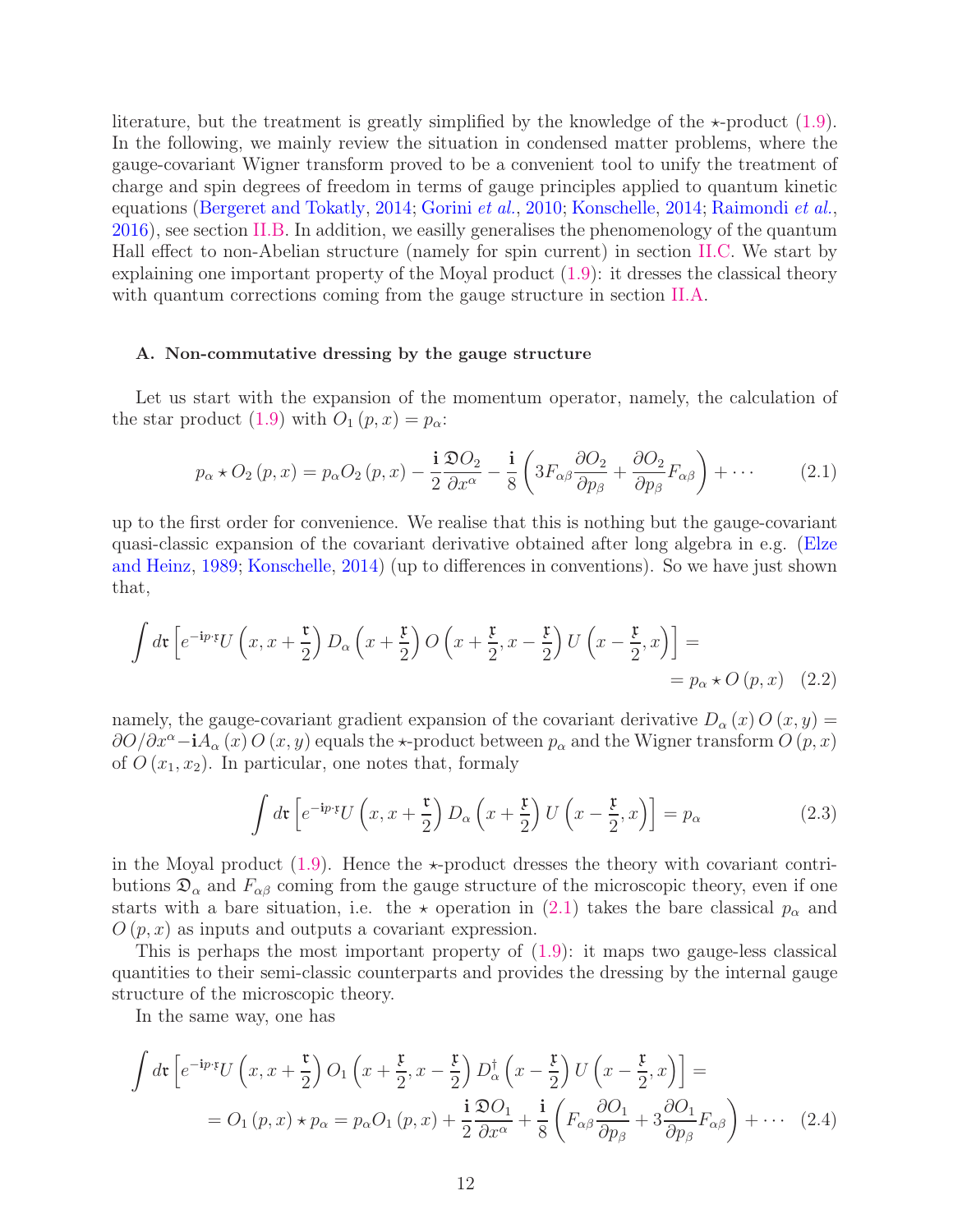literature, but the treatment is greatly simplified by the knowledge of the $\star$-product (1.9). In the following, we mainly review the situation in condensed matter problems, where the gauge-covariant Wigner transform proved to be a convenient tool to unify the treatment of charge and spin degrees of freedom in terms of gauge principles applied to quantum kinetic equations (Bergeret and Tokatly, 2014; Gorini *et al.*, 2010; Konschelle, 2014; Raimondi *et al.*, 2016), see section II.B. In addition, we easilly generalises the phenomenology of the quantum Hall effect to non-Abelian structure (namely for spin current) in section II.C. We start by explaining one important property of the Moyal product (1.9): it dresses the classical theory with quantum corrections coming from the gauge structure in section II.A.

## A. Non-commutative dressing by the gauge structure

Let us start with the expansion of the momentum operator, namely, the calculation of the star product (1.9) with $O_1(p,x) = p_\alpha$:

$$p_\alpha \star O_2(p,x) = p_\alpha O_2(p,x) - \frac{\mathbf{i}}{2}\frac{\mathfrak{D}O_2}{\partial x^\alpha} - \frac{\mathbf{i}}{8}\left(3F_{\alpha\beta}\frac{\partial O_2}{\partial p_\beta} + \frac{\partial O_2}{\partial p_\beta}F_{\alpha\beta}\right) + \cdots \tag{2.1}$$

up to the first order for convenience. We realise that this is nothing but the gauge-covariant quasi-classic expansion of the covariant derivative obtained after long algebra in e.g. (Elze and Heinz, 1989; Konschelle, 2014) (up to differences in conventions). So we have just shown that,

$$\int d\mathfrak{r}\left[e^{-\mathbf{i}p\cdot\mathfrak{r}}U\left(x,x+\frac{\mathfrak{r}}{2}\right)D_\alpha\left(x+\frac{\mathfrak{r}}{2}\right)O\left(x+\frac{\mathfrak{r}}{2},x-\frac{\mathfrak{r}}{2}\right)U\left(x-\frac{\mathfrak{r}}{2},x\right)\right] = \\ = p_\alpha \star O(p,x) \tag{2.2}$$

namely, the gauge-covariant gradient expansion of the covariant derivative $D_\alpha(x)\,O(x,y) = \partial O/\partial x^\alpha - \mathbf{i}A_\alpha(x)\,O(x,y)$ equals the $\star$-product between $p_\alpha$ and the Wigner transform $O(p,x)$ of $O(x_1,x_2)$. In particular, one notes that, formaly

$$\int d\mathfrak{r}\left[e^{-\mathbf{i}p\cdot\mathfrak{r}}U\left(x,x+\frac{\mathfrak{r}}{2}\right)D_\alpha\left(x+\frac{\mathfrak{r}}{2}\right)U\left(x-\frac{\mathfrak{r}}{2},x\right)\right] = p_\alpha \tag{2.3}$$

in the Moyal product (1.9). Hence the $\star$-product dresses the theory with covariant contributions $\mathfrak{D}_\alpha$ and $F_{\alpha\beta}$ coming from the gauge structure of the microscopic theory, even if one starts with a bare situation, i.e. the $\star$ operation in (2.1) takes the bare classical $p_\alpha$ and $O(p,x)$ as inputs and outputs a covariant expression.

This is perhaps the most important property of (1.9): it maps two gauge-less classical quantities to their semi-classic counterparts and provides the dressing by the internal gauge structure of the microscopic theory.

In the same way, one has

$$\int d\mathfrak{r}\left[e^{-\mathbf{i}p\cdot\mathfrak{r}}U\left(x,x+\frac{\mathfrak{r}}{2}\right)O_1\left(x+\frac{\mathfrak{r}}{2},x-\frac{\mathfrak{r}}{2}\right)D_\alpha^\dagger\left(x-\frac{\mathfrak{r}}{2}\right)U\left(x-\frac{\mathfrak{r}}{2},x\right)\right] = \\ = O_1(p,x)\star p_\alpha = p_\alpha O_1(p,x) + \frac{\mathbf{i}}{2}\frac{\mathfrak{D}O_1}{\partial x^\alpha} + \frac{\mathbf{i}}{8}\left(F_{\alpha\beta}\frac{\partial O_1}{\partial p_\beta} + 3\frac{\partial O_1}{\partial p_\beta}F_{\alpha\beta}\right) + \cdots \tag{2.4}$$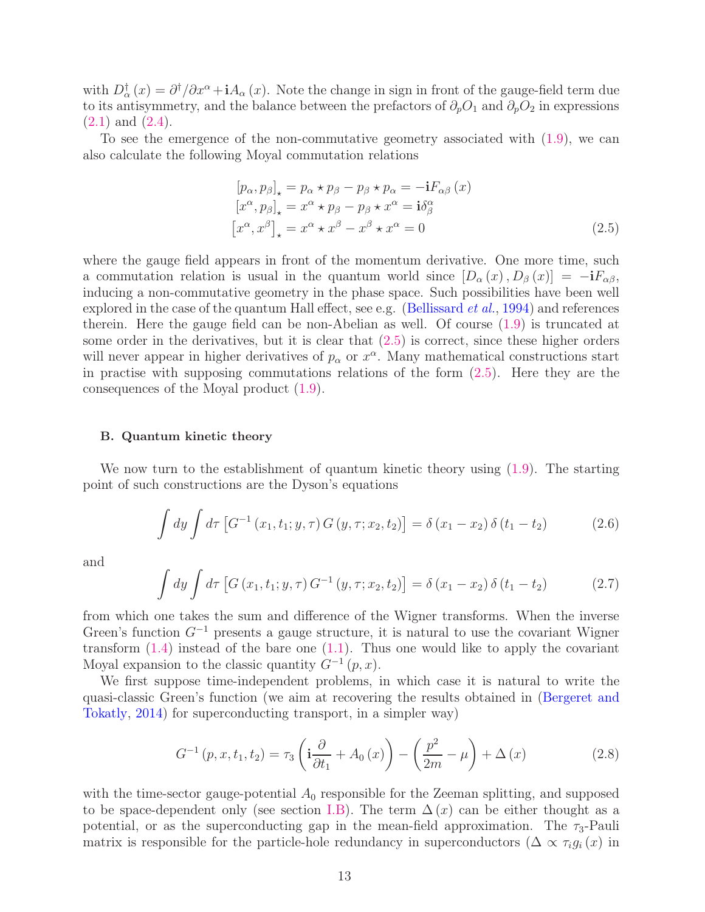with $D_{\alpha}^{\dagger}(x) = \partial^{\dagger}/\partial x^{\alpha} + \mathbf{i}A_{\alpha}(x)$. Note the change in sign in front of the gauge-field term due to its antisymmetry, and the balance between the prefactors of $\partial_p O_1$ and $\partial_p O_2$ in expressions (2.1) and (2.4).

To see the emergence of the non-commutative geometry associated with (1.9), we can also calculate the following Moyal commutation relations

$$
\begin{aligned}
\left[p_{\alpha}, p_{\beta}\right]_{\star} &= p_{\alpha} \star p_{\beta} - p_{\beta} \star p_{\alpha} = -\mathbf{i}F_{\alpha\beta}(x) \\
\left[x^{\alpha}, p_{\beta}\right]_{\star} &= x^{\alpha} \star p_{\beta} - p_{\beta} \star x^{\alpha} = \mathbf{i}\delta_{\beta}^{\alpha} \\
\left[x^{\alpha}, x^{\beta}\right]_{\star} &= x^{\alpha} \star x^{\beta} - x^{\beta} \star x^{\alpha} = 0
\end{aligned}
\tag{2.5}
$$

where the gauge field appears in front of the momentum derivative. One more time, such a commutation relation is usual in the quantum world since $\left[D_{\alpha}(x), D_{\beta}(x)\right] = -\mathbf{i}F_{\alpha\beta}$, inducing a non-commutative geometry in the phase space. Such possibilities have been well explored in the case of the quantum Hall effect, see e.g. (Bellissard *et al.*, 1994) and references therein. Here the gauge field can be non-Abelian as well. Of course (1.9) is truncated at some order in the derivatives, but it is clear that (2.5) is correct, since these higher orders will never appear in higher derivatives of $p_{\alpha}$ or $x^{\alpha}$. Many mathematical constructions start in practise with supposing commutations relations of the form (2.5). Here they are the consequences of the Moyal product (1.9).

### B. Quantum kinetic theory

We now turn to the establishment of quantum kinetic theory using (1.9). The starting point of such constructions are the Dyson's equations

$$
\int dy \int d\tau \left[G^{-1}(x_1, t_1; y, \tau)\, G(y, \tau; x_2, t_2)\right] = \delta(x_1 - x_2)\,\delta(t_1 - t_2) \tag{2.6}
$$

and

$$
\int dy \int d\tau \left[G(x_1, t_1; y, \tau)\, G^{-1}(y, \tau; x_2, t_2)\right] = \delta(x_1 - x_2)\,\delta(t_1 - t_2) \tag{2.7}
$$

from which one takes the sum and difference of the Wigner transforms. When the inverse Green's function $G^{-1}$ presents a gauge structure, it is natural to use the covariant Wigner transform (1.4) instead of the bare one (1.1). Thus one would like to apply the covariant Moyal expansion to the classic quantity $G^{-1}(p, x)$.

We first suppose time-independent problems, in which case it is natural to write the quasi-classic Green's function (we aim at recovering the results obtained in (Bergeret and Tokatly, 2014) for superconducting transport, in a simpler way)

$$
G^{-1}(p, x, t_1, t_2) = \tau_3\left(\mathbf{i}\frac{\partial}{\partial t_1} + A_0(x)\right) - \left(\frac{p^2}{2m} - \mu\right) + \Delta(x) \tag{2.8}
$$

with the time-sector gauge-potential $A_0$ responsible for the Zeeman splitting, and supposed to be space-dependent only (see section I.B). The term $\Delta(x)$ can be either thought as a potential, or as the superconducting gap in the mean-field approximation. The $\tau_3$-Pauli matrix is responsible for the particle-hole redundancy in superconductors ($\Delta \propto \tau_i g_i(x)$ in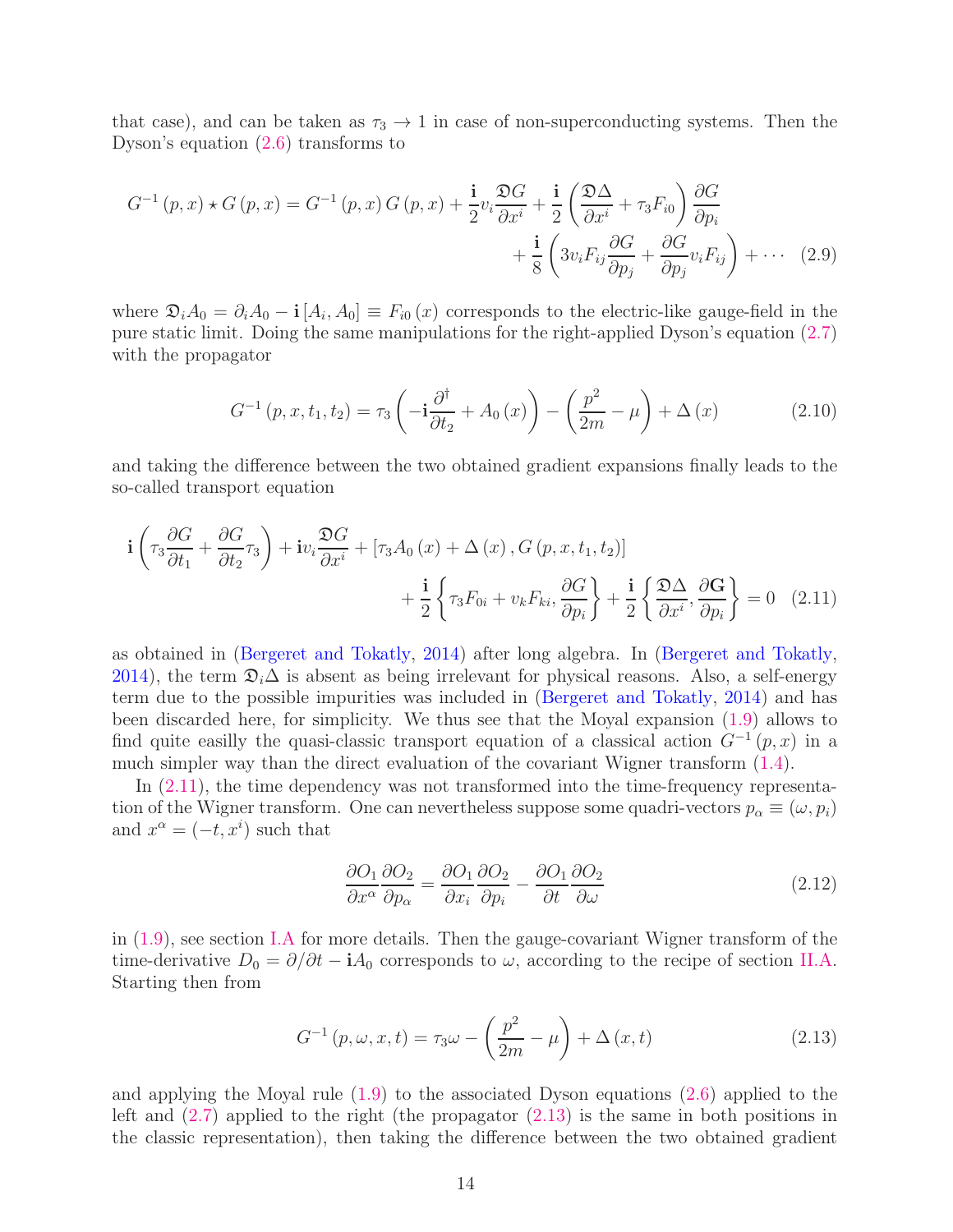that case), and can be taken as $\tau_3 \rightarrow 1$ in case of non-superconducting systems. Then the Dyson's equation (2.6) transforms to

$$G^{-1}(p,x) \star G(p,x) = G^{-1}(p,x)\, G(p,x) + \frac{\mathbf{i}}{2} v_i \frac{\mathfrak{D} G}{\partial x^i} + \frac{\mathbf{i}}{2}\left(\frac{\mathfrak{D}\Delta}{\partial x^i} + \tau_3 F_{i0}\right)\frac{\partial G}{\partial p_i} + \frac{\mathbf{i}}{8}\left(3 v_i F_{ij} \frac{\partial G}{\partial p_j} + \frac{\partial G}{\partial p_j} v_i F_{ij}\right) + \cdots \quad (2.9)$$

where $\mathfrak{D}_i A_0 = \partial_i A_0 - \mathbf{i}[A_i, A_0] \equiv F_{i0}(x)$ corresponds to the electric-like gauge-field in the pure static limit. Doing the same manipulations for the right-applied Dyson's equation (2.7) with the propagator

$$G^{-1}(p,x,t_1,t_2) = \tau_3\left(-\mathbf{i}\frac{\partial^{\dagger}}{\partial t_2} + A_0(x)\right) - \left(\frac{p^2}{2m} - \mu\right) + \Delta(x) \quad (2.10)$$

and taking the difference between the two obtained gradient expansions finally leads to the so-called transport equation

$$\mathbf{i}\left(\tau_3 \frac{\partial G}{\partial t_1} + \frac{\partial G}{\partial t_2}\tau_3\right) + \mathbf{i} v_i \frac{\mathfrak{D} G}{\partial x^i} + \left[\tau_3 A_0(x) + \Delta(x), G(p,x,t_1,t_2)\right] + \frac{\mathbf{i}}{2}\left\{\tau_3 F_{0i} + v_k F_{ki}, \frac{\partial G}{\partial p_i}\right\} + \frac{\mathbf{i}}{2}\left\{\frac{\mathfrak{D}\Delta}{\partial x^i}, \frac{\partial \mathbf{G}}{\partial p_i}\right\} = 0 \quad (2.11)$$

as obtained in (Bergeret and Tokatly, 2014) after long algebra. In (Bergeret and Tokatly, 2014), the term $\mathfrak{D}_i \Delta$ is absent as being irrelevant for physical reasons. Also, a self-energy term due to the possible impurities was included in (Bergeret and Tokatly, 2014) and has been discarded here, for simplicity. We thus see that the Moyal expansion (1.9) allows to find quite easilly the quasi-classic transport equation of a classical action $G^{-1}(p,x)$ in a much simpler way than the direct evaluation of the covariant Wigner transform (1.4).

In (2.11), the time dependency was not transformed into the time-frequency representation of the Wigner transform. One can nevertheless suppose some quadri-vectors $p_\alpha \equiv (\omega, p_i)$ and $x^\alpha = (-t, x^i)$ such that

$$\frac{\partial O_1}{\partial x^\alpha}\frac{\partial O_2}{\partial p_\alpha} = \frac{\partial O_1}{\partial x_i}\frac{\partial O_2}{\partial p_i} - \frac{\partial O_1}{\partial t}\frac{\partial O_2}{\partial \omega} \quad (2.12)$$

in (1.9), see section I.A for more details. Then the gauge-covariant Wigner transform of the time-derivative $D_0 = \partial/\partial t - \mathbf{i} A_0$ corresponds to $\omega$, according to the recipe of section II.A. Starting then from

$$G^{-1}(p,\omega,x,t) = \tau_3 \omega - \left(\frac{p^2}{2m} - \mu\right) + \Delta(x,t) \quad (2.13)$$

and applying the Moyal rule (1.9) to the associated Dyson equations (2.6) applied to the left and (2.7) applied to the right (the propagator (2.13) is the same in both positions in the classic representation), then taking the difference between the two obtained gradient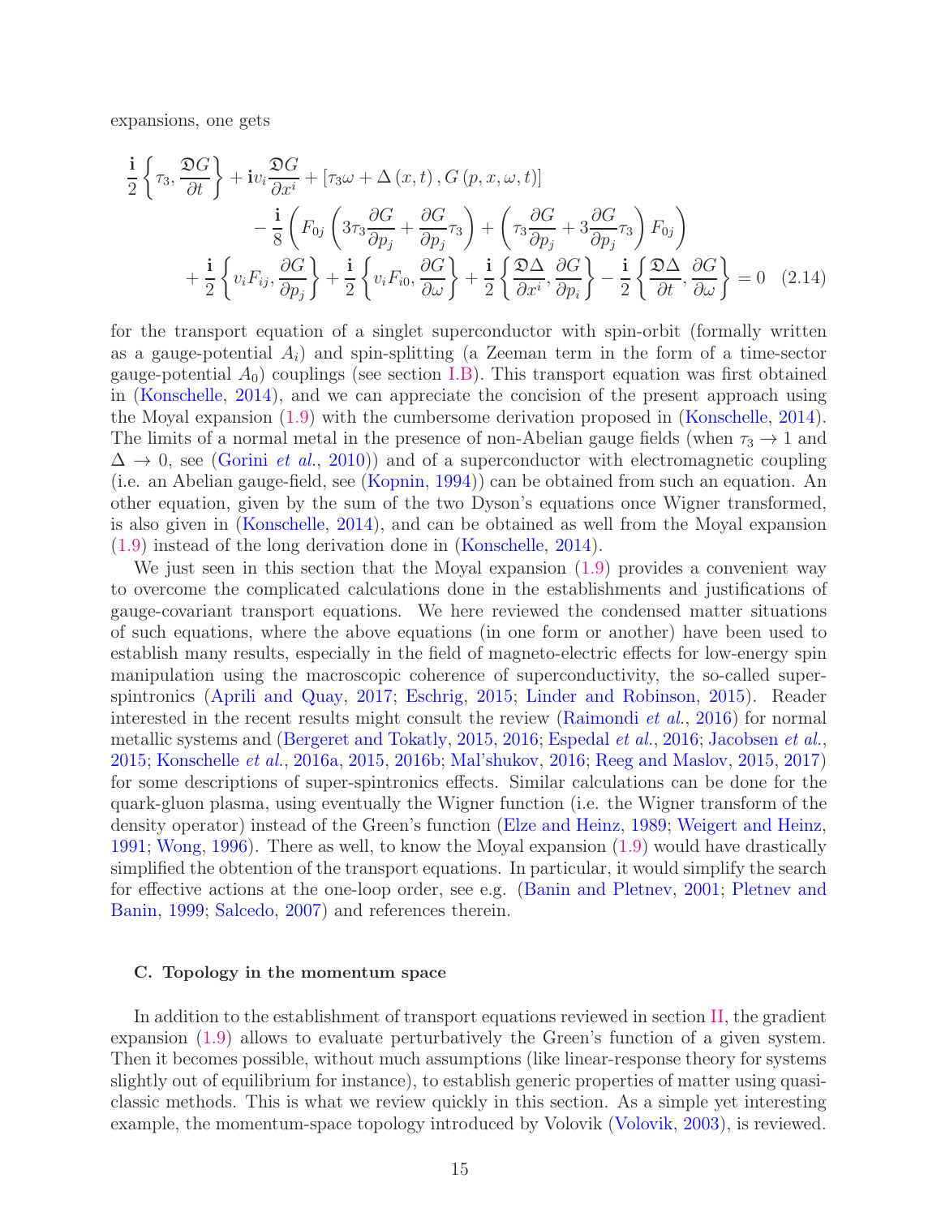expansions, one gets

$$
\begin{aligned}
\frac{\mathbf{i}}{2}\left\{\tau_3,\frac{\mathfrak{D}G}{\partial t}\right\}+\mathbf{i}v_i\frac{\mathfrak{D}G}{\partial x^i}+\left[\tau_3\omega+\Delta\left(x,t\right),G\left(p,x,\omega,t\right)\right] \\
-\frac{\mathbf{i}}{8}\left(F_{0j}\left(3\tau_3\frac{\partial G}{\partial p_j}+\frac{\partial G}{\partial p_j}\tau_3\right)+\left(\tau_3\frac{\partial G}{\partial p_j}+3\frac{\partial G}{\partial p_j}\tau_3\right)F_{0j}\right) \\
+\frac{\mathbf{i}}{2}\left\{v_iF_{ij},\frac{\partial G}{\partial p_j}\right\}+\frac{\mathbf{i}}{2}\left\{v_iF_{i0},\frac{\partial G}{\partial \omega}\right\}+\frac{\mathbf{i}}{2}\left\{\frac{\mathfrak{D}\Delta}{\partial x^i},\frac{\partial G}{\partial p_i}\right\}-\frac{\mathbf{i}}{2}\left\{\frac{\mathfrak{D}\Delta}{\partial t},\frac{\partial G}{\partial \omega}\right\}=0 \quad (2.14)
\end{aligned}
$$

for the transport equation of a singlet superconductor with spin-orbit (formally written as a gauge-potential $A_i$) and spin-splitting (a Zeeman term in the form of a time-sector gauge-potential $A_0$) couplings (see section I.B). This transport equation was first obtained in (Konschelle, 2014), and we can appreciate the concision of the present approach using the Moyal expansion (1.9) with the cumbersome derivation proposed in (Konschelle, 2014). The limits of a normal metal in the presence of non-Abelian gauge fields (when $\tau_3 \to 1$ and $\Delta \to 0$, see (Gorini *et al.*, 2010)) and of a superconductor with electromagnetic coupling (i.e. an Abelian gauge-field, see (Kopnin, 1994)) can be obtained from such an equation. An other equation, given by the sum of the two Dyson's equations once Wigner transformed, is also given in (Konschelle, 2014), and can be obtained as well from the Moyal expansion (1.9) instead of the long derivation done in (Konschelle, 2014).

We just seen in this section that the Moyal expansion (1.9) provides a convenient way to overcome the complicated calculations done in the establishments and justifications of gauge-covariant transport equations. We here reviewed the condensed matter situations of such equations, where the above equations (in one form or another) have been used to establish many results, especially in the field of magneto-electric effects for low-energy spin manipulation using the macroscopic coherence of superconductivity, the so-called super-spintronics (Aprili and Quay, 2017; Eschrig, 2015; Linder and Robinson, 2015). Reader interested in the recent results might consult the review (Raimondi *et al.*, 2016) for normal metallic systems and (Bergeret and Tokatly, 2015, 2016; Espedal *et al.*, 2016; Jacobsen *et al.*, 2015; Konschelle *et al.*, 2016a, 2015, 2016b; Mal'shukov, 2016; Reeg and Maslov, 2015, 2017) for some descriptions of super-spintronics effects. Similar calculations can be done for the quark-gluon plasma, using eventually the Wigner function (i.e. the Wigner transform of the density operator) instead of the Green's function (Elze and Heinz, 1989; Weigert and Heinz, 1991; Wong, 1996). There as well, to know the Moyal expansion (1.9) would have drastically simplified the obtention of the transport equations. In particular, it would simplify the search for effective actions at the one-loop order, see e.g. (Banin and Pletnev, 2001; Pletnev and Banin, 1999; Salcedo, 2007) and references therein.

### C. Topology in the momentum space

In addition to the establishment of transport equations reviewed in section II, the gradient expansion (1.9) allows to evaluate perturbatively the Green's function of a given system. Then it becomes possible, without much assumptions (like linear-response theory for systems slightly out of equilibrium for instance), to establish generic properties of matter using quasi-classic methods. This is what we review quickly in this section. As a simple yet interesting example, the momentum-space topology introduced by Volovik (Volovik, 2003), is reviewed.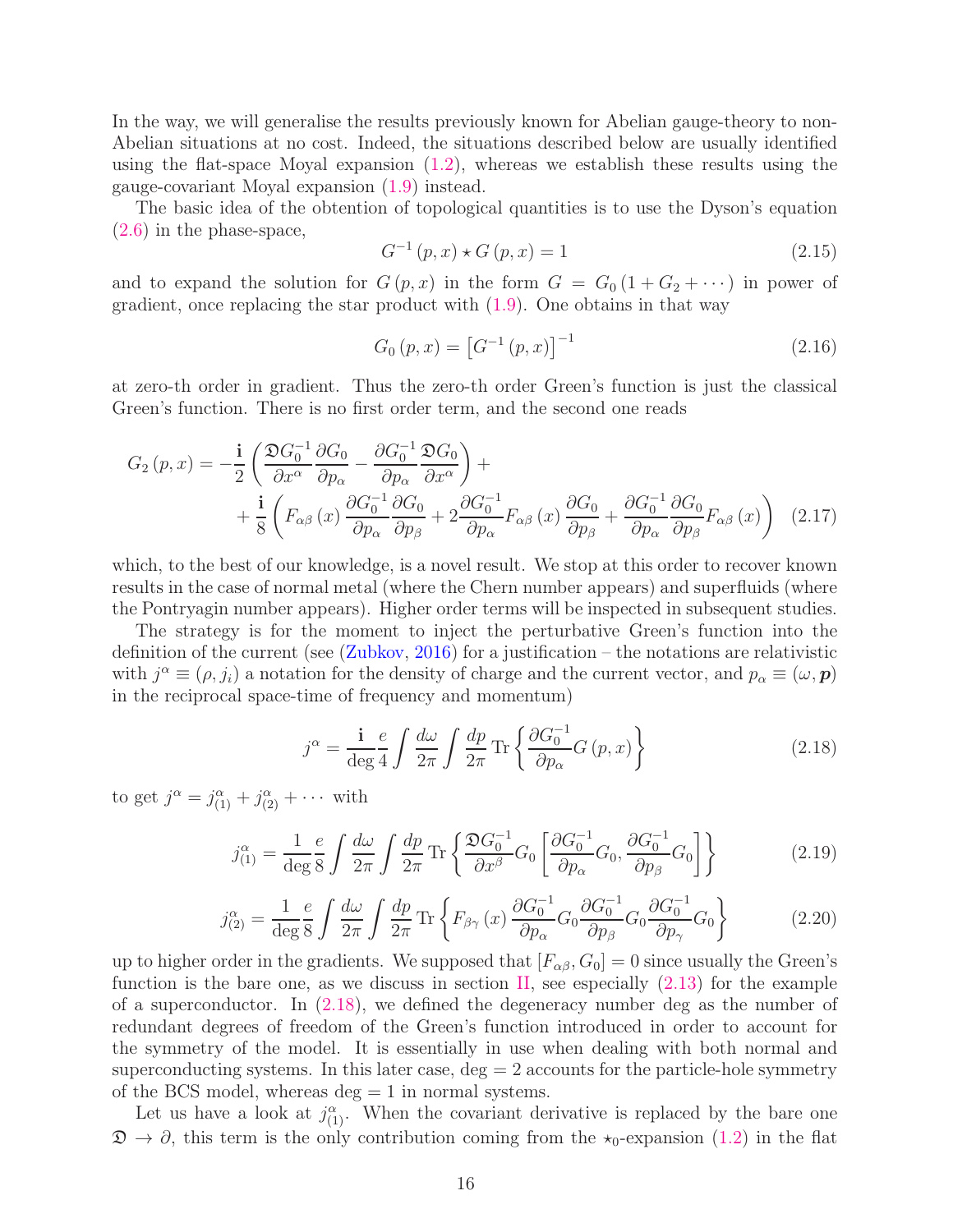In the way, we will generalise the results previously known for Abelian gauge-theory to non-Abelian situations at no cost. Indeed, the situations described below are usually identified using the flat-space Moyal expansion (1.2), whereas we establish these results using the gauge-covariant Moyal expansion (1.9) instead.

The basic idea of the obtention of topological quantities is to use the Dyson's equation (2.6) in the phase-space,

$$G^{-1}(p,x) \star G(p,x) = 1 \tag{2.15}$$

and to expand the solution for $G(p,x)$ in the form $G = G_0(1 + G_2 + \cdots)$ in power of gradient, once replacing the star product with (1.9). One obtains in that way

$$G_0(p,x) = \left[G^{-1}(p,x)\right]^{-1} \tag{2.16}$$

at zero-th order in gradient. Thus the zero-th order Green's function is just the classical Green's function. There is no first order term, and the second one reads

$$\begin{aligned} G_2(p,x) = &-\frac{\mathbf{i}}{2}\left(\frac{\mathfrak{D}G_0^{-1}}{\partial x^\alpha}\frac{\partial G_0}{\partial p_\alpha} - \frac{\partial G_0^{-1}}{\partial p_\alpha}\frac{\mathfrak{D}G_0}{\partial x^\alpha}\right) + \\ &+ \frac{\mathbf{i}}{8}\left(F_{\alpha\beta}(x)\frac{\partial G_0^{-1}}{\partial p_\alpha}\frac{\partial G_0}{\partial p_\beta} + 2\frac{\partial G_0^{-1}}{\partial p_\alpha}F_{\alpha\beta}(x)\frac{\partial G_0}{\partial p_\beta} + \frac{\partial G_0^{-1}}{\partial p_\alpha}\frac{\partial G_0}{\partial p_\beta}F_{\alpha\beta}(x)\right) \end{aligned} \tag{2.17}$$

which, to the best of our knowledge, is a novel result. We stop at this order to recover known results in the case of normal metal (where the Chern number appears) and superfluids (where the Pontryagin number appears). Higher order terms will be inspected in subsequent studies.

The strategy is for the moment to inject the perturbative Green's function into the definition of the current (see (Zubkov, 2016) for a justification – the notations are relativistic with $j^\alpha \equiv (\rho, j_i)$ a notation for the density of charge and the current vector, and $p_\alpha \equiv (\omega, \boldsymbol{p})$ in the reciprocal space-time of frequency and momentum)

$$j^\alpha = \frac{\mathbf{i}}{\deg}\frac{e}{4}\int\frac{d\omega}{2\pi}\int\frac{dp}{2\pi}\operatorname{Tr}\left\{\frac{\partial G_0^{-1}}{\partial p_\alpha}G(p,x)\right\} \tag{2.18}$$

to get $j^\alpha = j^\alpha_{(1)} + j^\alpha_{(2)} + \cdots$ with

$$j^\alpha_{(1)} = \frac{1}{\deg}\frac{e}{8}\int\frac{d\omega}{2\pi}\int\frac{dp}{2\pi}\operatorname{Tr}\left\{\frac{\mathfrak{D}G_0^{-1}}{\partial x^\beta}G_0\left[\frac{\partial G_0^{-1}}{\partial p_\alpha}G_0, \frac{\partial G_0^{-1}}{\partial p_\beta}G_0\right]\right\} \tag{2.19}$$

$$j^\alpha_{(2)} = \frac{1}{\deg}\frac{e}{8}\int\frac{d\omega}{2\pi}\int\frac{dp}{2\pi}\operatorname{Tr}\left\{F_{\beta\gamma}(x)\frac{\partial G_0^{-1}}{\partial p_\alpha}G_0\frac{\partial G_0^{-1}}{\partial p_\beta}G_0\frac{\partial G_0^{-1}}{\partial p_\gamma}G_0\right\} \tag{2.20}$$

up to higher order in the gradients. We supposed that $[F_{\alpha\beta}, G_0] = 0$ since usually the Green's function is the bare one, as we discuss in section II, see especially (2.13) for the example of a superconductor. In (2.18), we defined the degeneracy number deg as the number of redundant degrees of freedom of the Green's function introduced in order to account for the symmetry of the model. It is essentially in use when dealing with both normal and superconducting systems. In this later case, deg = 2 accounts for the particle-hole symmetry of the BCS model, whereas deg = 1 in normal systems.

Let us have a look at $j^\alpha_{(1)}$. When the covariant derivative is replaced by the bare one $\mathfrak{D} \to \partial$, this term is the only contribution coming from the $\star_0$-expansion (1.2) in the flat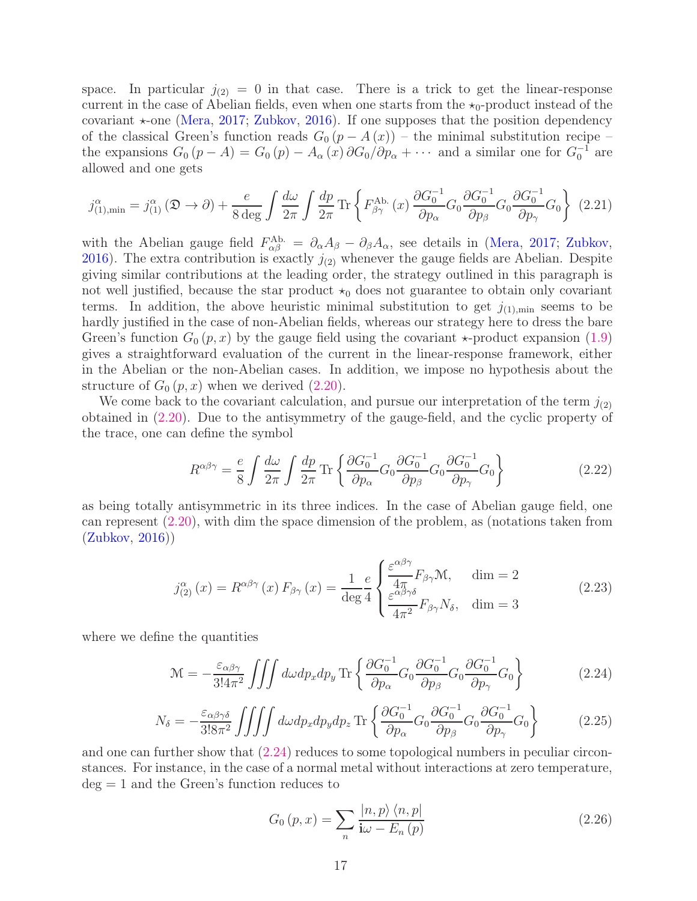space. In particular $j_{(2)} = 0$ in that case. There is a trick to get the linear-response current in the case of Abelian fields, even when one starts from the $\star_0$-product instead of the covariant $\star$-one (Mera, 2017; Zubkov, 2016). If one supposes that the position dependency of the classical Green's function reads $G_0(p - A(x))$ – the minimal substitution recipe – the expansions $G_0(p - A) = G_0(p) - A_\alpha(x)\,\partial G_0/\partial p_\alpha + \cdots$ and a similar one for $G_0^{-1}$ are allowed and one gets

$$j^{\alpha}_{(1),\text{min}} = j^{\alpha}_{(1)}(\mathfrak{D} \to \partial) + \frac{e}{8\deg}\int\frac{d\omega}{2\pi}\int\frac{dp}{2\pi}\operatorname{Tr}\left\{F^{\text{Ab.}}_{\beta\gamma}(x)\frac{\partial G_0^{-1}}{\partial p_\alpha}G_0\frac{\partial G_0^{-1}}{\partial p_\beta}G_0\frac{\partial G_0^{-1}}{\partial p_\gamma}G_0\right\} \quad (2.21)$$

with the Abelian gauge field $F^{\text{Ab.}}_{\alpha\beta} = \partial_\alpha A_\beta - \partial_\beta A_\alpha$, see details in (Mera, 2017; Zubkov, 2016). The extra contribution is exactly $j_{(2)}$ whenever the gauge fields are Abelian. Despite giving similar contributions at the leading order, the strategy outlined in this paragraph is not well justified, because the star product $\star_0$ does not guarantee to obtain only covariant terms. In addition, the above heuristic minimal substitution to get $j_{(1),\text{min}}$ seems to be hardly justified in the case of non-Abelian fields, whereas our strategy here to dress the bare Green's function $G_0(p,x)$ by the gauge field using the covariant $\star$-product expansion (1.9) gives a straightforward evaluation of the current in the linear-response framework, either in the Abelian or the non-Abelian cases. In addition, we impose no hypothesis about the structure of $G_0(p,x)$ when we derived (2.20).

We come back to the covariant calculation, and pursue our interpretation of the term $j_{(2)}$ obtained in (2.20). Due to the antisymmetry of the gauge-field, and the cyclic property of the trace, one can define the symbol

$$R^{\alpha\beta\gamma} = \frac{e}{8}\int\frac{d\omega}{2\pi}\int\frac{dp}{2\pi}\operatorname{Tr}\left\{\frac{\partial G_0^{-1}}{\partial p_\alpha}G_0\frac{\partial G_0^{-1}}{\partial p_\beta}G_0\frac{\partial G_0^{-1}}{\partial p_\gamma}G_0\right\} \quad (2.22)$$

as being totally antisymmetric in its three indices. In the case of Abelian gauge field, one can represent (2.20), with dim the space dimension of the problem, as (notations taken from (Zubkov, 2016))

$$j^{\alpha}_{(2)}(x) = R^{\alpha\beta\gamma}(x)\,F_{\beta\gamma}(x) = \frac{1}{\deg}\frac{e}{4}\begin{cases}\dfrac{\varepsilon^{\alpha\beta\gamma}}{4\pi}F_{\beta\gamma}\mathcal{M}, & \dim = 2\\ \dfrac{\varepsilon^{\alpha\beta\gamma\delta}}{4\pi^2}F_{\beta\gamma}N_\delta, & \dim = 3\end{cases} \quad (2.23)$$

where we define the quantities

$$\mathcal{M} = -\frac{\varepsilon_{\alpha\beta\gamma}}{3!4\pi^2}\iiint d\omega dp_x dp_y \operatorname{Tr}\left\{\frac{\partial G_0^{-1}}{\partial p_\alpha}G_0\frac{\partial G_0^{-1}}{\partial p_\beta}G_0\frac{\partial G_0^{-1}}{\partial p_\gamma}G_0\right\} \quad (2.24)$$

$$N_\delta = -\frac{\varepsilon_{\alpha\beta\gamma\delta}}{3!8\pi^2}\iiiint d\omega dp_x dp_y dp_z \operatorname{Tr}\left\{\frac{\partial G_0^{-1}}{\partial p_\alpha}G_0\frac{\partial G_0^{-1}}{\partial p_\beta}G_0\frac{\partial G_0^{-1}}{\partial p_\gamma}G_0\right\} \quad (2.25)$$

and one can further show that (2.24) reduces to some topological numbers in peculiar circonstances. For instance, in the case of a normal metal without interactions at zero temperature, $\deg = 1$ and the Green's function reduces to

$$G_0(p,x) = \sum_n \frac{|n,p\rangle\langle n,p|}{\mathbf{i}\omega - E_n(p)} \quad (2.26)$$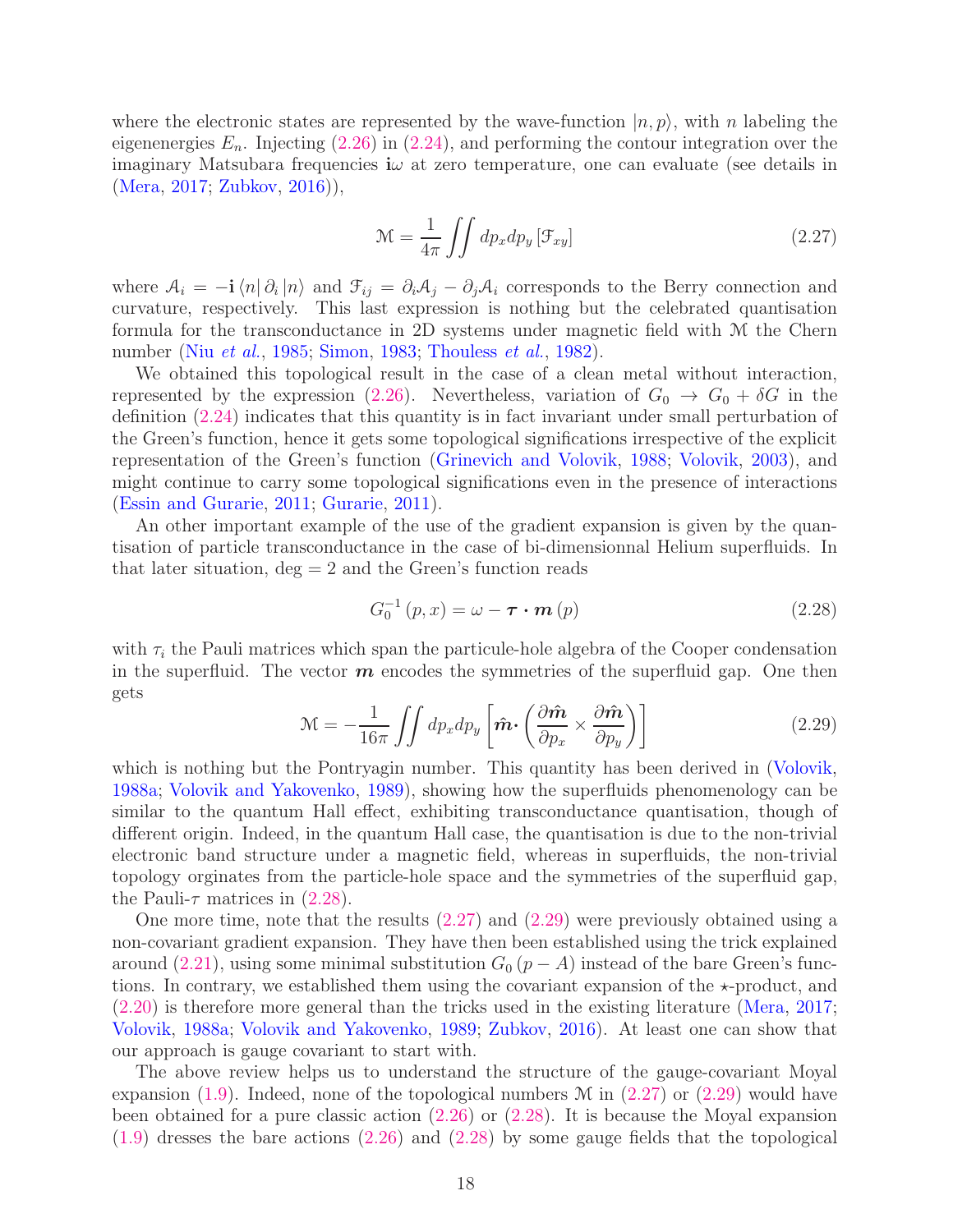where the electronic states are represented by the wave-function $|n, p\rangle$, with $n$ labeling the eigenenergies $E_n$. Injecting (2.26) in (2.24), and performing the contour integration over the imaginary Matsubara frequencies $\mathbf{i}\omega$ at zero temperature, one can evaluate (see details in (Mera, 2017; Zubkov, 2016)),

$$\mathcal{M} = \frac{1}{4\pi} \iint dp_x dp_y \left[\mathcal{F}_{xy}\right] \tag{2.27}$$

where $\mathcal{A}_i = -\mathbf{i} \langle n| \partial_i |n\rangle$ and $\mathcal{F}_{ij} = \partial_i \mathcal{A}_j - \partial_j \mathcal{A}_i$ corresponds to the Berry connection and curvature, respectively. This last expression is nothing but the celebrated quantisation formula for the transconductance in 2D systems under magnetic field with $\mathcal{M}$ the Chern number (Niu *et al.*, 1985; Simon, 1983; Thouless *et al.*, 1982).

We obtained this topological result in the case of a clean metal without interaction, represented by the expression (2.26). Nevertheless, variation of $G_0 \rightarrow G_0 + \delta G$ in the definition (2.24) indicates that this quantity is in fact invariant under small perturbation of the Green's function, hence it gets some topological significations irrespective of the explicit representation of the Green's function (Grinevich and Volovik, 1988; Volovik, 2003), and might continue to carry some topological significations even in the presence of interactions (Essin and Gurarie, 2011; Gurarie, 2011).

An other important example of the use of the gradient expansion is given by the quantisation of particle transconductance in the case of bi-dimensionnal Helium superfluids. In that later situation, deg $= 2$ and the Green's function reads

$$G_0^{-1}(p, x) = \omega - \boldsymbol{\tau} \cdot \boldsymbol{m}(p) \tag{2.28}$$

with $\tau_i$ the Pauli matrices which span the particle-hole algebra of the Cooper condensation in the superfluid. The vector $\boldsymbol{m}$ encodes the symmetries of the superfluid gap. One then gets

$$\mathcal{M} = -\frac{1}{16\pi} \iint dp_x dp_y \left[\hat{\boldsymbol{m}} \cdot \left(\frac{\partial \hat{\boldsymbol{m}}}{\partial p_x} \times \frac{\partial \hat{\boldsymbol{m}}}{\partial p_y}\right)\right] \tag{2.29}$$

which is nothing but the Pontryagin number. This quantity has been derived in (Volovik, 1988a; Volovik and Yakovenko, 1989), showing how the superfluids phenomenology can be similar to the quantum Hall effect, exhibiting transconductance quantisation, though of different origin. Indeed, in the quantum Hall case, the quantisation is due to the non-trivial electronic band structure under a magnetic field, whereas in superfluids, the non-trivial topology orginates from the particle-hole space and the symmetries of the superfluid gap, the Pauli-$\tau$ matrices in (2.28).

One more time, note that the results (2.27) and (2.29) were previously obtained using a non-covariant gradient expansion. They have then been established using the trick explained around (2.21), using some minimal substitution $G_0(p - A)$ instead of the bare Green's functions. In contrary, we established them using the covariant expansion of the $\star$-product, and (2.20) is therefore more general than the tricks used in the existing literature (Mera, 2017; Volovik, 1988a; Volovik and Yakovenko, 1989; Zubkov, 2016). At least one can show that our approach is gauge covariant to start with.

The above review helps us to understand the structure of the gauge-covariant Moyal expansion (1.9). Indeed, none of the topological numbers $\mathcal{M}$ in (2.27) or (2.29) would have been obtained for a pure classic action (2.26) or (2.28). It is because the Moyal expansion (1.9) dresses the bare actions (2.26) and (2.28) by some gauge fields that the topological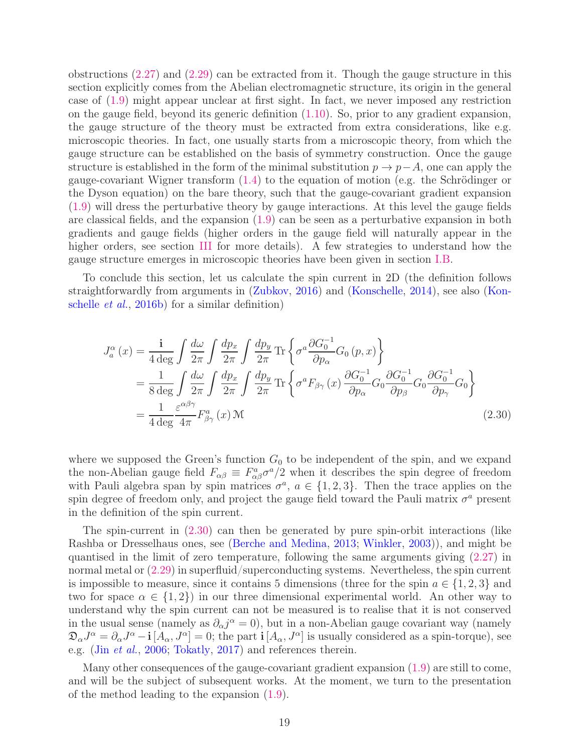obstructions (2.27) and (2.29) can be extracted from it. Though the gauge structure in this section explicitly comes from the Abelian electromagnetic structure, its origin in the general case of (1.9) might appear unclear at first sight. In fact, we never imposed any restriction on the gauge field, beyond its generic definition (1.10). So, prior to any gradient expansion, the gauge structure of the theory must be extracted from extra considerations, like e.g. microscopic theories. In fact, one usually starts from a microscopic theory, from which the gauge structure can be established on the basis of symmetry construction. Once the gauge structure is established in the form of the minimal substitution $p \rightarrow p - A$, one can apply the gauge-covariant Wigner transform (1.4) to the equation of motion (e.g. the Schrödinger or the Dyson equation) on the bare theory, such that the gauge-covariant gradient expansion (1.9) will dress the perturbative theory by gauge interactions. At this level the gauge fields are classical fields, and the expansion (1.9) can be seen as a perturbative expansion in both gradients and gauge fields (higher orders in the gauge field will naturally appear in the higher orders, see section III for more details). A few strategies to understand how the gauge structure emerges in microscopic theories have been given in section I.B.

To conclude this section, let us calculate the spin current in 2D (the definition follows straightforwardly from arguments in (Zubkov, 2016) and (Konschelle, 2014), see also (Konschelle *et al.*, 2016b) for a similar definition)

$$
\begin{aligned}
J_a^{\alpha}(x) &= \frac{\mathbf{i}}{4\deg}\int\frac{d\omega}{2\pi}\int\frac{dp_x}{2\pi}\int\frac{dp_y}{2\pi}\,\mathrm{Tr}\left\{\sigma^a\frac{\partial G_0^{-1}}{\partial p_\alpha}G_0(p,x)\right\} \\
&= \frac{1}{8\deg}\int\frac{d\omega}{2\pi}\int\frac{dp_x}{2\pi}\int\frac{dp_y}{2\pi}\,\mathrm{Tr}\left\{\sigma^a F_{\beta\gamma}(x)\frac{\partial G_0^{-1}}{\partial p_\alpha}G_0\frac{\partial G_0^{-1}}{\partial p_\beta}G_0\frac{\partial G_0^{-1}}{\partial p_\gamma}G_0\right\} \\
&= \frac{1}{4\deg}\frac{\varepsilon^{\alpha\beta\gamma}}{4\pi}F_{\beta\gamma}^a(x)\,\mathcal{M}
\end{aligned}
\tag{2.30}
$$

where we supposed the Green's function $G_0$ to be independent of the spin, and we expand the non-Abelian gauge field $F_{\alpha\beta} \equiv F_{\alpha\beta}^a\sigma^a/2$ when it describes the spin degree of freedom with Pauli algebra span by spin matrices $\sigma^a$, $a \in \{1,2,3\}$. Then the trace applies on the spin degree of freedom only, and project the gauge field toward the Pauli matrix $\sigma^a$ present in the definition of the spin current.

The spin-current in (2.30) can then be generated by pure spin-orbit interactions (like Rashba or Dresselhaus ones, see (Berche and Medina, 2013; Winkler, 2003)), and might be quantised in the limit of zero temperature, following the same arguments giving (2.27) in normal metal or (2.29) in superfluid/superconducting systems. Nevertheless, the spin current is impossible to measure, since it contains 5 dimensions (three for the spin $a \in \{1,2,3\}$ and two for space $\alpha \in \{1,2\}$) in our three dimensional experimental world. An other way to understand why the spin current can not be measured is to realise that it is not conserved in the usual sense (namely as $\partial_\alpha j^\alpha = 0$), but in a non-Abelian gauge covariant way (namely $\mathfrak{D}_\alpha J^\alpha = \partial_\alpha J^\alpha - \mathbf{i}\left[A_\alpha, J^\alpha\right] = 0$; the part $\mathbf{i}\left[A_\alpha, J^\alpha\right]$ is usually considered as a spin-torque), see e.g. (Jin *et al.*, 2006; Tokatly, 2017) and references therein.

Many other consequences of the gauge-covariant gradient expansion (1.9) are still to come, and will be the subject of subsequent works. At the moment, we turn to the presentation of the method leading to the expansion (1.9).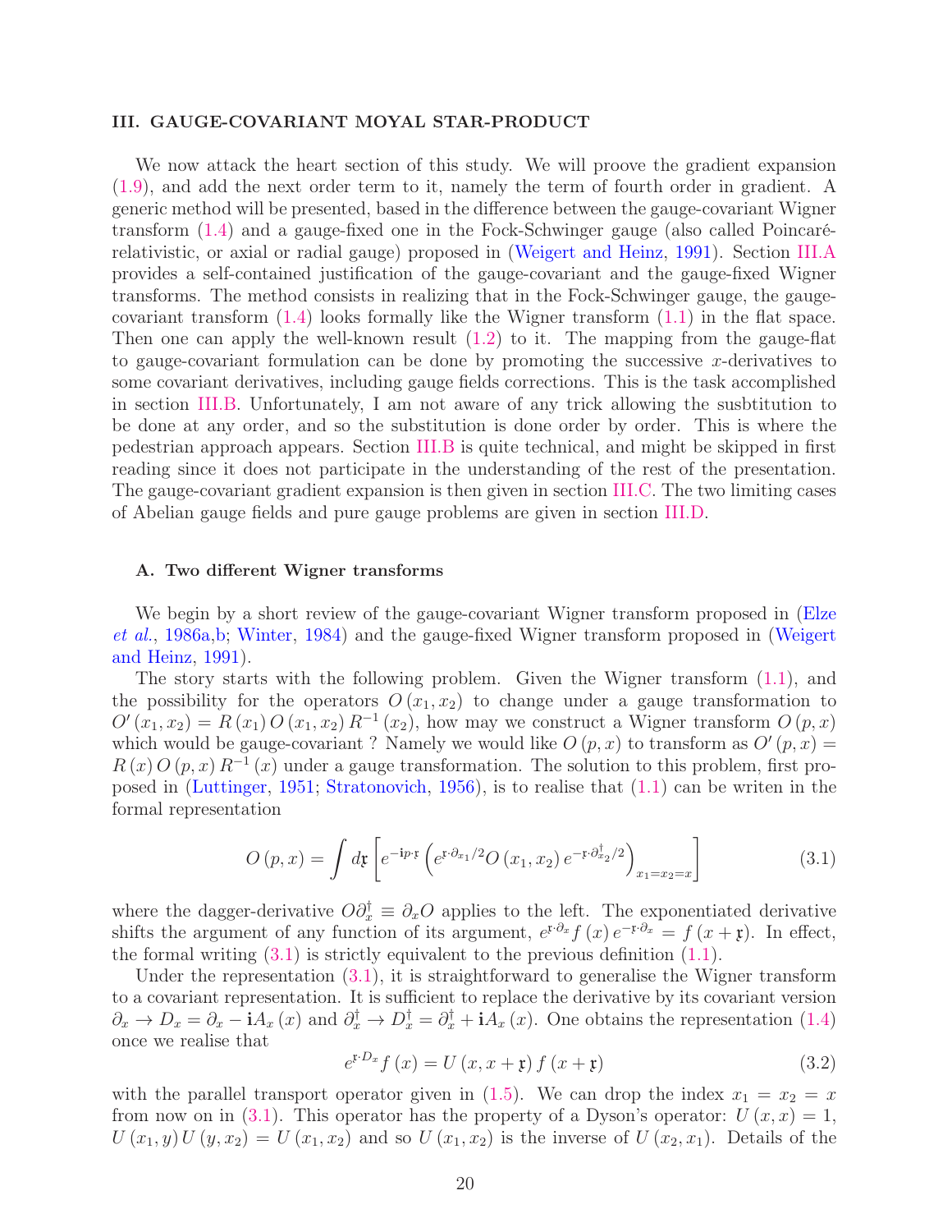## III. GAUGE-COVARIANT MOYAL STAR-PRODUCT

We now attack the heart section of this study. We will proove the gradient expansion (1.9), and add the next order term to it, namely the term of fourth order in gradient. A generic method will be presented, based in the difference between the gauge-covariant Wigner transform (1.4) and a gauge-fixed one in the Fock-Schwinger gauge (also called Poincaré-relativistic, or axial or radial gauge) proposed in (Weigert and Heinz, 1991). Section III.A provides a self-contained justification of the gauge-covariant and the gauge-fixed Wigner transforms. The method consists in realizing that in the Fock-Schwinger gauge, the gauge-covariant transform (1.4) looks formally like the Wigner transform (1.1) in the flat space. Then one can apply the well-known result (1.2) to it. The mapping from the gauge-flat to gauge-covariant formulation can be done by promoting the successive $x$-derivatives to some covariant derivatives, including gauge fields corrections. This is the task accomplished in section III.B. Unfortunately, I am not aware of any trick allowing the susbtitution to be done at any order, and so the substitution is done order by order. This is where the pedestrian approach appears. Section III.B is quite technical, and might be skipped in first reading since it does not participate in the understanding of the rest of the presentation. The gauge-covariant gradient expansion is then given in section III.C. The two limiting cases of Abelian gauge fields and pure gauge problems are given in section III.D.

### A. Two different Wigner transforms

We begin by a short review of the gauge-covariant Wigner transform proposed in (Elze *et al.*, 1986a,b; Winter, 1984) and the gauge-fixed Wigner transform proposed in (Weigert and Heinz, 1991).

The story starts with the following problem. Given the Wigner transform (1.1), and the possibility for the operators $O(x_1,x_2)$ to change under a gauge transformation to $O'(x_1,x_2) = R(x_1)\,O(x_1,x_2)\,R^{-1}(x_2)$, how may we construct a Wigner transform $O(p,x)$ which would be gauge-covariant ? Namely we would like $O(p,x)$ to transform as $O'(p,x) = R(x)\,O(p,x)\,R^{-1}(x)$ under a gauge transformation. The solution to this problem, first proposed in (Luttinger, 1951; Stratonovich, 1956), is to realise that (1.1) can be writen in the formal representation

$$O(p,x) = \int d\mathfrak{r}\left[e^{-\mathbf{i}p\cdot\mathfrak{r}}\left(e^{\mathfrak{r}\cdot\partial_{x_1}/2}O(x_1,x_2)\,e^{-\mathfrak{r}\cdot\partial_{x_2}^{\dagger}/2}\right)_{x_1=x_2=x}\right] \tag{3.1}$$

where the dagger-derivative $O\partial_x^{\dagger} \equiv \partial_x O$ applies to the left. The exponentiated derivative shifts the argument of any function of its argument, $e^{\mathfrak{r}\cdot\partial_x}f(x)\,e^{-\mathfrak{r}\cdot\partial_x} = f(x+\mathfrak{r})$. In effect, the formal writing (3.1) is strictly equivalent to the previous definition (1.1).

Under the representation (3.1), it is straightforward to generalise the Wigner transform to a covariant representation. It is sufficient to replace the derivative by its covariant version $\partial_x \to D_x = \partial_x - \mathbf{i}A_x(x)$ and $\partial_x^{\dagger} \to D_x^{\dagger} = \partial_x^{\dagger} + \mathbf{i}A_x(x)$. One obtains the representation (1.4) once we realise that

$$e^{\mathfrak{r}\cdot D_x}f(x) = U(x,x+\mathfrak{r})\,f(x+\mathfrak{r}) \tag{3.2}$$

with the parallel transport operator given in (1.5). We can drop the index $x_1 = x_2 = x$ from now on in (3.1). This operator has the property of a Dyson's operator: $U(x,x) = 1$, $U(x_1,y)\,U(y,x_2) = U(x_1,x_2)$ and so $U(x_1,x_2)$ is the inverse of $U(x_2,x_1)$. Details of the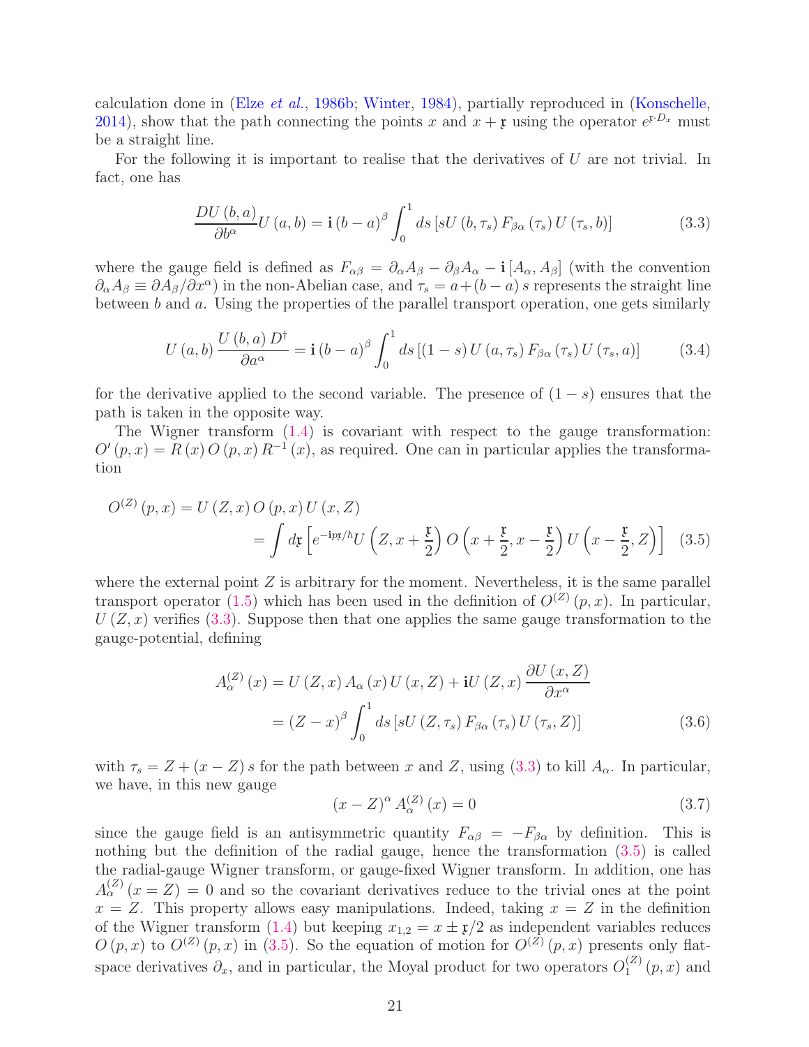calculation done in (Elze *et al.*, 1986b; Winter, 1984), partially reproduced in (Konschelle, 2014), show that the path connecting the points $x$ and $x+\mathfrak{r}$ using the operator $e^{\mathfrak{r}\cdot D_x}$ must be a straight line.

For the following it is important to realise that the derivatives of $U$ are not trivial. In fact, one has

$$\frac{DU\left(b,a\right)}{\partial b^{\alpha}}U\left(a,b\right)=\mathbf{i}\left(b-a\right)^{\beta}\int_{0}^{1}ds\left[sU\left(b,\tau_{s}\right)F_{\beta\alpha}\left(\tau_{s}\right)U\left(\tau_{s},b\right)\right] \tag{3.3}$$

where the gauge field is defined as $F_{\alpha\beta}=\partial_{\alpha}A_{\beta}-\partial_{\beta}A_{\alpha}-\mathbf{i}\left[A_{\alpha},A_{\beta}\right]$ (with the convention $\partial_{\alpha}A_{\beta}\equiv\partial A_{\beta}/\partial x^{\alpha}$) in the non-Abelian case, and $\tau_{s}=a+\left(b-a\right)s$ represents the straight line between $b$ and $a$. Using the properties of the parallel transport operation, one gets similarly

$$U\left(a,b\right)\frac{U\left(b,a\right)D^{\dagger}}{\partial a^{\alpha}}=\mathbf{i}\left(b-a\right)^{\beta}\int_{0}^{1}ds\left[\left(1-s\right)U\left(a,\tau_{s}\right)F_{\beta\alpha}\left(\tau_{s}\right)U\left(\tau_{s},a\right)\right] \tag{3.4}$$

for the derivative applied to the second variable. The presence of $(1-s)$ ensures that the path is taken in the opposite way.

The Wigner transform (1.4) is covariant with respect to the gauge transformation: $O'\left(p,x\right)=R\left(x\right)O\left(p,x\right)R^{-1}\left(x\right)$, as required. One can in particular applies the transformation

$$\begin{aligned}O^{(Z)}\left(p,x\right)&=U\left(Z,x\right)O\left(p,x\right)U\left(x,Z\right)\\&=\int d\mathfrak{r}\left[e^{-\mathbf{i}p\mathfrak{r}/\hbar}U\left(Z,x+\frac{\mathfrak{r}}{2}\right)O\left(x+\frac{\mathfrak{r}}{2},x-\frac{\mathfrak{r}}{2}\right)U\left(x-\frac{\mathfrak{r}}{2},Z\right)\right]\end{aligned} \tag{3.5}$$

where the external point $Z$ is arbitrary for the moment. Nevertheless, it is the same parallel transport operator (1.5) which has been used in the definition of $O^{(Z)}\left(p,x\right)$. In particular, $U\left(Z,x\right)$ verifies (3.3). Suppose then that one applies the same gauge transformation to the gauge-potential, defining

$$\begin{aligned}A_{\alpha}^{(Z)}\left(x\right)&=U\left(Z,x\right)A_{\alpha}\left(x\right)U\left(x,Z\right)+\mathbf{i}U\left(Z,x\right)\frac{\partial U\left(x,Z\right)}{\partial x^{\alpha}}\\&=\left(Z-x\right)^{\beta}\int_{0}^{1}ds\left[sU\left(Z,\tau_{s}\right)F_{\beta\alpha}\left(\tau_{s}\right)U\left(\tau_{s},Z\right)\right]\end{aligned} \tag{3.6}$$

with $\tau_{s}=Z+\left(x-Z\right)s$ for the path between $x$ and $Z$, using (3.3) to kill $A_{\alpha}$. In particular, we have, in this new gauge

$$\left(x-Z\right)^{\alpha}A_{\alpha}^{(Z)}\left(x\right)=0 \tag{3.7}$$

since the gauge field is an antisymmetric quantity $F_{\alpha\beta}=-F_{\beta\alpha}$ by definition. This is nothing but the definition of the radial gauge, hence the transformation (3.5) is called the radial-gauge Wigner transform, or gauge-fixed Wigner transform. In addition, one has $A_{\alpha}^{(Z)}\left(x=Z\right)=0$ and so the covariant derivatives reduce to the trivial ones at the point $x=Z$. This property allows easy manipulations. Indeed, taking $x=Z$ in the definition of the Wigner transform (1.4) but keeping $x_{1,2}=x\pm\mathfrak{r}/2$ as independent variables reduces $O\left(p,x\right)$ to $O^{(Z)}\left(p,x\right)$ in (3.5). So the equation of motion for $O^{(Z)}\left(p,x\right)$ presents only flat-space derivatives $\partial_{x}$, and in particular, the Moyal product for two operators $O_{1}^{(Z)}\left(p,x\right)$ and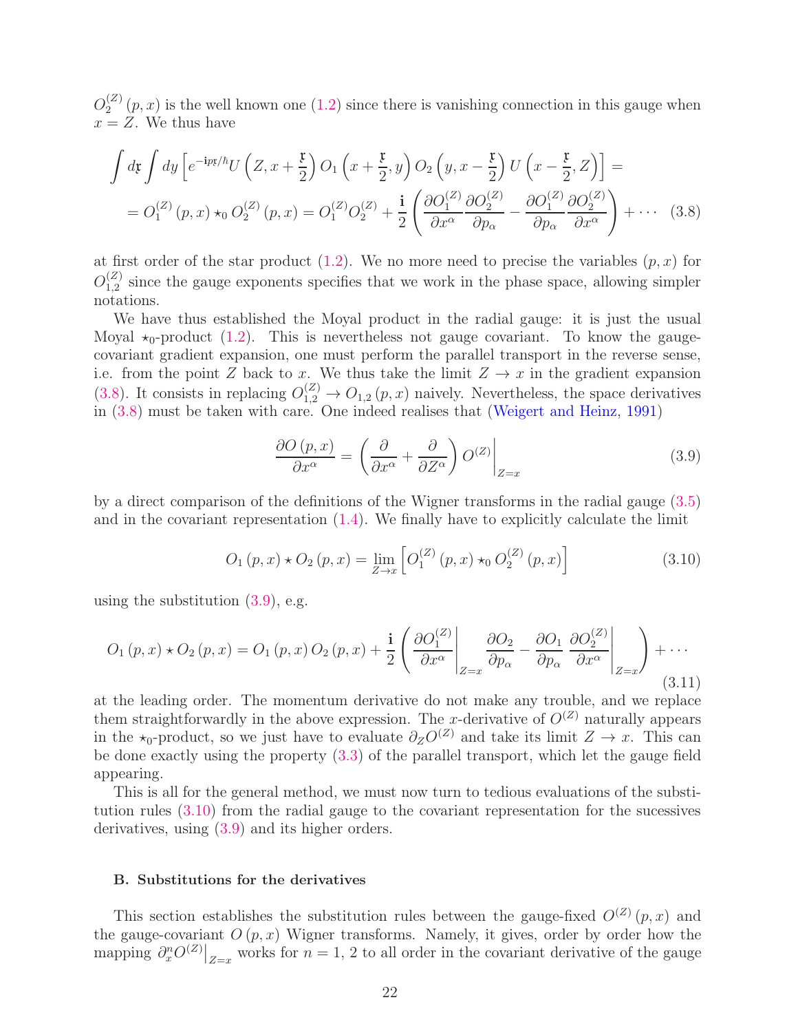$O_2^{(Z)}(p,x)$ is the well known one (1.2) since there is vanishing connection in this gauge when $x=Z$. We thus have

$$\int d\mathfrak{r}\int dy\left[e^{-\mathbf{i}p\mathfrak{r}/\hbar}U\left(Z,x+\frac{\mathfrak{r}}{2}\right)O_1\left(x+\frac{\mathfrak{r}}{2},y\right)O_2\left(y,x-\frac{\mathfrak{r}}{2}\right)U\left(x-\frac{\mathfrak{r}}{2},Z\right)\right]=$$
$$=O_1^{(Z)}(p,x)\star_0 O_2^{(Z)}(p,x)=O_1^{(Z)}O_2^{(Z)}+\frac{\mathbf{i}}{2}\left(\frac{\partial O_1^{(Z)}}{\partial x^\alpha}\frac{\partial O_2^{(Z)}}{\partial p_\alpha}-\frac{\partial O_1^{(Z)}}{\partial p_\alpha}\frac{\partial O_2^{(Z)}}{\partial x^\alpha}\right)+\cdots \quad (3.8)$$

at first order of the star product (1.2). We no more need to precise the variables $(p,x)$ for $O_{1,2}^{(Z)}$ since the gauge exponents specifies that we work in the phase space, allowing simpler notations.

We have thus established the Moyal product in the radial gauge: it is just the usual Moyal $\star_0$-product (1.2). This is nevertheless not gauge covariant. To know the gauge-covariant gradient expansion, one must perform the parallel transport in the reverse sense, i.e. from the point $Z$ back to $x$. We thus take the limit $Z\rightarrow x$ in the gradient expansion (3.8). It consists in replacing $O_{1,2}^{(Z)}\rightarrow O_{1,2}(p,x)$ naively. Nevertheless, the space derivatives in (3.8) must be taken with care. One indeed realises that (Weigert and Heinz, 1991)

$$\frac{\partial O(p,x)}{\partial x^\alpha}=\left(\frac{\partial}{\partial x^\alpha}+\frac{\partial}{\partial Z^\alpha}\right)O^{(Z)}\bigg|_{Z=x} \quad (3.9)$$

by a direct comparison of the definitions of the Wigner transforms in the radial gauge (3.5) and in the covariant representation (1.4). We finally have to explicitly calculate the limit

$$O_1(p,x)\star O_2(p,x)=\lim_{Z\rightarrow x}\left[O_1^{(Z)}(p,x)\star_0 O_2^{(Z)}(p,x)\right] \quad (3.10)$$

using the substitution (3.9), e.g.

$$O_1(p,x)\star O_2(p,x)=O_1(p,x)\,O_2(p,x)+\frac{\mathbf{i}}{2}\left(\left.\frac{\partial O_1^{(Z)}}{\partial x^\alpha}\right|_{Z=x}\frac{\partial O_2}{\partial p_\alpha}-\frac{\partial O_1}{\partial p_\alpha}\left.\frac{\partial O_2^{(Z)}}{\partial x^\alpha}\right|_{Z=x}\right)+\cdots \quad (3.11)$$

at the leading order. The momentum derivative do not make any trouble, and we replace them straightforwardly in the above expression. The $x$-derivative of $O^{(Z)}$ naturally appears in the $\star_0$-product, so we just have to evaluate $\partial_Z O^{(Z)}$ and take its limit $Z\rightarrow x$. This can be done exactly using the property (3.3) of the parallel transport, which let the gauge field appearing.

This is all for the general method, we must now turn to tedious evaluations of the substitution rules (3.10) from the radial gauge to the covariant representation for the sucessives derivatives, using (3.9) and its higher orders.

### B. Substitutions for the derivatives

This section establishes the substitution rules between the gauge-fixed $O^{(Z)}(p,x)$ and the gauge-covariant $O(p,x)$ Wigner transforms. Namely, it gives, order by order how the mapping $\partial_x^n O^{(Z)}\big|_{Z=x}$ works for $n=1,2$ to all order in the covariant derivative of the gauge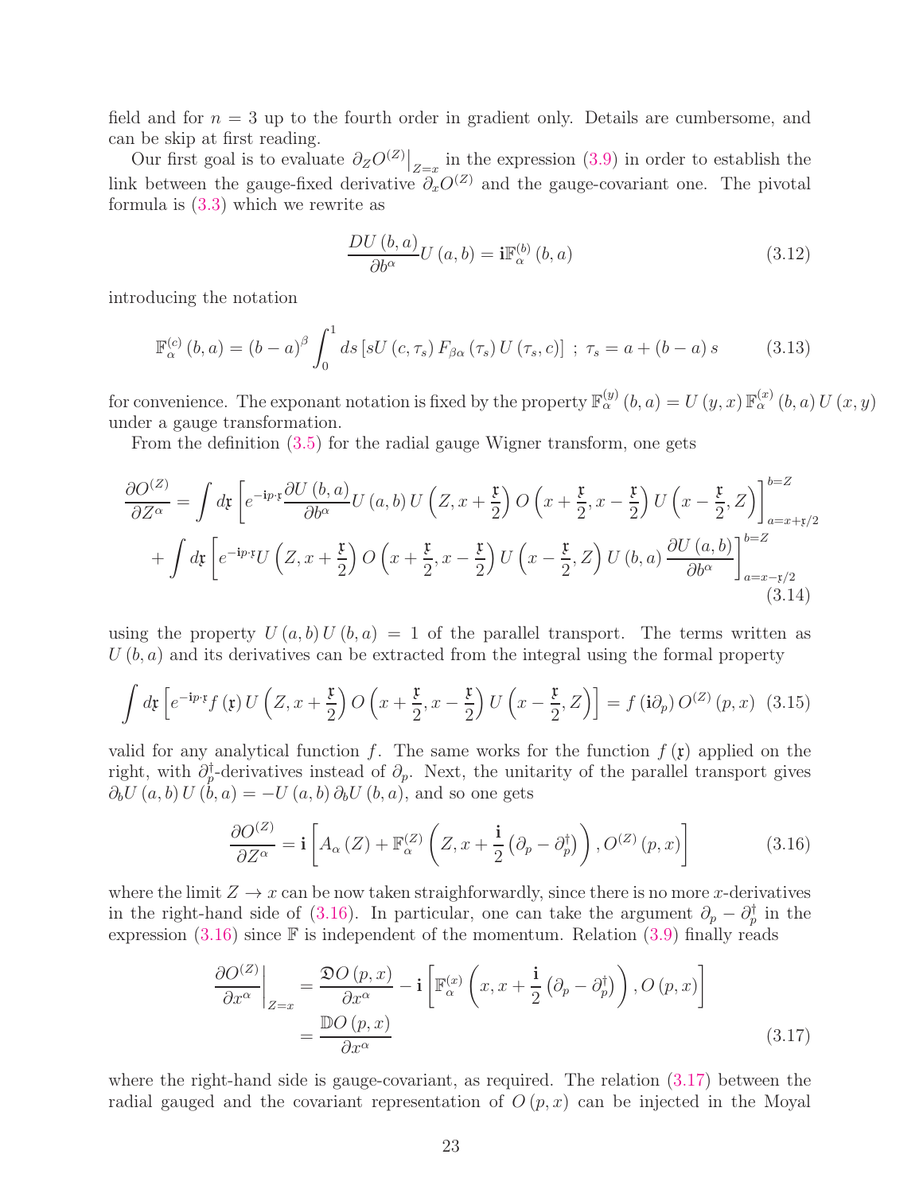field and for $n = 3$ up to the fourth order in gradient only. Details are cumbersome, and can be skip at first reading.

Our first goal is to evaluate $\partial_Z O^{(Z)}\big|_{Z=x}$ in the expression (3.9) in order to establish the link between the gauge-fixed derivative $\partial_x O^{(Z)}$ and the gauge-covariant one. The pivotal formula is (3.3) which we rewrite as

$$\frac{DU(b,a)}{\partial b^{\alpha}} U(a,b) = \mathbf{i}\mathbb{F}_{\alpha}^{(b)}(b,a) \tag{3.12}$$

introducing the notation

$$\mathbb{F}_{\alpha}^{(c)}(b,a) = (b-a)^{\beta} \int_0^1 ds \left[ s U(c,\tau_s) F_{\beta\alpha}(\tau_s) U(\tau_s, c) \right] \; ; \; \tau_s = a + (b-a)s \tag{3.13}$$

for convenience. The exponant notation is fixed by the property $\mathbb{F}_{\alpha}^{(y)}(b,a) = U(y,x)\mathbb{F}_{\alpha}^{(x)}(b,a)U(x,y)$ under a gauge transformation.

From the definition (3.5) for the radial gauge Wigner transform, one gets

$$\begin{aligned}
\frac{\partial O^{(Z)}}{\partial Z^{\alpha}} &= \int d\mathfrak{r} \left[ e^{-\mathbf{i}p\cdot\mathfrak{r}} \frac{\partial U(b,a)}{\partial b^{\alpha}} U(a,b) U\left(Z, x+\frac{\mathfrak{r}}{2}\right) O\left(x+\frac{\mathfrak{r}}{2}, x-\frac{\mathfrak{r}}{2}\right) U\left(x-\frac{\mathfrak{r}}{2}, Z\right) \right]_{a=x+\mathfrak{r}/2}^{b=Z} \\
&+ \int d\mathfrak{r} \left[ e^{-\mathbf{i}p\cdot\mathfrak{r}} U\left(Z, x+\frac{\mathfrak{r}}{2}\right) O\left(x+\frac{\mathfrak{r}}{2}, x-\frac{\mathfrak{r}}{2}\right) U\left(x-\frac{\mathfrak{r}}{2}, Z\right) U(b,a) \frac{\partial U(a,b)}{\partial b^{\alpha}} \right]_{a=x-\mathfrak{r}/2}^{b=Z}
\end{aligned} \tag{3.14}$$

using the property $U(a,b)U(b,a) = 1$ of the parallel transport. The terms written as $U(b,a)$ and its derivatives can be extracted from the integral using the formal property

$$\int d\mathfrak{r} \left[ e^{-\mathbf{i}p\cdot\mathfrak{r}} f(\mathfrak{r}) U\left(Z, x+\frac{\mathfrak{r}}{2}\right) O\left(x+\frac{\mathfrak{r}}{2}, x-\frac{\mathfrak{r}}{2}\right) U\left(x-\frac{\mathfrak{r}}{2}, Z\right) \right] = f(\mathbf{i}\partial_p) O^{(Z)}(p,x) \tag{3.15}$$

valid for any analytical function $f$. The same works for the function $f(\mathfrak{r})$ applied on the right, with $\partial_p^{\dagger}$-derivatives instead of $\partial_p$. Next, the unitarity of the parallel transport gives $\partial_b U(a,b) U(b,a) = -U(a,b)\partial_b U(b,a)$, and so one gets

$$\frac{\partial O^{(Z)}}{\partial Z^{\alpha}} = \mathbf{i}\left[ A_{\alpha}(Z) + \mathbb{F}_{\alpha}^{(Z)}\left(Z, x + \frac{\mathbf{i}}{2}\left(\partial_p - \partial_p^{\dagger}\right)\right), O^{(Z)}(p,x) \right] \tag{3.16}$$

where the limit $Z \to x$ can be now taken straighforwardly, since there is no more $x$-derivatives in the right-hand side of (3.16). In particular, one can take the argument $\partial_p - \partial_p^{\dagger}$ in the expression (3.16) since $\mathbb{F}$ is independent of the momentum. Relation (3.9) finally reads

$$\begin{aligned}
\left.\frac{\partial O^{(Z)}}{\partial x^{\alpha}}\right|_{Z=x} &= \frac{\mathfrak{D}O(p,x)}{\partial x^{\alpha}} - \mathbf{i}\left[ \mathbb{F}_{\alpha}^{(x)}\left(x, x + \frac{\mathbf{i}}{2}\left(\partial_p - \partial_p^{\dagger}\right)\right), O(p,x) \right] \\
&= \frac{\mathbb{D}O(p,x)}{\partial x^{\alpha}}
\end{aligned} \tag{3.17}$$

where the right-hand side is gauge-covariant, as required. The relation (3.17) between the radial gauged and the covariant representation of $O(p,x)$ can be injected in the Moyal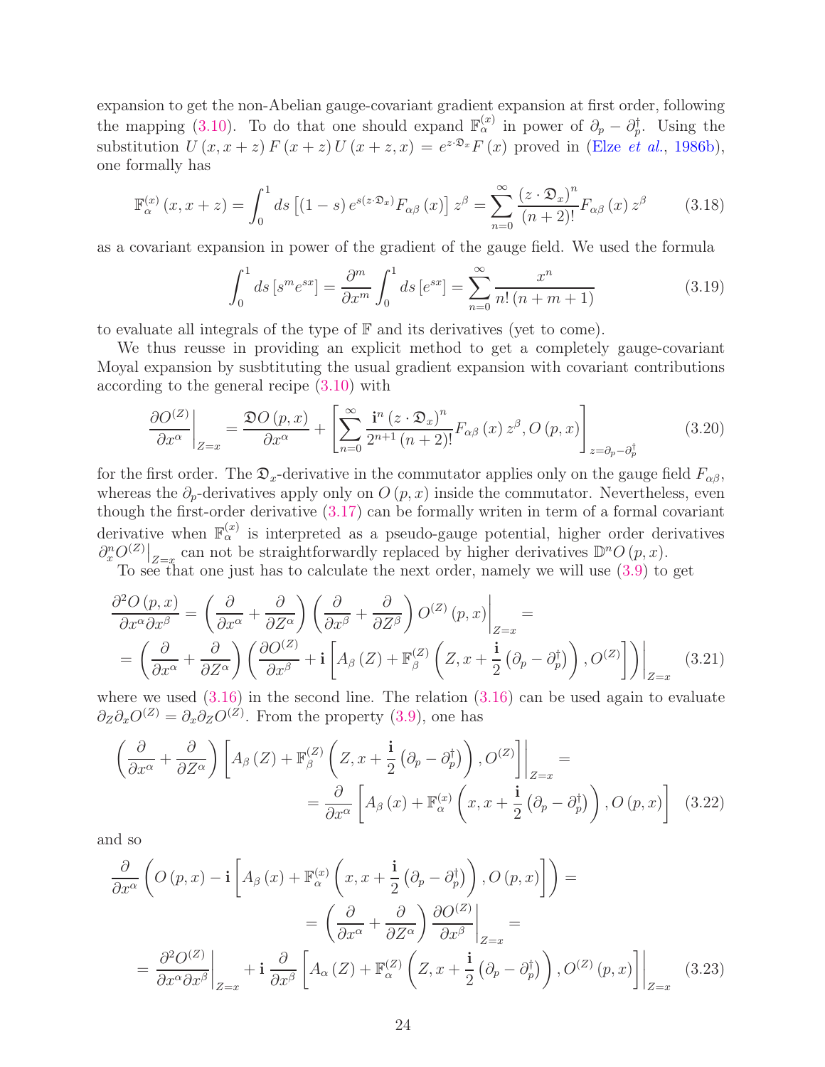expansion to get the non-Abelian gauge-covariant gradient expansion at first order, following the mapping (3.10). To do that one should expand $\mathbb{F}_{\alpha}^{(x)}$ in power of $\partial_p - \partial_p^{\dagger}$. Using the substitution $U(x, x+z) F(x+z) U(x+z, x) = e^{z \cdot \mathfrak{D}_x} F(x)$ proved in (Elze *et al.*, 1986b), one formally has

$$\mathbb{F}_{\alpha}^{(x)}(x, x+z) = \int_0^1 ds \left[(1-s) e^{s(z \cdot \mathfrak{D}_x)} F_{\alpha\beta}(x)\right] z^{\beta} = \sum_{n=0}^{\infty} \frac{(z \cdot \mathfrak{D}_x)^n}{(n+2)!} F_{\alpha\beta}(x) z^{\beta} \tag{3.18}$$

as a covariant expansion in power of the gradient of the gauge field. We used the formula

$$\int_0^1 ds \left[s^m e^{sx}\right] = \frac{\partial^m}{\partial x^m} \int_0^1 ds \left[e^{sx}\right] = \sum_{n=0}^{\infty} \frac{x^n}{n! (n+m+1)} \tag{3.19}$$

to evaluate all integrals of the type of $\mathbb{F}$ and its derivatives (yet to come).

We thus reusse in providing an explicit method to get a completely gauge-covariant Moyal expansion by susbtituting the usual gradient expansion with covariant contributions according to the general recipe (3.10) with

$$\left.\frac{\partial O^{(Z)}}{\partial x^{\alpha}}\right|_{Z=x} = \frac{\mathfrak{D} O(p, x)}{\partial x^{\alpha}} + \left[\sum_{n=0}^{\infty} \frac{\mathbf{i}^n (z \cdot \mathfrak{D}_x)^n}{2^{n+1} (n+2)!} F_{\alpha\beta}(x) z^{\beta}, O(p, x)\right]_{z=\partial_p - \partial_p^{\dagger}} \tag{3.20}$$

for the first order. The $\mathfrak{D}_x$-derivative in the commutator applies only on the gauge field $F_{\alpha\beta}$, whereas the $\partial_p$-derivatives apply only on $O(p, x)$ inside the commutator. Nevertheless, even though the first-order derivative (3.17) can be formally writen in term of a formal covariant derivative when $\mathbb{F}_{\alpha}^{(x)}$ is interpreted as a pseudo-gauge potential, higher order derivatives $\left.\partial_x^n O^{(Z)}\right|_{Z=x}$ can not be straightforwardly replaced by higher derivatives $\mathbb{D}^n O(p, x)$.

To see that one just has to calculate the next order, namely we will use (3.9) to get

$$\begin{aligned}
\frac{\partial^2 O(p, x)}{\partial x^{\alpha} \partial x^{\beta}} &= \left(\frac{\partial}{\partial x^{\alpha}} + \frac{\partial}{\partial Z^{\alpha}}\right)\left(\frac{\partial}{\partial x^{\beta}} + \frac{\partial}{\partial Z^{\beta}}\right) O^{(Z)}(p, x)\bigg|_{Z=x} = \\
&= \left(\frac{\partial}{\partial x^{\alpha}} + \frac{\partial}{\partial Z^{\alpha}}\right)\left(\frac{\partial O^{(Z)}}{\partial x^{\beta}} + \mathbf{i}\left[A_{\beta}(Z) + \mathbb{F}_{\beta}^{(Z)}\left(Z, x + \frac{\mathbf{i}}{2}\left(\partial_p - \partial_p^{\dagger}\right)\right), O^{(Z)}\right]\right)\bigg|_{Z=x}
\end{aligned} \tag{3.21}$$

where we used (3.16) in the second line. The relation (3.16) can be used again to evaluate $\partial_Z \partial_x O^{(Z)} = \partial_x \partial_Z O^{(Z)}$. From the property (3.9), one has

$$\begin{aligned}
&\left(\frac{\partial}{\partial x^{\alpha}} + \frac{\partial}{\partial Z^{\alpha}}\right)\left[A_{\beta}(Z) + \mathbb{F}_{\beta}^{(Z)}\left(Z, x + \frac{\mathbf{i}}{2}\left(\partial_p - \partial_p^{\dagger}\right)\right), O^{(Z)}\right]\bigg|_{Z=x} = \\
&\qquad = \frac{\partial}{\partial x^{\alpha}}\left[A_{\beta}(x) + \mathbb{F}_{\alpha}^{(x)}\left(x, x + \frac{\mathbf{i}}{2}\left(\partial_p - \partial_p^{\dagger}\right)\right), O(p, x)\right]
\end{aligned} \tag{3.22}$$

and so

$$\begin{aligned}
&\frac{\partial}{\partial x^{\alpha}}\left(O(p, x) - \mathbf{i}\left[A_{\beta}(x) + \mathbb{F}_{\alpha}^{(x)}\left(x, x + \frac{\mathbf{i}}{2}\left(\partial_p - \partial_p^{\dagger}\right)\right), O(p, x)\right]\right) = \\
&\qquad = \left(\frac{\partial}{\partial x^{\alpha}} + \frac{\partial}{\partial Z^{\alpha}}\right)\frac{\partial O^{(Z)}}{\partial x^{\beta}}\bigg|_{Z=x} = \\
&= \frac{\partial^2 O^{(Z)}}{\partial x^{\alpha} \partial x^{\beta}}\bigg|_{Z=x} + \mathbf{i}\frac{\partial}{\partial x^{\beta}}\left[A_{\alpha}(Z) + \mathbb{F}_{\alpha}^{(Z)}\left(Z, x + \frac{\mathbf{i}}{2}\left(\partial_p - \partial_p^{\dagger}\right)\right), O^{(Z)}(p, x)\right]\bigg|_{Z=x}
\end{aligned} \tag{3.23}$$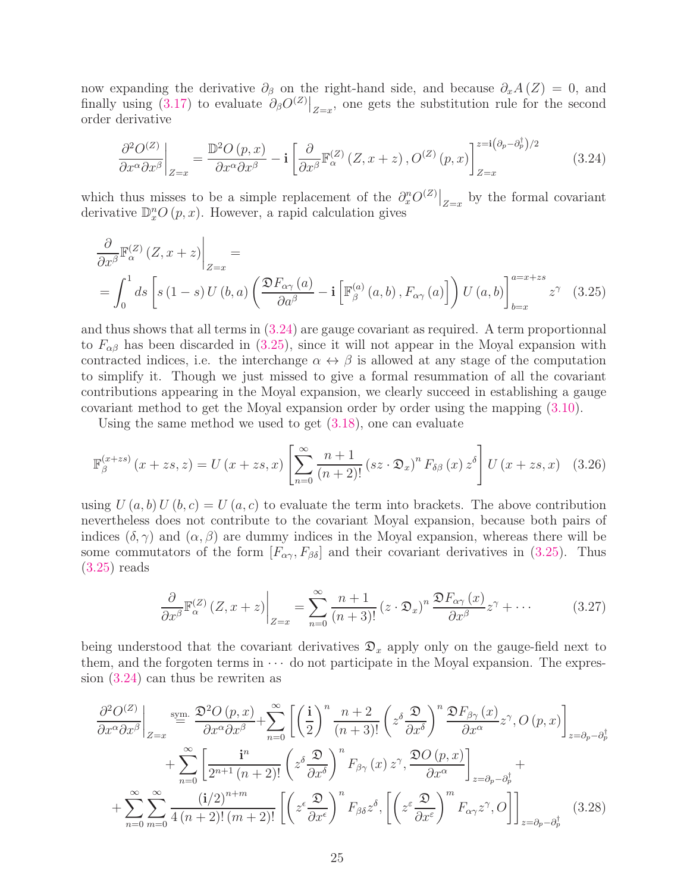now expanding the derivative $\partial_\beta$ on the right-hand side, and because $\partial_x A(Z) = 0$, and finally using (3.17) to evaluate $\partial_\beta O^{(Z)}\big|_{Z=x}$, one gets the substitution rule for the second order derivative

$$\left.\frac{\partial^2 O^{(Z)}}{\partial x^\alpha \partial x^\beta}\right|_{Z=x} = \frac{\mathbb{D}^2 O(p,x)}{\partial x^\alpha \partial x^\beta} - \mathbf{i}\left[\frac{\partial}{\partial x^\beta}\mathbb{F}_\alpha^{(Z)}(Z, x+z), O^{(Z)}(p,x)\right]_{Z=x}^{z=\mathbf{i}\left(\partial_p - \partial_p^\dagger\right)/2} \tag{3.24}$$

which thus misses to be a simple replacement of the $\partial_x^n O^{(Z)}\big|_{Z=x}$ by the formal covariant derivative $\mathbb{D}_x^n O(p,x)$. However, a rapid calculation gives

$$\begin{aligned}
&\left.\frac{\partial}{\partial x^\beta}\mathbb{F}_\alpha^{(Z)}(Z, x+z)\right|_{Z=x} = \\
&= \int_0^1 ds \left[s(1-s)\, U(b,a)\left(\frac{\mathfrak{D} F_{\alpha\gamma}(a)}{\partial a^\beta} - \mathbf{i}\left[\mathbb{F}_\beta^{(a)}(a,b), F_{\alpha\gamma}(a)\right]\right) U(a,b)\right]_{b=x}^{a=x+zs} z^\gamma
\end{aligned} \tag{3.25}$$

and thus shows that all terms in (3.24) are gauge covariant as required. A term proportionnal to $F_{\alpha\beta}$ has been discarded in (3.25), since it will not appear in the Moyal expansion with contracted indices, i.e. the interchange $\alpha \leftrightarrow \beta$ is allowed at any stage of the computation to simplify it. Though we just missed to give a formal resummation of all the covariant contributions appearing in the Moyal expansion, we clearly succeed in establishing a gauge covariant method to get the Moyal expansion order by order using the mapping (3.10).

Using the same method we used to get (3.18), one can evaluate

$$\mathbb{F}_\beta^{(x+zs)}(x+zs, z) = U(x+zs, x)\left[\sum_{n=0}^{\infty}\frac{n+1}{(n+2)!}(sz\cdot\mathfrak{D}_x)^n F_{\delta\beta}(x)\, z^\delta\right] U(x+zs, x) \tag{3.26}$$

using $U(a,b)\,U(b,c) = U(a,c)$ to evaluate the term into brackets. The above contribution nevertheless does not contribute to the covariant Moyal expansion, because both pairs of indices $(\delta,\gamma)$ and $(\alpha,\beta)$ are dummy indices in the Moyal expansion, whereas there will be some commutators of the form $[F_{\alpha\gamma}, F_{\beta\delta}]$ and their covariant derivatives in (3.25). Thus (3.25) reads

$$\left.\frac{\partial}{\partial x^\beta}\mathbb{F}_\alpha^{(Z)}(Z, x+z)\right|_{Z=x} = \sum_{n=0}^{\infty}\frac{n+1}{(n+3)!}(z\cdot\mathfrak{D}_x)^n \frac{\mathfrak{D}F_{\alpha\gamma}(x)}{\partial x^\beta} z^\gamma + \cdots \tag{3.27}$$

being understood that the covariant derivatives $\mathfrak{D}_x$ apply only on the gauge-field next to them, and the forgoten terms in $\cdots$ do not participate in the Moyal expansion. The expression (3.24) can thus be rewriten as

$$\begin{aligned}
\left.\frac{\partial^2 O^{(Z)}}{\partial x^\alpha \partial x^\beta}\right|_{Z=x} \overset{\text{sym.}}{=} \frac{\mathfrak{D}^2 O(p,x)}{\partial x^\alpha \partial x^\beta} &+ \sum_{n=0}^{\infty}\left[\left(\frac{\mathbf{i}}{2}\right)^n \frac{n+2}{(n+3)!}\left(z^\delta \frac{\mathfrak{D}}{\partial x^\delta}\right)^n \frac{\mathfrak{D}F_{\beta\gamma}(x)}{\partial x^\alpha} z^\gamma, O(p,x)\right]_{z=\partial_p - \partial_p^\dagger} \\
&+ \sum_{n=0}^{\infty}\left[\frac{\mathbf{i}^n}{2^{n+1}(n+2)!}\left(z^\delta\frac{\mathfrak{D}}{\partial x^\delta}\right)^n F_{\beta\gamma}(x)\, z^\gamma, \frac{\mathfrak{D}O(p,x)}{\partial x^\alpha}\right]_{z=\partial_p - \partial_p^\dagger} + \\
+ \sum_{n=0}^{\infty}\sum_{m=0}^{\infty} & \frac{(\mathbf{i}/2)^{n+m}}{4(n+2)!(m+2)!}\left[\left(z^\epsilon \frac{\mathfrak{D}}{\partial x^\epsilon}\right)^n F_{\beta\delta} z^\delta, \left[\left(z^\varepsilon\frac{\mathfrak{D}}{\partial x^\varepsilon}\right)^m F_{\alpha\gamma} z^\gamma, O\right]\right]_{z=\partial_p - \partial_p^\dagger}
\end{aligned} \tag{3.28}$$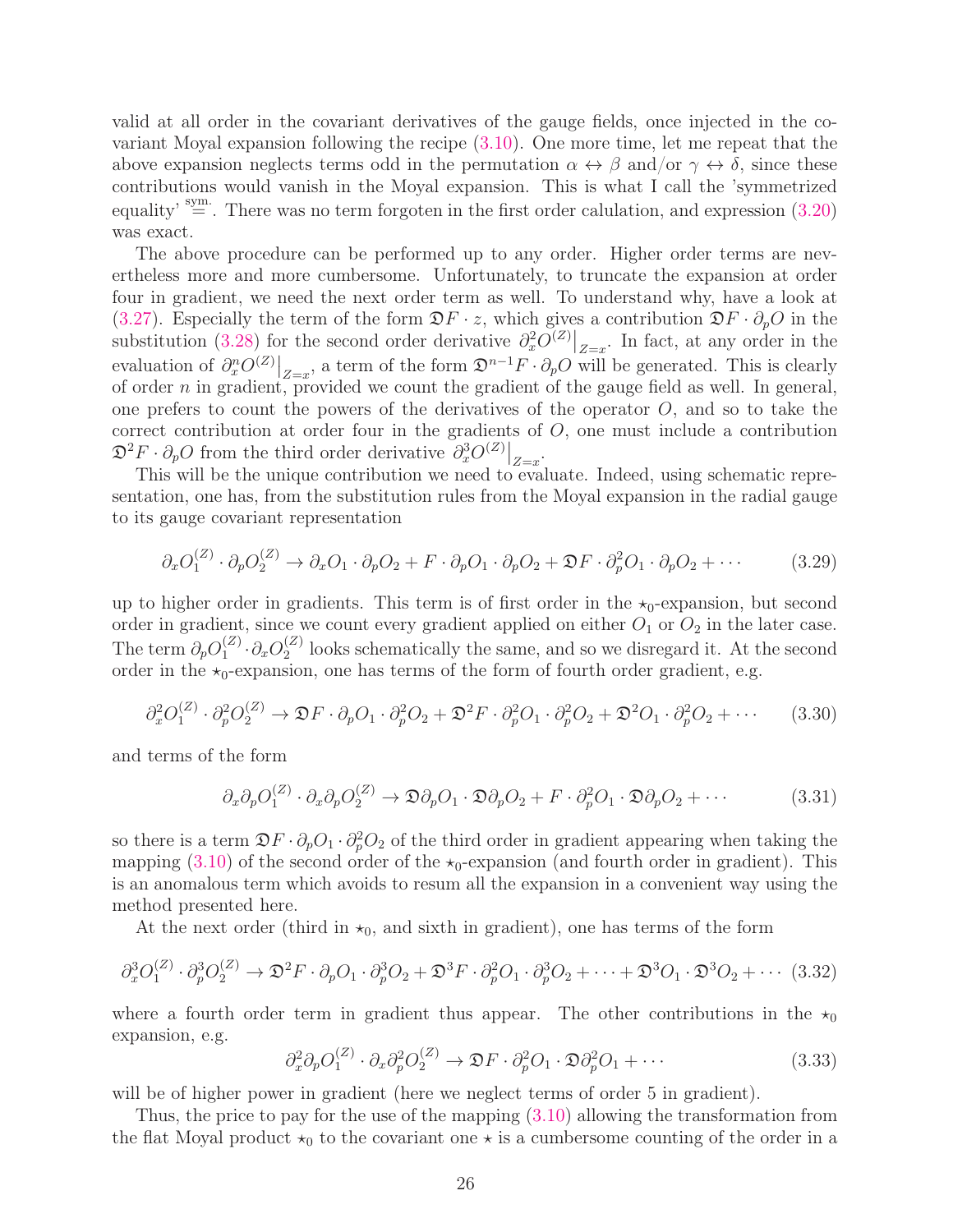valid at all order in the covariant derivatives of the gauge fields, once injected in the covariant Moyal expansion following the recipe (3.10). One more time, let me repeat that the above expansion neglects terms odd in the permutation $\alpha \leftrightarrow \beta$ and/or $\gamma \leftrightarrow \delta$, since these contributions would vanish in the Moyal expansion. This is what I call the 'symmetrized equality' $\overset{\text{sym.}}{=}$. There was no term forgoten in the first order calulation, and expression (3.20) was exact.

The above procedure can be performed up to any order. Higher order terms are nevertheless more and more cumbersome. Unfortunately, to truncate the expansion at order four in gradient, we need the next order term as well. To understand why, have a look at (3.27). Especially the term of the form $\mathfrak{D}F \cdot z$, which gives a contribution $\mathfrak{D}F \cdot \partial_p O$ in the substitution (3.28) for the second order derivative $\partial_x^2 O^{(Z)}\big|_{Z=x}$. In fact, at any order in the evaluation of $\partial_x^n O^{(Z)}\big|_{Z=x}$, a term of the form $\mathfrak{D}^{n-1}F \cdot \partial_p O$ will be generated. This is clearly of order $n$ in gradient, provided we count the gradient of the gauge field as well. In general, one prefers to count the powers of the derivatives of the operator $O$, and so to take the correct contribution at order four in the gradients of $O$, one must include a contribution $\mathfrak{D}^2 F \cdot \partial_p O$ from the third order derivative $\partial_x^3 O^{(Z)}\big|_{Z=x}$.

This will be the unique contribution we need to evaluate. Indeed, using schematic representation, one has, from the substitution rules from the Moyal expansion in the radial gauge to its gauge covariant representation

$$\partial_x O_1^{(Z)} \cdot \partial_p O_2^{(Z)} \rightarrow \partial_x O_1 \cdot \partial_p O_2 + F \cdot \partial_p O_1 \cdot \partial_p O_2 + \mathfrak{D}F \cdot \partial_p^2 O_1 \cdot \partial_p O_2 + \cdots \tag{3.29}$$

up to higher order in gradients. This term is of first order in the $\star_0$-expansion, but second order in gradient, since we count every gradient applied on either $O_1$ or $O_2$ in the later case. The term $\partial_p O_1^{(Z)} \cdot \partial_x O_2^{(Z)}$ looks schematically the same, and so we disregard it. At the second order in the $\star_0$-expansion, one has terms of the form of fourth order gradient, e.g.

$$\partial_x^2 O_1^{(Z)} \cdot \partial_p^2 O_2^{(Z)} \rightarrow \mathfrak{D}F \cdot \partial_p O_1 \cdot \partial_p^2 O_2 + \mathfrak{D}^2 F \cdot \partial_p^2 O_1 \cdot \partial_p^2 O_2 + \mathfrak{D}^2 O_1 \cdot \partial_p^2 O_2 + \cdots \tag{3.30}$$

and terms of the form

$$\partial_x \partial_p O_1^{(Z)} \cdot \partial_x \partial_p O_2^{(Z)} \rightarrow \mathfrak{D}\partial_p O_1 \cdot \mathfrak{D}\partial_p O_2 + F \cdot \partial_p^2 O_1 \cdot \mathfrak{D}\partial_p O_2 + \cdots \tag{3.31}$$

so there is a term $\mathfrak{D}F \cdot \partial_p O_1 \cdot \partial_p^2 O_2$ of the third order in gradient appearing when taking the mapping (3.10) of the second order of the $\star_0$-expansion (and fourth order in gradient). This is an anomalous term which avoids to resum all the expansion in a convenient way using the method presented here.

At the next order (third in $\star_0$, and sixth in gradient), one has terms of the form

$$\partial_x^3 O_1^{(Z)} \cdot \partial_p^3 O_2^{(Z)} \rightarrow \mathfrak{D}^2 F \cdot \partial_p O_1 \cdot \partial_p^3 O_2 + \mathfrak{D}^3 F \cdot \partial_p^2 O_1 \cdot \partial_p^3 O_2 + \cdots + \mathfrak{D}^3 O_1 \cdot \mathfrak{D}^3 O_2 + \cdots \tag{3.32}$$

where a fourth order term in gradient thus appear. The other contributions in the $\star_0$ expansion, e.g.

$$\partial_x^2 \partial_p O_1^{(Z)} \cdot \partial_x \partial_p^2 O_2^{(Z)} \rightarrow \mathfrak{D}F \cdot \partial_p^2 O_1 \cdot \mathfrak{D}\partial_p^2 O_1 + \cdots \tag{3.33}$$

will be of higher power in gradient (here we neglect terms of order 5 in gradient).

Thus, the price to pay for the use of the mapping (3.10) allowing the transformation from the flat Moyal product $\star_0$ to the covariant one $\star$ is a cumbersome counting of the order in a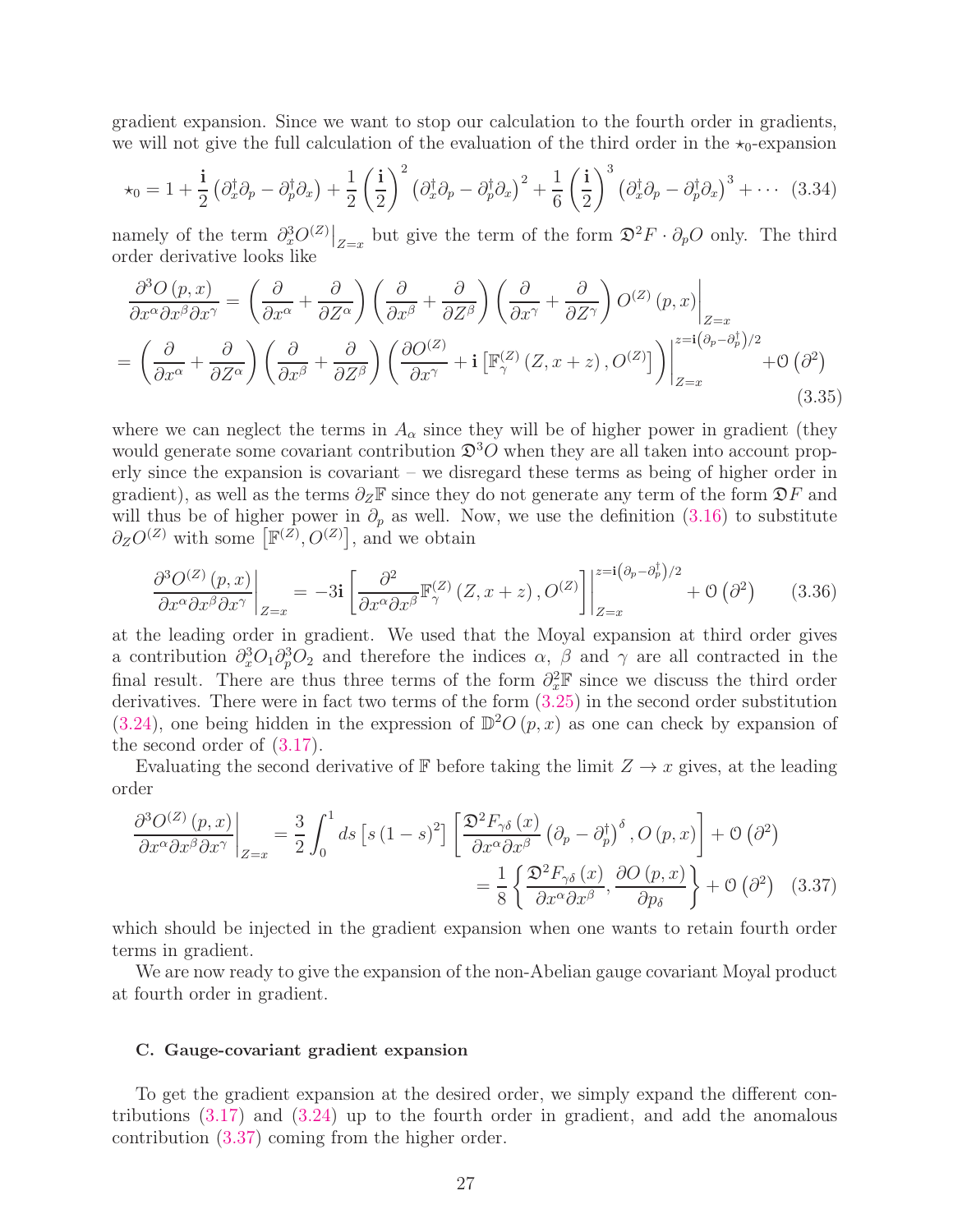gradient expansion. Since we want to stop our calculation to the fourth order in gradients, we will not give the full calculation of the evaluation of the third order in the $\star_0$-expansion

$$\star_0 = 1 + \frac{\mathbf{i}}{2}\left(\partial_x^{\dagger}\partial_p - \partial_p^{\dagger}\partial_x\right) + \frac{1}{2}\left(\frac{\mathbf{i}}{2}\right)^2\left(\partial_x^{\dagger}\partial_p - \partial_p^{\dagger}\partial_x\right)^2 + \frac{1}{6}\left(\frac{\mathbf{i}}{2}\right)^3\left(\partial_x^{\dagger}\partial_p - \partial_p^{\dagger}\partial_x\right)^3 + \cdots \quad (3.34)$$

namely of the term $\partial_x^3 O^{(Z)}\big|_{Z=x}$ but give the term of the form $\mathfrak{D}^2 F\cdot\partial_p O$ only. The third order derivative looks like

$$\begin{aligned}\frac{\partial^3 O(p,x)}{\partial x^\alpha\partial x^\beta\partial x^\gamma} &= \left(\frac{\partial}{\partial x^\alpha}+\frac{\partial}{\partial Z^\alpha}\right)\left(\frac{\partial}{\partial x^\beta}+\frac{\partial}{\partial Z^\beta}\right)\left(\frac{\partial}{\partial x^\gamma}+\frac{\partial}{\partial Z^\gamma}\right)O^{(Z)}(p,x)\Bigg|_{Z=x}\\
&= \left(\frac{\partial}{\partial x^\alpha}+\frac{\partial}{\partial Z^\alpha}\right)\left(\frac{\partial}{\partial x^\beta}+\frac{\partial}{\partial Z^\beta}\right)\left(\frac{\partial O^{(Z)}}{\partial x^\gamma}+\mathbf{i}\left[\mathbb{F}_\gamma^{(Z)}(Z,x+z),O^{(Z)}\right]\right)\Bigg|_{Z=x}^{z=\mathbf{i}\left(\partial_p-\partial_p^{\dagger}\right)/2} + \mathcal{O}\left(\partial^2\right)\end{aligned} \quad (3.35)$$

where we can neglect the terms in $A_\alpha$ since they will be of higher power in gradient (they would generate some covariant contribution $\mathfrak{D}^3 O$ when they are all taken into account properly since the expansion is covariant – we disregard these terms as being of higher order in gradient), as well as the terms $\partial_Z\mathbb{F}$ since they do not generate any term of the form $\mathfrak{D}F$ and will thus be of higher power in $\partial_p$ as well. Now, we use the definition (3.16) to substitute $\partial_Z O^{(Z)}$ with some $\left[\mathbb{F}^{(Z)},O^{(Z)}\right]$, and we obtain

$$\frac{\partial^3 O^{(Z)}(p,x)}{\partial x^\alpha\partial x^\beta\partial x^\gamma}\Bigg|_{Z=x} = -3\mathbf{i}\left[\frac{\partial^2}{\partial x^\alpha\partial x^\beta}\mathbb{F}_\gamma^{(Z)}(Z,x+z),O^{(Z)}\right]\Bigg|_{Z=x}^{z=\mathbf{i}\left(\partial_p-\partial_p^{\dagger}\right)/2} + \mathcal{O}\left(\partial^2\right) \quad (3.36)$$

at the leading order in gradient. We used that the Moyal expansion at third order gives a contribution $\partial_x^3 O_1\partial_p^3 O_2$ and therefore the indices $\alpha$, $\beta$ and $\gamma$ are all contracted in the final result. There are thus three terms of the form $\partial_x^2\mathbb{F}$ since we discuss the third order derivatives. There were in fact two terms of the form (3.25) in the second order substitution (3.24), one being hidden in the expression of $\mathbb{D}^2 O(p,x)$ as one can check by expansion of the second order of (3.17).

Evaluating the second derivative of $\mathbb{F}$ before taking the limit $Z\to x$ gives, at the leading order

$$\begin{aligned}\frac{\partial^3 O^{(Z)}(p,x)}{\partial x^\alpha\partial x^\beta\partial x^\gamma}\Bigg|_{Z=x} &= \frac{3}{2}\int_0^1 ds\left[s(1-s)^2\right]\left[\frac{\mathfrak{D}^2 F_{\gamma\delta}(x)}{\partial x^\alpha\partial x^\beta}\left(\partial_p-\partial_p^{\dagger}\right)^\delta, O(p,x)\right] + \mathcal{O}\left(\partial^2\right)\\
&= \frac{1}{8}\left\{\frac{\mathfrak{D}^2 F_{\gamma\delta}(x)}{\partial x^\alpha\partial x^\beta},\frac{\partial O(p,x)}{\partial p_\delta}\right\} + \mathcal{O}\left(\partial^2\right)\end{aligned} \quad (3.37)$$

which should be injected in the gradient expansion when one wants to retain fourth order terms in gradient.

We are now ready to give the expansion of the non-Abelian gauge covariant Moyal product at fourth order in gradient.

### C. Gauge-covariant gradient expansion

To get the gradient expansion at the desired order, we simply expand the different contributions (3.17) and (3.24) up to the fourth order in gradient, and add the anomalous contribution (3.37) coming from the higher order.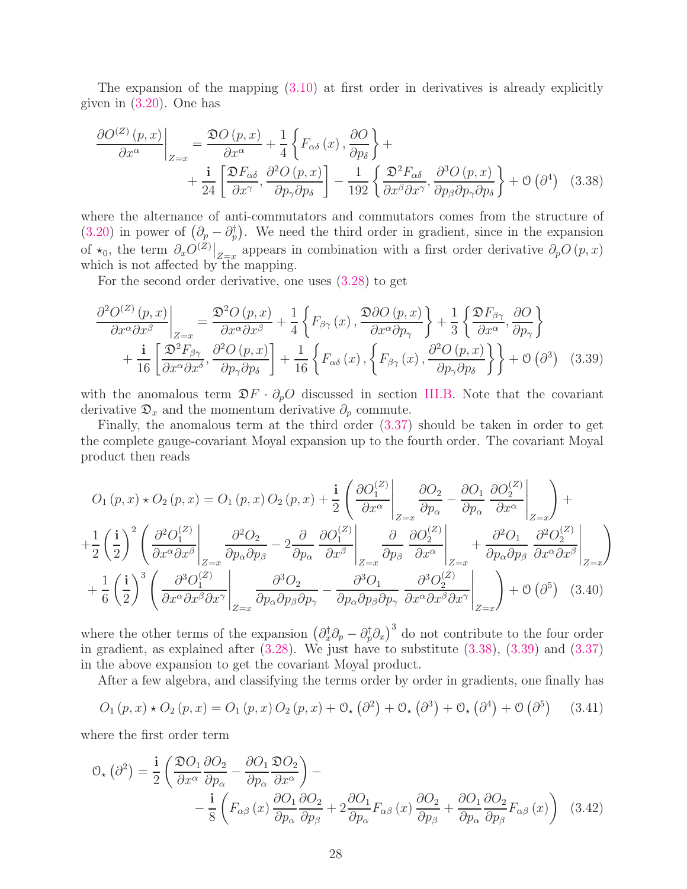The expansion of the mapping (3.10) at first order in derivatives is already explicitly given in (3.20). One has

$$
\left.\frac{\partial O^{(Z)}(p,x)}{\partial x^{\alpha}}\right|_{Z=x} = \frac{\mathfrak{D}O(p,x)}{\partial x^{\alpha}} + \frac{1}{4}\left\{F_{\alpha\delta}(x), \frac{\partial O}{\partial p_{\delta}}\right\} + \\
+ \frac{\mathbf{i}}{24}\left[\frac{\mathfrak{D}F_{\alpha\delta}}{\partial x^{\gamma}}, \frac{\partial^{2}O(p,x)}{\partial p_{\gamma}\partial p_{\delta}}\right] - \frac{1}{192}\left\{\frac{\mathfrak{D}^{2}F_{\alpha\delta}}{\partial x^{\beta}\partial x^{\gamma}}, \frac{\partial^{3}O(p,x)}{\partial p_{\beta}\partial p_{\gamma}\partial p_{\delta}}\right\} + \mathcal{O}\left(\partial^{4}\right) \quad (3.38)
$$

where the alternance of anti-commutators and commutators comes from the structure of (3.20) in power of $\left(\partial_{p}-\partial_{p}^{\dagger}\right)$. We need the third order in gradient, since in the expansion of $\star_{0}$, the term $\partial_{x}O^{(Z)}\big|_{Z=x}$ appears in combination with a first order derivative $\partial_{p}O(p,x)$ which is not affected by the mapping.

For the second order derivative, one uses (3.28) to get

$$
\left.\frac{\partial^{2}O^{(Z)}(p,x)}{\partial x^{\alpha}\partial x^{\beta}}\right|_{Z=x} = \frac{\mathfrak{D}^{2}O(p,x)}{\partial x^{\alpha}\partial x^{\beta}} + \frac{1}{4}\left\{F_{\beta\gamma}(x), \frac{\mathfrak{D}\partial O(p,x)}{\partial x^{\alpha}\partial p_{\gamma}}\right\} + \frac{1}{3}\left\{\frac{\mathfrak{D}F_{\beta\gamma}}{\partial x^{\alpha}}, \frac{\partial O}{\partial p_{\gamma}}\right\} \\
+ \frac{\mathbf{i}}{16}\left[\frac{\mathfrak{D}^{2}F_{\beta\gamma}}{\partial x^{\alpha}\partial x^{\delta}}, \frac{\partial^{2}O(p,x)}{\partial p_{\gamma}\partial p_{\delta}}\right] + \frac{1}{16}\left\{F_{\alpha\delta}(x), \left\{F_{\beta\gamma}(x), \frac{\partial^{2}O(p,x)}{\partial p_{\gamma}\partial p_{\delta}}\right\}\right\} + \mathcal{O}\left(\partial^{3}\right) \quad (3.39)
$$

with the anomalous term $\mathfrak{D}F\cdot\partial_{p}O$ discussed in section III.B. Note that the covariant derivative $\mathfrak{D}_{x}$ and the momentum derivative $\partial_{p}$ commute.

Finally, the anomalous term at the third order (3.37) should be taken in order to get the complete gauge-covariant Moyal expansion up to the fourth order. The covariant Moyal product then reads

$$
O_{1}(p,x)\star O_{2}(p,x) = O_{1}(p,x)\,O_{2}(p,x) + \frac{\mathbf{i}}{2}\left(\left.\frac{\partial O_{1}^{(Z)}}{\partial x^{\alpha}}\right|_{Z=x}\frac{\partial O_{2}}{\partial p_{\alpha}} - \frac{\partial O_{1}}{\partial p_{\alpha}}\left.\frac{\partial O_{2}^{(Z)}}{\partial x^{\alpha}}\right|_{Z=x}\right) + \\
+\frac{1}{2}\left(\frac{\mathbf{i}}{2}\right)^{2}\left(\left.\frac{\partial^{2}O_{1}^{(Z)}}{\partial x^{\alpha}\partial x^{\beta}}\right|_{Z=x}\frac{\partial^{2}O_{2}}{\partial p_{\alpha}\partial p_{\beta}} - 2\frac{\partial}{\partial p_{\alpha}}\left.\frac{\partial O_{1}^{(Z)}}{\partial x^{\beta}}\right|_{Z=x}\frac{\partial}{\partial p_{\beta}}\left.\frac{\partial O_{2}^{(Z)}}{\partial x^{\alpha}}\right|_{Z=x} + \frac{\partial^{2}O_{1}}{\partial p_{\alpha}\partial p_{\beta}}\left.\frac{\partial^{2}O_{2}^{(Z)}}{\partial x^{\alpha}\partial x^{\beta}}\right|_{Z=x}\right) \\
+\frac{1}{6}\left(\frac{\mathbf{i}}{2}\right)^{3}\left(\left.\frac{\partial^{3}O_{1}^{(Z)}}{\partial x^{\alpha}\partial x^{\beta}\partial x^{\gamma}}\right|_{Z=x}\frac{\partial^{3}O_{2}}{\partial p_{\alpha}\partial p_{\beta}\partial p_{\gamma}} - \frac{\partial^{3}O_{1}}{\partial p_{\alpha}\partial p_{\beta}\partial p_{\gamma}}\left.\frac{\partial^{3}O_{2}^{(Z)}}{\partial x^{\alpha}\partial x^{\beta}\partial x^{\gamma}}\right|_{Z=x}\right) + \mathcal{O}\left(\partial^{5}\right) \quad (3.40)
$$

where the other terms of the expansion $\left(\partial_{x}^{\dagger}\partial_{p}-\partial_{p}^{\dagger}\partial_{x}\right)^{3}$ do not contribute to the four order in gradient, as explained after (3.28). We just have to substitute (3.38), (3.39) and (3.37) in the above expansion to get the covariant Moyal product.

After a few algebra, and classifying the terms order by order in gradients, one finally has

$$
O_{1}(p,x)\star O_{2}(p,x) = O_{1}(p,x)\,O_{2}(p,x) + \mathcal{O}_{\star}\left(\partial^{2}\right) + \mathcal{O}_{\star}\left(\partial^{3}\right) + \mathcal{O}_{\star}\left(\partial^{4}\right) + \mathcal{O}\left(\partial^{5}\right) \quad (3.41)
$$

where the first order term

$$
\mathcal{O}_{\star}\left(\partial^{2}\right) = \frac{\mathbf{i}}{2}\left(\frac{\mathfrak{D}O_{1}}{\partial x^{\alpha}}\frac{\partial O_{2}}{\partial p_{\alpha}} - \frac{\partial O_{1}}{\partial p_{\alpha}}\frac{\mathfrak{D}O_{2}}{\partial x^{\alpha}}\right) - \\
- \frac{\mathbf{i}}{8}\left(F_{\alpha\beta}(x)\frac{\partial O_{1}}{\partial p_{\alpha}}\frac{\partial O_{2}}{\partial p_{\beta}} + 2\frac{\partial O_{1}}{\partial p_{\alpha}}F_{\alpha\beta}(x)\frac{\partial O_{2}}{\partial p_{\beta}} + \frac{\partial O_{1}}{\partial p_{\alpha}}\frac{\partial O_{2}}{\partial p_{\beta}}F_{\alpha\beta}(x)\right) \quad (3.42)
$$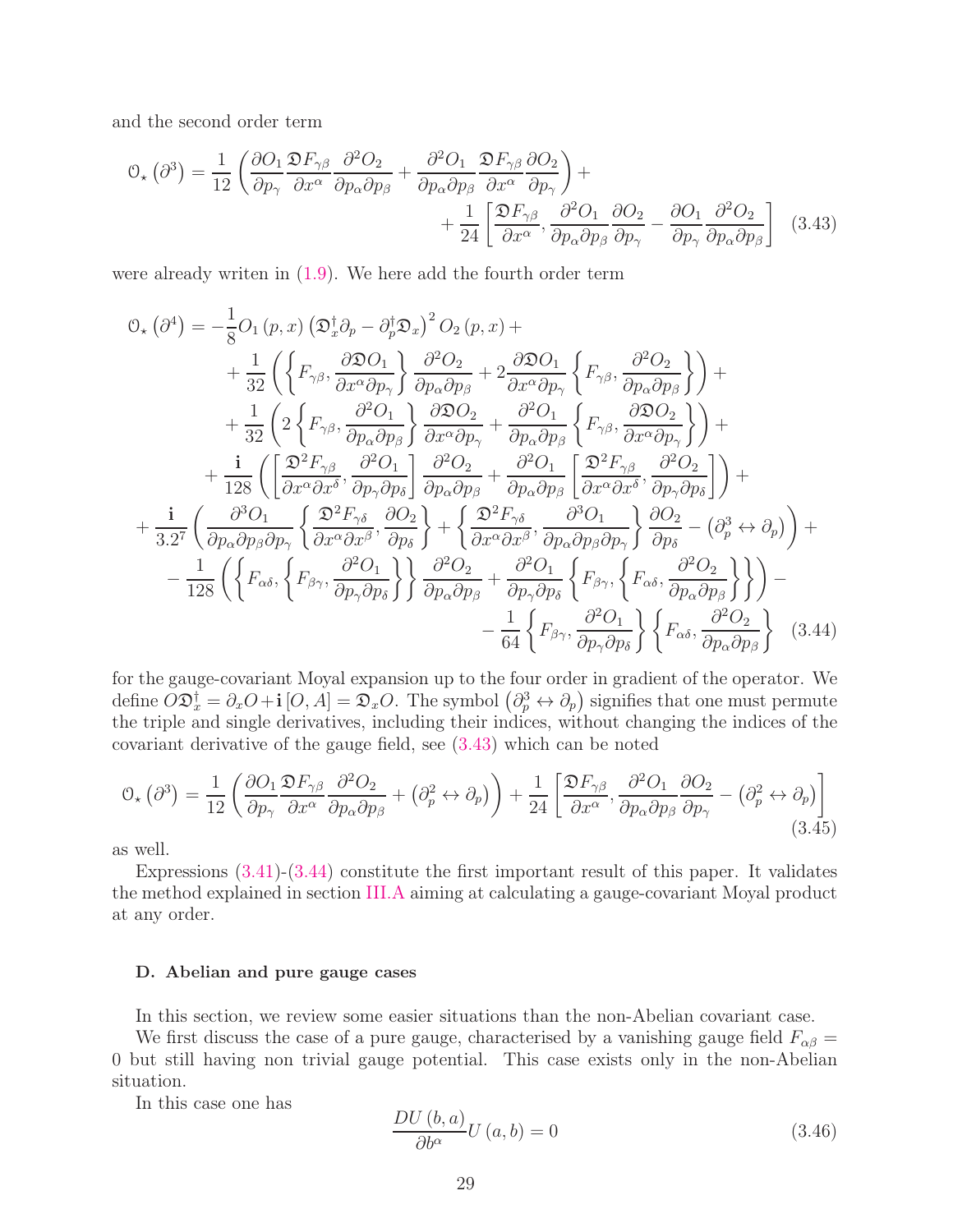and the second order term

$$\mathcal{O}_{\star}\left(\partial^{3}\right)=\frac{1}{12}\left(\frac{\partial O_{1}}{\partial p_{\gamma}}\frac{\mathfrak{D}F_{\gamma\beta}}{\partial x^{\alpha}}\frac{\partial^{2}O_{2}}{\partial p_{\alpha}\partial p_{\beta}}+\frac{\partial^{2}O_{1}}{\partial p_{\alpha}\partial p_{\beta}}\frac{\mathfrak{D}F_{\gamma\beta}}{\partial x^{\alpha}}\frac{\partial O_{2}}{\partial p_{\gamma}}\right)+ \\ +\frac{1}{24}\left[\frac{\mathfrak{D}F_{\gamma\beta}}{\partial x^{\alpha}},\frac{\partial^{2}O_{1}}{\partial p_{\alpha}\partial p_{\beta}}\frac{\partial O_{2}}{\partial p_{\gamma}}-\frac{\partial O_{1}}{\partial p_{\gamma}}\frac{\partial^{2}O_{2}}{\partial p_{\alpha}\partial p_{\beta}}\right] \quad (3.43)$$

were already writen in (1.9). We here add the fourth order term

$$\begin{aligned}
\mathcal{O}_{\star}\left(\partial^{4}\right)= & -\frac{1}{8}O_{1}\left(p,x\right)\left(\mathfrak{D}_{x}^{\dagger}\partial_{p}-\partial_{p}^{\dagger}\mathfrak{D}_{x}\right)^{2}O_{2}\left(p,x\right)+\\
 & +\frac{1}{32}\left(\left\{ F_{\gamma\beta},\frac{\partial\mathfrak{D}O_{1}}{\partial x^{\alpha}\partial p_{\gamma}}\right\} \frac{\partial^{2}O_{2}}{\partial p_{\alpha}\partial p_{\beta}}+2\frac{\partial\mathfrak{D}O_{1}}{\partial x^{\alpha}\partial p_{\gamma}}\left\{ F_{\gamma\beta},\frac{\partial^{2}O_{2}}{\partial p_{\alpha}\partial p_{\beta}}\right\} \right)+\\
 & +\frac{1}{32}\left(2\left\{ F_{\gamma\beta},\frac{\partial^{2}O_{1}}{\partial p_{\alpha}\partial p_{\beta}}\right\} \frac{\partial\mathfrak{D}O_{2}}{\partial x^{\alpha}\partial p_{\gamma}}+\frac{\partial^{2}O_{1}}{\partial p_{\alpha}\partial p_{\beta}}\left\{ F_{\gamma\beta},\frac{\partial\mathfrak{D}O_{2}}{\partial x^{\alpha}\partial p_{\gamma}}\right\} \right)+\\
 & +\frac{\mathbf{i}}{128}\left(\left[\frac{\mathfrak{D}^{2}F_{\gamma\beta}}{\partial x^{\alpha}\partial x^{\delta}},\frac{\partial^{2}O_{1}}{\partial p_{\gamma}\partial p_{\delta}}\right]\frac{\partial^{2}O_{2}}{\partial p_{\alpha}\partial p_{\beta}}+\frac{\partial^{2}O_{1}}{\partial p_{\alpha}\partial p_{\beta}}\left[\frac{\mathfrak{D}^{2}F_{\gamma\beta}}{\partial x^{\alpha}\partial x^{\delta}},\frac{\partial^{2}O_{2}}{\partial p_{\gamma}\partial p_{\delta}}\right]\right)+\\
 & +\frac{\mathbf{i}}{3.2^{7}}\left(\frac{\partial^{3}O_{1}}{\partial p_{\alpha}\partial p_{\beta}\partial p_{\gamma}}\left\{ \frac{\mathfrak{D}^{2}F_{\gamma\delta}}{\partial x^{\alpha}\partial x^{\beta}},\frac{\partial O_{2}}{\partial p_{\delta}}\right\} +\left\{ \frac{\mathfrak{D}^{2}F_{\gamma\delta}}{\partial x^{\alpha}\partial x^{\beta}},\frac{\partial^{3}O_{1}}{\partial p_{\alpha}\partial p_{\beta}\partial p_{\gamma}}\right\} \frac{\partial O_{2}}{\partial p_{\delta}}-\left(\partial_{p}^{3}\leftrightarrow\partial_{p}\right)\right)+\\
 & -\frac{1}{128}\left(\left\{ F_{\alpha\delta},\left\{ F_{\beta\gamma},\frac{\partial^{2}O_{1}}{\partial p_{\gamma}\partial p_{\delta}}\right\} \right\} \frac{\partial^{2}O_{2}}{\partial p_{\alpha}\partial p_{\beta}}+\frac{\partial^{2}O_{1}}{\partial p_{\gamma}\partial p_{\delta}}\left\{ F_{\beta\gamma},\left\{ F_{\alpha\delta},\frac{\partial^{2}O_{2}}{\partial p_{\alpha}\partial p_{\beta}}\right\} \right\} \right)-\\
 & -\frac{1}{64}\left\{ F_{\beta\gamma},\frac{\partial^{2}O_{1}}{\partial p_{\gamma}\partial p_{\delta}}\right\} \left\{ F_{\alpha\delta},\frac{\partial^{2}O_{2}}{\partial p_{\alpha}\partial p_{\beta}}\right\} \quad (3.44)
\end{aligned}$$

for the gauge-covariant Moyal expansion up to the four order in gradient of the operator. We define $O\mathfrak{D}_{x}^{\dagger}=\partial_{x}O+\mathbf{i}\left[O,A\right]=\mathfrak{D}_{x}O$. The symbol $\left(\partial_{p}^{3}\leftrightarrow\partial_{p}\right)$ signifies that one must permute the triple and single derivatives, including their indices, without changing the indices of the covariant derivative of the gauge field, see (3.43) which can be noted

$$\mathcal{O}_{\star}\left(\partial^{3}\right)=\frac{1}{12}\left(\frac{\partial O_{1}}{\partial p_{\gamma}}\frac{\mathfrak{D}F_{\gamma\beta}}{\partial x^{\alpha}}\frac{\partial^{2}O_{2}}{\partial p_{\alpha}\partial p_{\beta}}+\left(\partial_{p}^{2}\leftrightarrow\partial_{p}\right)\right)+\frac{1}{24}\left[\frac{\mathfrak{D}F_{\gamma\beta}}{\partial x^{\alpha}},\frac{\partial^{2}O_{1}}{\partial p_{\alpha}\partial p_{\beta}}\frac{\partial O_{2}}{\partial p_{\gamma}}-\left(\partial_{p}^{2}\leftrightarrow\partial_{p}\right)\right] \quad (3.45)$$

as well.

Expressions (3.41)-(3.44) constitute the first important result of this paper. It validates the method explained in section III.A aiming at calculating a gauge-covariant Moyal product at any order.

### D. Abelian and pure gauge cases

In this section, we review some easier situations than the non-Abelian covariant case.

We first discuss the case of a pure gauge, characterised by a vanishing gauge field $F_{\alpha\beta}=0$ but still having non trivial gauge potential. This case exists only in the non-Abelian situation.

In this case one has

$$\frac{DU\left(b,a\right)}{\partial b^{\alpha}}U\left(a,b\right)=0 \quad (3.46)$$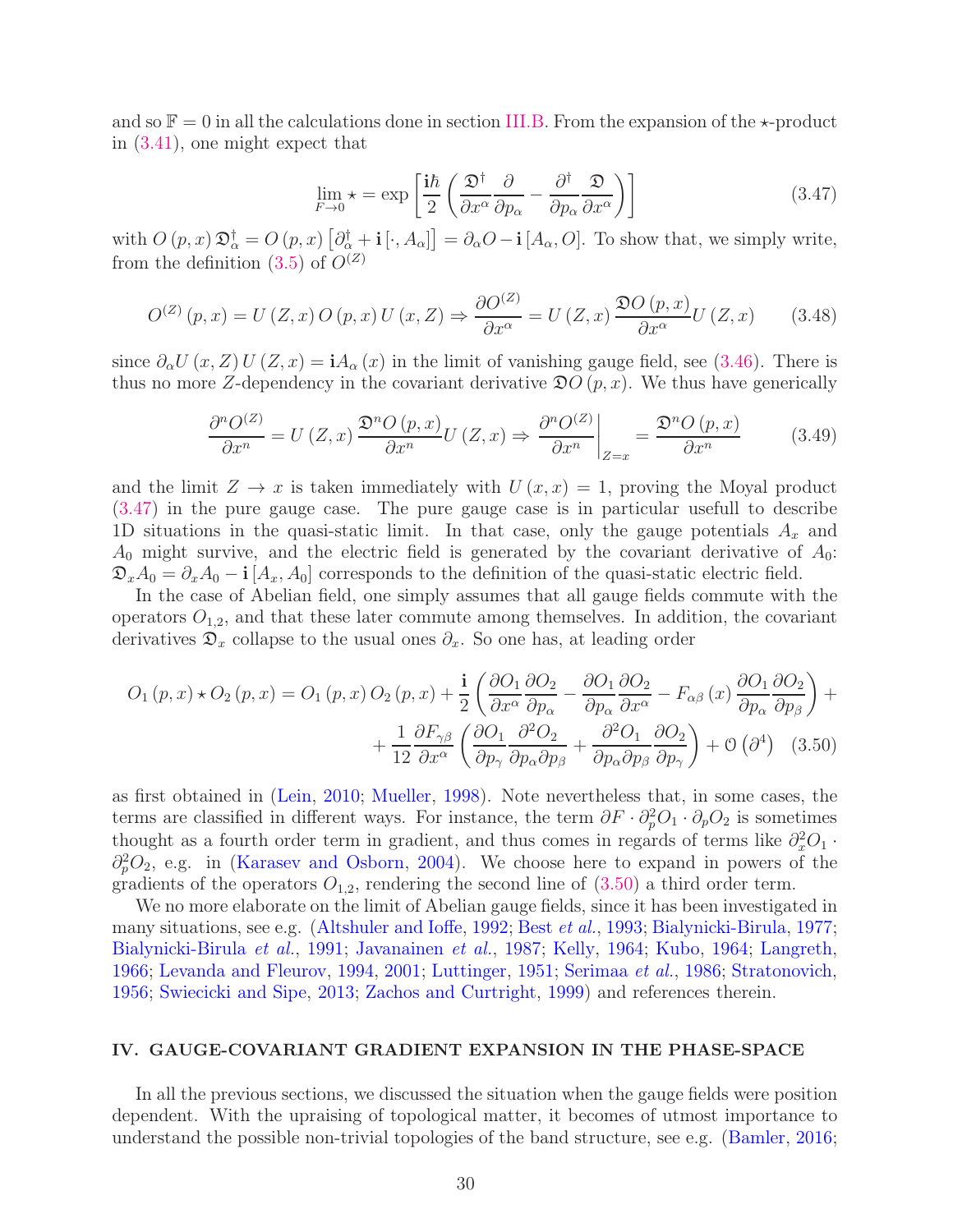and so $\mathbb{F}=0$ in all the calculations done in section III.B. From the expansion of the $\star$-product in (3.41), one might expect that

$$\lim_{F\rightarrow 0}\star=\exp\left[\frac{\mathbf{i}\hbar}{2}\left(\frac{\mathfrak{D}^{\dagger}}{\partial x^{\alpha}}\frac{\partial}{\partial p_{\alpha}}-\frac{\partial^{\dagger}}{\partial p_{\alpha}}\frac{\mathfrak{D}}{\partial x^{\alpha}}\right)\right] \tag{3.47}$$

with $O\left(p,x\right)\mathfrak{D}_{\alpha}^{\dagger}=O\left(p,x\right)\left[\partial_{\alpha}^{\dagger}+\mathbf{i}\left[\cdot,A_{\alpha}\right]\right]=\partial_{\alpha}O-\mathbf{i}\left[A_{\alpha},O\right]$. To show that, we simply write, from the definition (3.5) of $O^{(Z)}$

$$O^{(Z)}\left(p,x\right)=U\left(Z,x\right)O\left(p,x\right)U\left(x,Z\right)\Rightarrow\frac{\partial O^{(Z)}}{\partial x^{\alpha}}=U\left(Z,x\right)\frac{\mathfrak{D}O\left(p,x\right)}{\partial x^{\alpha}}U\left(Z,x\right) \tag{3.48}$$

since $\partial_{\alpha}U\left(x,Z\right)U\left(Z,x\right)=\mathbf{i}A_{\alpha}\left(x\right)$ in the limit of vanishing gauge field, see (3.46). There is thus no more $Z$-dependency in the covariant derivative $\mathfrak{D}O\left(p,x\right)$. We thus have generically

$$\frac{\partial^{n}O^{(Z)}}{\partial x^{n}}=U\left(Z,x\right)\frac{\mathfrak{D}^{n}O\left(p,x\right)}{\partial x^{n}}U\left(Z,x\right)\Rightarrow\left.\frac{\partial^{n}O^{(Z)}}{\partial x^{n}}\right|_{Z=x}=\frac{\mathfrak{D}^{n}O\left(p,x\right)}{\partial x^{n}} \tag{3.49}$$

and the limit $Z\rightarrow x$ is taken immediately with $U\left(x,x\right)=1$, proving the Moyal product (3.47) in the pure gauge case. The pure gauge case is in particular usefull to describe 1D situations in the quasi-static limit. In that case, only the gauge potentials $A_x$ and $A_0$ might survive, and the electric field is generated by the covariant derivative of $A_0$: $\mathfrak{D}_x A_0=\partial_x A_0-\mathbf{i}\left[A_x,A_0\right]$ corresponds to the definition of the quasi-static electric field.

In the case of Abelian field, one simply assumes that all gauge fields commute with the operators $O_{1,2}$, and that these later commute among themselves. In addition, the covariant derivatives $\mathfrak{D}_x$ collapse to the usual ones $\partial_x$. So one has, at leading order

$$\begin{aligned}O_{1}\left(p,x\right)\star O_{2}\left(p,x\right)=O_{1}\left(p,x\right)O_{2}\left(p,x\right)+\frac{\mathbf{i}}{2}\left(\frac{\partial O_{1}}{\partial x^{\alpha}}\frac{\partial O_{2}}{\partial p_{\alpha}}-\frac{\partial O_{1}}{\partial p_{\alpha}}\frac{\partial O_{2}}{\partial x^{\alpha}}-F_{\alpha\beta}\left(x\right)\frac{\partial O_{1}}{\partial p_{\alpha}}\frac{\partial O_{2}}{\partial p_{\beta}}\right)+\\+\frac{1}{12}\frac{\partial F_{\gamma\beta}}{\partial x^{\alpha}}\left(\frac{\partial O_{1}}{\partial p_{\gamma}}\frac{\partial^{2}O_{2}}{\partial p_{\alpha}\partial p_{\beta}}+\frac{\partial^{2}O_{1}}{\partial p_{\alpha}\partial p_{\beta}}\frac{\partial O_{2}}{\partial p_{\gamma}}\right)+\mathcal{O}\left(\partial^{4}\right)\end{aligned} \tag{3.50}$$

as first obtained in (Lein, 2010; Mueller, 1998). Note nevertheless that, in some cases, the terms are classified in different ways. For instance, the term $\partial F\cdot\partial_p^2 O_1\cdot\partial_p O_2$ is sometimes thought as a fourth order term in gradient, and thus comes in regards of terms like $\partial_x^2 O_1\cdot\partial_p^2 O_2$, e.g. in (Karasev and Osborn, 2004). We choose here to expand in powers of the gradients of the operators $O_{1,2}$, rendering the second line of (3.50) a third order term.

We no more elaborate on the limit of Abelian gauge fields, since it has been investigated in many situations, see e.g. (Altshuler and Ioffe, 1992; Best *et al.*, 1993; Bialynicki-Birula, 1977; Bialynicki-Birula *et al.*, 1991; Javanainen *et al.*, 1987; Kelly, 1964; Kubo, 1964; Langreth, 1966; Levanda and Fleurov, 1994, 2001; Luttinger, 1951; Serimaa *et al.*, 1986; Stratonovich, 1956; Swiecicki and Sipe, 2013; Zachos and Curtright, 1999) and references therein.

## IV. GAUGE-COVARIANT GRADIENT EXPANSION IN THE PHASE-SPACE

In all the previous sections, we discussed the situation when the gauge fields were position dependent. With the upraising of topological matter, it becomes of utmost importance to understand the possible non-trivial topologies of the band structure, see e.g. (Bamler, 2016;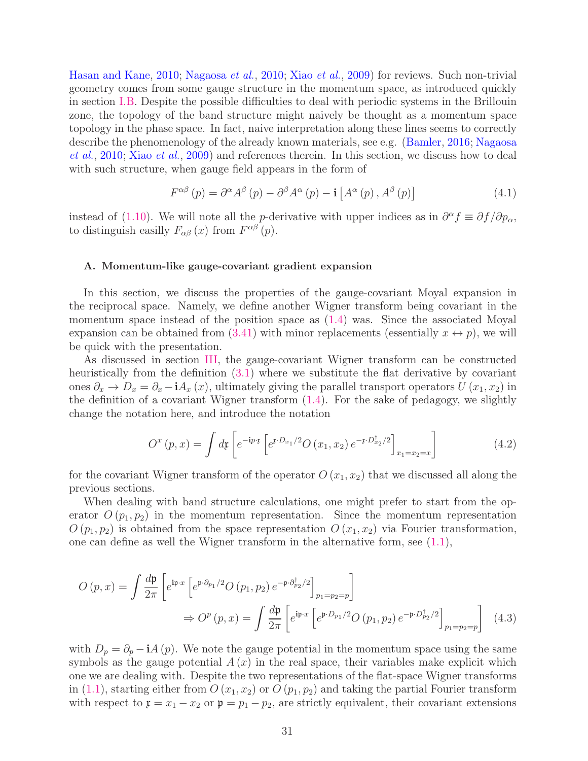Hasan and Kane, 2010; Nagaosa *et al.*, 2010; Xiao *et al.*, 2009) for reviews. Such non-trivial geometry comes from some gauge structure in the momentum space, as introduced quickly in section I.B. Despite the possible difficulties to deal with periodic systems in the Brillouin zone, the topology of the band structure might naively be thought as a momentum space topology in the phase space. In fact, naive interpretation along these lines seems to correctly describe the phenomenology of the already known materials, see e.g. (Bamler, 2016; Nagaosa *et al.*, 2010; Xiao *et al.*, 2009) and references therein. In this section, we discuss how to deal with such structure, when gauge field appears in the form of

$$F^{\alpha\beta}\left(p\right)=\partial^{\alpha}A^{\beta}\left(p\right)-\partial^{\beta}A^{\alpha}\left(p\right)-\mathbf{i}\left[A^{\alpha}\left(p\right),A^{\beta}\left(p\right)\right] \tag{4.1}$$

instead of (1.10). We will note all the $p$-derivative with upper indices as in $\partial^{\alpha}f\equiv\partial f/\partial p_{\alpha}$, to distinguish easily $F_{\alpha\beta}\left(x\right)$ from $F^{\alpha\beta}\left(p\right)$.

### A. Momentum-like gauge-covariant gradient expansion

In this section, we discuss the properties of the gauge-covariant Moyal expansion in the reciprocal space. Namely, we define another Wigner transform being covariant in the momentum space instead of the position space as (1.4) was. Since the associated Moyal expansion can be obtained from (3.41) with minor replacements (essentially $x\leftrightarrow p$), we will be quick with the presentation.

As discussed in section III, the gauge-covariant Wigner transform can be constructed heuristically from the definition (3.1) where we substitute the flat derivative by covariant ones $\partial_{x}\rightarrow D_{x}=\partial_{x}-\mathbf{i}A_{x}\left(x\right)$, ultimately giving the parallel transport operators $U\left(x_{1},x_{2}\right)$ in the definition of a covariant Wigner transform (1.4). For the sake of pedagogy, we slightly change the notation here, and introduce the notation

$$O^{x}\left(p,x\right)=\int d\mathfrak{x}\left[e^{-\mathbf{i}p\cdot\mathfrak{x}}\left[e^{\mathfrak{x}\cdot D_{x_{1}}/2}O\left(x_{1},x_{2}\right)e^{-\mathfrak{x}\cdot D_{x_{2}}^{\dagger}/2}\right]_{x_{1}=x_{2}=x}\right] \tag{4.2}$$

for the covariant Wigner transform of the operator $O\left(x_{1},x_{2}\right)$ that we discussed all along the previous sections.

When dealing with band structure calculations, one might prefer to start from the operator $O\left(p_{1},p_{2}\right)$ in the momentum representation. Since the momentum representation $O\left(p_{1},p_{2}\right)$ is obtained from the space representation $O\left(x_{1},x_{2}\right)$ via Fourier transformation, one can define as well the Wigner transform in the alternative form, see (1.1),

$$O\left(p,x\right)=\int\frac{d\mathfrak{p}}{2\pi}\left[e^{\mathbf{i}\mathfrak{p}\cdot x}\left[e^{\mathfrak{p}\cdot\partial_{p_{1}}/2}O\left(p_{1},p_{2}\right)e^{-\mathfrak{p}\cdot\partial_{p_{2}}^{\dagger}/2}\right]_{p_{1}=p_{2}=p}\right]$$
$$\Rightarrow O^{p}\left(p,x\right)=\int\frac{d\mathfrak{p}}{2\pi}\left[e^{\mathbf{i}\mathfrak{p}\cdot x}\left[e^{\mathfrak{p}\cdot D_{p_{1}}/2}O\left(p_{1},p_{2}\right)e^{-\mathfrak{p}\cdot D_{p_{2}}^{\dagger}/2}\right]_{p_{1}=p_{2}=p}\right] \tag{4.3}$$

with $D_{p}=\partial_{p}-\mathbf{i}A\left(p\right)$. We note the gauge potential in the momentum space using the same symbols as the gauge potential $A\left(x\right)$ in the real space, their variables make explicit which one we are dealing with. Despite the two representations of the flat-space Wigner transforms in (1.1), starting either from $O\left(x_{1},x_{2}\right)$ or $O\left(p_{1},p_{2}\right)$ and taking the partial Fourier transform with respect to $\mathfrak{x}=x_{1}-x_{2}$ or $\mathfrak{p}=p_{1}-p_{2}$, are strictly equivalent, their covariant extensions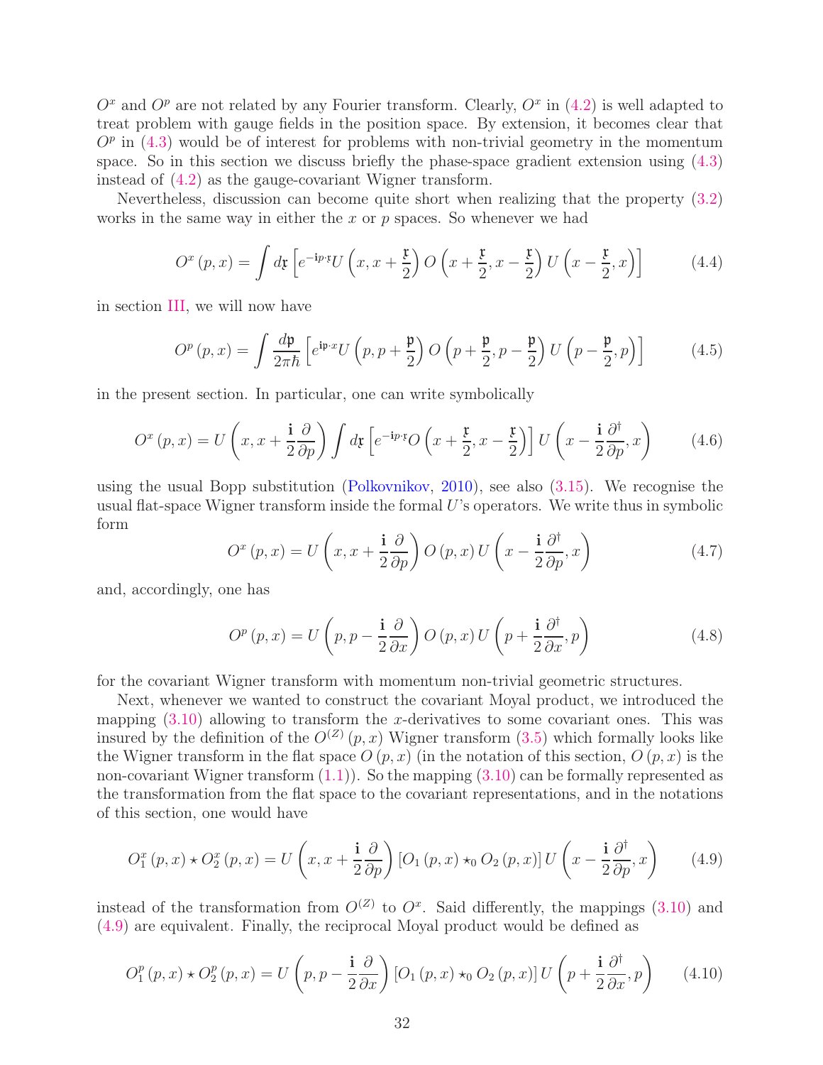$O^x$ and $O^p$ are not related by any Fourier transform. Clearly, $O^x$ in (4.2) is well adapted to treat problem with gauge fields in the position space. By extension, it becomes clear that $O^p$ in (4.3) would be of interest for problems with non-trivial geometry in the momentum space. So in this section we discuss briefly the phase-space gradient extension using (4.3) instead of (4.2) as the gauge-covariant Wigner transform.

Nevertheless, discussion can become quite short when realizing that the property (3.2) works in the same way in either the $x$ or $p$ spaces. So whenever we had

$$O^x(p,x) = \int d\mathfrak{x} \left[ e^{-\mathbf{i} p\cdot \mathfrak{x}} U\left(x, x+\frac{\mathfrak{x}}{2}\right) O\left(x+\frac{\mathfrak{x}}{2}, x-\frac{\mathfrak{x}}{2}\right) U\left(x-\frac{\mathfrak{x}}{2}, x\right)\right] \tag{4.4}$$

in section III, we will now have

$$O^p(p,x) = \int \frac{d\mathfrak{p}}{2\pi\hbar} \left[ e^{\mathbf{i}\mathfrak{p}\cdot x} U\left(p, p+\frac{\mathfrak{p}}{2}\right) O\left(p+\frac{\mathfrak{p}}{2}, p-\frac{\mathfrak{p}}{2}\right) U\left(p-\frac{\mathfrak{p}}{2}, p\right)\right] \tag{4.5}$$

in the present section. In particular, one can write symbolically

$$O^x(p,x) = U\left(x, x+\frac{\mathbf{i}}{2}\frac{\partial}{\partial p}\right) \int d\mathfrak{x} \left[ e^{-\mathbf{i} p\cdot \mathfrak{x}} O\left(x+\frac{\mathfrak{x}}{2}, x-\frac{\mathfrak{x}}{2}\right)\right] U\left(x-\frac{\mathbf{i}}{2}\frac{\partial^\dagger}{\partial p}, x\right) \tag{4.6}$$

using the usual Bopp substitution (Polkovnikov, 2010), see also (3.15). We recognise the usual flat-space Wigner transform inside the formal $U$'s operators. We write thus in symbolic form

$$O^x(p,x) = U\left(x, x+\frac{\mathbf{i}}{2}\frac{\partial}{\partial p}\right) O(p,x)\, U\left(x-\frac{\mathbf{i}}{2}\frac{\partial^\dagger}{\partial p}, x\right) \tag{4.7}$$

and, accordingly, one has

$$O^p(p,x) = U\left(p, p-\frac{\mathbf{i}}{2}\frac{\partial}{\partial x}\right) O(p,x)\, U\left(p+\frac{\mathbf{i}}{2}\frac{\partial^\dagger}{\partial x}, p\right) \tag{4.8}$$

for the covariant Wigner transform with momentum non-trivial geometric structures.

Next, whenever we wanted to construct the covariant Moyal product, we introduced the mapping (3.10) allowing to transform the $x$-derivatives to some covariant ones. This was insured by the definition of the $O^{(Z)}(p,x)$ Wigner transform (3.5) which formally looks like the Wigner transform in the flat space $O(p,x)$ (in the notation of this section, $O(p,x)$ is the non-covariant Wigner transform (1.1)). So the mapping (3.10) can be formally represented as the transformation from the flat space to the covariant representations, and in the notations of this section, one would have

$$O_1^x(p,x) \star O_2^x(p,x) = U\left(x, x+\frac{\mathbf{i}}{2}\frac{\partial}{\partial p}\right) \left[O_1(p,x) \star_0 O_2(p,x)\right] U\left(x-\frac{\mathbf{i}}{2}\frac{\partial^\dagger}{\partial p}, x\right) \tag{4.9}$$

instead of the transformation from $O^{(Z)}$ to $O^x$. Said differently, the mappings (3.10) and (4.9) are equivalent. Finally, the reciprocal Moyal product would be defined as

$$O_1^p(p,x) \star O_2^p(p,x) = U\left(p, p-\frac{\mathbf{i}}{2}\frac{\partial}{\partial x}\right) \left[O_1(p,x) \star_0 O_2(p,x)\right] U\left(p+\frac{\mathbf{i}}{2}\frac{\partial^\dagger}{\partial x}, p\right) \tag{4.10}$$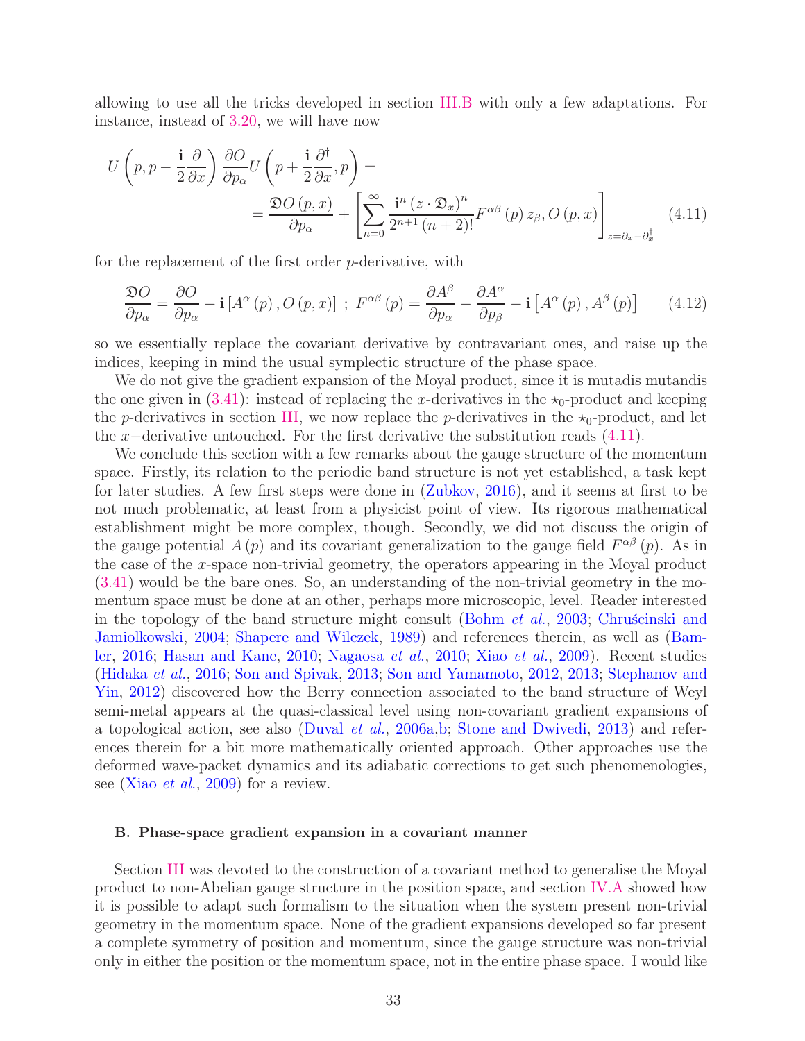allowing to use all the tricks developed in section III.B with only a few adaptations. For instance, instead of 3.20, we will have now

$$U\left(p,p-\frac{\mathbf{i}}{2}\frac{\partial}{\partial x}\right)\frac{\partial O}{\partial p_{\alpha}}U\left(p+\frac{\mathbf{i}}{2}\frac{\partial^{\dagger}}{\partial x},p\right)= \\ =\frac{\mathfrak{D}O\left(p,x\right)}{\partial p_{\alpha}}+\left[\sum_{n=0}^{\infty}\frac{\mathbf{i}^{n}\left(z\cdot\mathfrak{D}_{x}\right)^{n}}{2^{n+1}\left(n+2\right)!}F^{\alpha\beta}\left(p\right)z_{\beta},O\left(p,x\right)\right]_{z=\partial_{x}-\partial_{x}^{\dagger}} \tag{4.11}$$

for the replacement of the first order $p$-derivative, with

$$\frac{\mathfrak{D}O}{\partial p_{\alpha}}=\frac{\partial O}{\partial p_{\alpha}}-\mathbf{i}\left[A^{\alpha}\left(p\right),O\left(p,x\right)\right]\;;\;F^{\alpha\beta}\left(p\right)=\frac{\partial A^{\beta}}{\partial p_{\alpha}}-\frac{\partial A^{\alpha}}{\partial p_{\beta}}-\mathbf{i}\left[A^{\alpha}\left(p\right),A^{\beta}\left(p\right)\right] \tag{4.12}$$

so we essentially replace the covariant derivative by contravariant ones, and raise up the indices, keeping in mind the usual symplectic structure of the phase space.

We do not give the gradient expansion of the Moyal product, since it is mutadis mutandis the one given in (3.41): instead of replacing the $x$-derivatives in the $\star_0$-product and keeping the $p$-derivatives in section III, we now replace the $p$-derivatives in the $\star_0$-product, and let the $x-$derivative untouched. For the first derivative the substitution reads (4.11).

We conclude this section with a few remarks about the gauge structure of the momentum space. Firstly, its relation to the periodic band structure is not yet established, a task kept for later studies. A few first steps were done in (Zubkov, 2016), and it seems at first to be not much problematic, at least from a physicist point of view. Its rigorous mathematical establishment might be more complex, though. Secondly, we did not discuss the origin of the gauge potential $A(p)$ and its covariant generalization to the gauge field $F^{\alpha\beta}(p)$. As in the case of the $x$-space non-trivial geometry, the operators appearing in the Moyal product (3.41) would be the bare ones. So, an understanding of the non-trivial geometry in the momentum space must be done at an other, perhaps more microscopic, level. Reader interested in the topology of the band structure might consult (Bohm *et al.*, 2003; Chruścinski and Jamiolkowski, 2004; Shapere and Wilczek, 1989) and references therein, as well as (Bamler, 2016; Hasan and Kane, 2010; Nagaosa *et al.*, 2010; Xiao *et al.*, 2009). Recent studies (Hidaka *et al.*, 2016; Son and Spivak, 2013; Son and Yamamoto, 2012, 2013; Stephanov and Yin, 2012) discovered how the Berry connection associated to the band structure of Weyl semi-metal appears at the quasi-classical level using non-covariant gradient expansions of a topological action, see also (Duval *et al.*, 2006a,b; Stone and Dwivedi, 2013) and references therein for a bit more mathematically oriented approach. Other approaches use the deformed wave-packet dynamics and its adiabatic corrections to get such phenomenologies, see (Xiao *et al.*, 2009) for a review.

### B. Phase-space gradient expansion in a covariant manner

Section III was devoted to the construction of a covariant method to generalise the Moyal product to non-Abelian gauge structure in the position space, and section IV.A showed how it is possible to adapt such formalism to the situation when the system present non-trivial geometry in the momentum space. None of the gradient expansions developed so far present a complete symmetry of position and momentum, since the gauge structure was non-trivial only in either the position or the momentum space, not in the entire phase space. I would like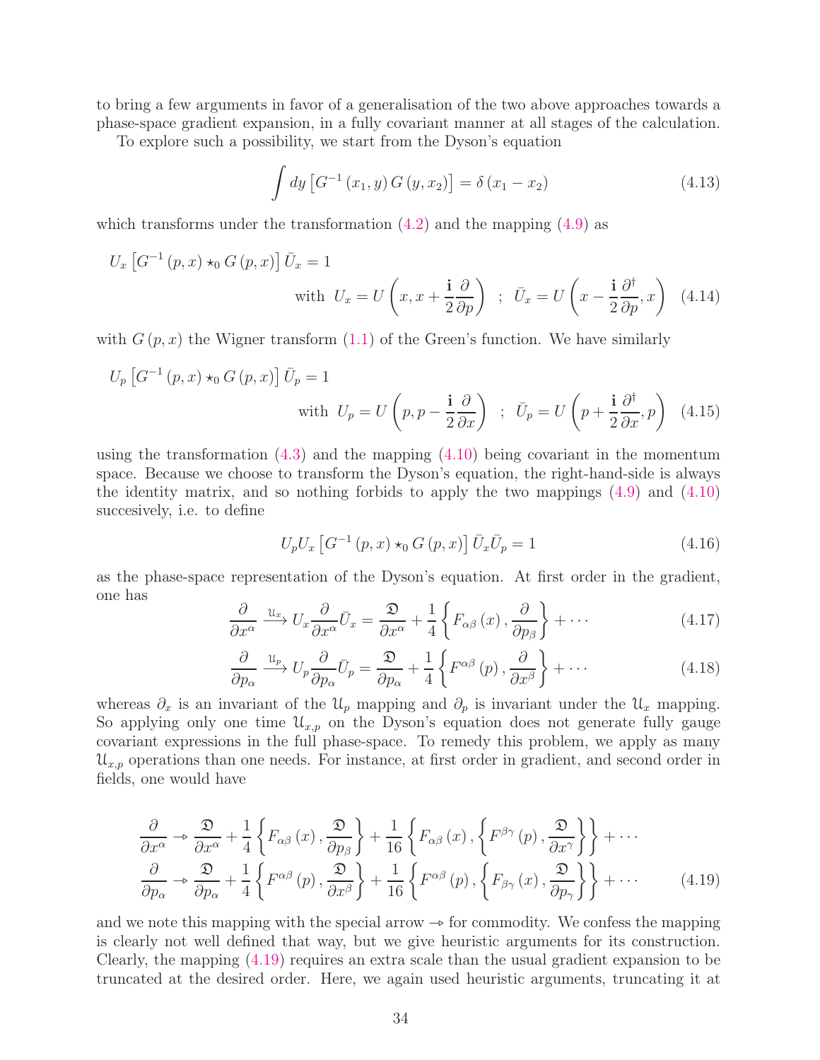to bring a few arguments in favor of a generalisation of the two above approaches towards a phase-space gradient expansion, in a fully covariant manner at all stages of the calculation.

To explore such a possibility, we start from the Dyson's equation

$$\int dy \left[G^{-1}(x_1,y)\,G(y,x_2)\right] = \delta(x_1 - x_2) \tag{4.13}$$

which transforms under the transformation (4.2) and the mapping (4.9) as

$$U_x\left[G^{-1}(p,x)\star_0 G(p,x)\right]\bar{U}_x = 1$$
$$\text{with } U_x = U\left(x, x+\frac{\mathbf{i}}{2}\frac{\partial}{\partial p}\right) \;\;;\;\; \bar{U}_x = U\left(x-\frac{\mathbf{i}}{2}\frac{\partial^\dagger}{\partial p}, x\right) \tag{4.14}$$

with $G(p,x)$ the Wigner transform (1.1) of the Green's function. We have similarly

$$U_p\left[G^{-1}(p,x)\star_0 G(p,x)\right]\bar{U}_p = 1$$
$$\text{with } U_p = U\left(p, p-\frac{\mathbf{i}}{2}\frac{\partial}{\partial x}\right) \;\;;\;\; \bar{U}_p = U\left(p+\frac{\mathbf{i}}{2}\frac{\partial^\dagger}{\partial x}, p\right) \tag{4.15}$$

using the transformation (4.3) and the mapping (4.10) being covariant in the momentum space. Because we choose to transform the Dyson's equation, the right-hand-side is always the identity matrix, and so nothing forbids to apply the two mappings (4.9) and (4.10) succesively, i.e. to define

$$U_p U_x\left[G^{-1}(p,x)\star_0 G(p,x)\right]\bar{U}_x\bar{U}_p = 1 \tag{4.16}$$

as the phase-space representation of the Dyson's equation. At first order in the gradient, one has

$$\frac{\partial}{\partial x^\alpha} \xrightarrow{\mathfrak{U}_x} U_x\frac{\partial}{\partial x^\alpha}\bar{U}_x = \frac{\mathfrak{D}}{\partial x^\alpha} + \frac{1}{4}\left\{F_{\alpha\beta}(x), \frac{\partial}{\partial p_\beta}\right\} + \cdots \tag{4.17}$$

$$\frac{\partial}{\partial p_\alpha} \xrightarrow{\mathfrak{U}_p} U_p\frac{\partial}{\partial p_\alpha}\bar{U}_p = \frac{\mathfrak{D}}{\partial p_\alpha} + \frac{1}{4}\left\{F^{\alpha\beta}(p), \frac{\partial}{\partial x^\beta}\right\} + \cdots \tag{4.18}$$

whereas $\partial_x$ is an invariant of the $\mathfrak{U}_p$ mapping and $\partial_p$ is invariant under the $\mathfrak{U}_x$ mapping. So applying only one time $\mathfrak{U}_{x,p}$ on the Dyson's equation does not generate fully gauge covariant expressions in the full phase-space. To remedy this problem, we apply as many $\mathfrak{U}_{x,p}$ operations than one needs. For instance, at first order in gradient, and second order in fields, one would have

$$\begin{aligned}
\frac{\partial}{\partial x^\alpha} &\twoheadrightarrow \frac{\mathfrak{D}}{\partial x^\alpha} + \frac{1}{4}\left\{F_{\alpha\beta}(x), \frac{\mathfrak{D}}{\partial p_\beta}\right\} + \frac{1}{16}\left\{F_{\alpha\beta}(x), \left\{F^{\beta\gamma}(p), \frac{\mathfrak{D}}{\partial x^\gamma}\right\}\right\} + \cdots \\
\frac{\partial}{\partial p_\alpha} &\twoheadrightarrow \frac{\mathfrak{D}}{\partial p_\alpha} + \frac{1}{4}\left\{F^{\alpha\beta}(p), \frac{\mathfrak{D}}{\partial x^\beta}\right\} + \frac{1}{16}\left\{F^{\alpha\beta}(p), \left\{F_{\beta\gamma}(x), \frac{\mathfrak{D}}{\partial p_\gamma}\right\}\right\} + \cdots
\end{aligned} \tag{4.19}$$

and we note this mapping with the special arrow $\twoheadrightarrow$ for commodity. We confess the mapping is clearly not well defined that way, but we give heuristic arguments for its construction. Clearly, the mapping (4.19) requires an extra scale than the usual gradient expansion to be truncated at the desired order. Here, we again used heuristic arguments, truncating it at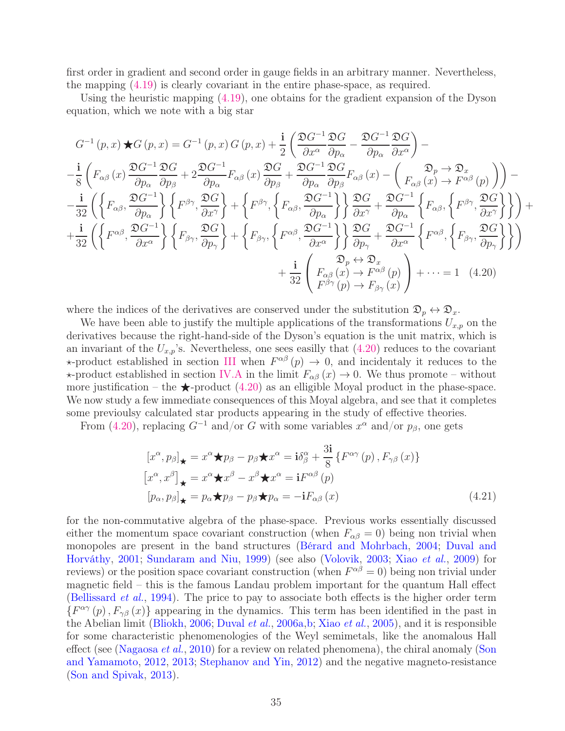first order in gradient and second order in gauge fields in an arbitrary manner. Nevertheless, the mapping (4.19) is clearly covariant in the entire phase-space, as required.

Using the heuristic mapping (4.19), one obtains for the gradient expansion of the Dyson equation, which we note with a big star

$$
\begin{aligned}
&G^{-1}(p,x)\bigstar G(p,x) = G^{-1}(p,x)\,G(p,x) + \frac{\mathbf{i}}{2}\left(\frac{\mathfrak{D}G^{-1}}{\partial x^{\alpha}}\frac{\mathfrak{D}G}{\partial p_{\alpha}} - \frac{\mathfrak{D}G^{-1}}{\partial p_{\alpha}}\frac{\mathfrak{D}G}{\partial x^{\alpha}}\right) - \\
&-\frac{\mathbf{i}}{8}\left(F_{\alpha\beta}(x)\frac{\mathfrak{D}G^{-1}}{\partial p_{\alpha}}\frac{\mathfrak{D}G}{\partial p_{\beta}} + 2\frac{\mathfrak{D}G^{-1}}{\partial p_{\alpha}}F_{\alpha\beta}(x)\frac{\mathfrak{D}G}{\partial p_{\beta}} + \frac{\mathfrak{D}G^{-1}}{\partial p_{\alpha}}\frac{\mathfrak{D}G}{\partial p_{\beta}}F_{\alpha\beta}(x) - \left(\begin{array}{c}\mathfrak{D}_p \to \mathfrak{D}_x \\ F_{\alpha\beta}(x) \to F^{\alpha\beta}(p)\end{array}\right)\right) - \\
&-\frac{\mathbf{i}}{32}\left(\left\{F_{\alpha\beta},\frac{\mathfrak{D}G^{-1}}{\partial p_{\alpha}}\right\}\left\{F^{\beta\gamma},\frac{\mathfrak{D}G}{\partial x^{\gamma}}\right\} + \left\{F^{\beta\gamma},\left\{F_{\alpha\beta},\frac{\mathfrak{D}G^{-1}}{\partial p_{\alpha}}\right\}\right\}\frac{\mathfrak{D}G}{\partial x^{\gamma}} + \frac{\mathfrak{D}G^{-1}}{\partial p_{\alpha}}\left\{F_{\alpha\beta},\left\{F^{\beta\gamma},\frac{\mathfrak{D}G}{\partial x^{\gamma}}\right\}\right\}\right) + \\
&+\frac{\mathbf{i}}{32}\left(\left\{F^{\alpha\beta},\frac{\mathfrak{D}G^{-1}}{\partial x^{\alpha}}\right\}\left\{F_{\beta\gamma},\frac{\mathfrak{D}G}{\partial p_{\gamma}}\right\} + \left\{F_{\beta\gamma},\left\{F^{\alpha\beta},\frac{\mathfrak{D}G^{-1}}{\partial x^{\alpha}}\right\}\right\}\frac{\mathfrak{D}G}{\partial p_{\gamma}} + \frac{\mathfrak{D}G^{-1}}{\partial x^{\alpha}}\left\{F^{\alpha\beta},\left\{F_{\beta\gamma},\frac{\mathfrak{D}G}{\partial p_{\gamma}}\right\}\right\}\right) \\
&\qquad\qquad + \frac{\mathbf{i}}{32}\left(\begin{array}{c}\mathfrak{D}_p \leftrightarrow \mathfrak{D}_x \\ F_{\alpha\beta}(x) \to F^{\alpha\beta}(p) \\ F^{\beta\gamma}(p) \to F_{\beta\gamma}(x)\end{array}\right) + \cdots = 1 \qquad (4.20)
\end{aligned}
$$

where the indices of the derivatives are conserved under the substitution $\mathfrak{D}_p \leftrightarrow \mathfrak{D}_x$.

We have been able to justify the multiple applications of the transformations $U_{x,p}$ on the derivatives because the right-hand-side of the Dyson's equation is the unit matrix, which is an invariant of the $U_{x,p}$'s. Nevertheless, one sees easilly that (4.20) reduces to the covariant $\star$-product established in section III when $F^{\alpha\beta}(p) \to 0$, and incidentaly it reduces to the $\star$-product established in section IV.A in the limit $F_{\alpha\beta}(x) \to 0$. We thus promote – without more justification – the $\bigstar$-product (4.20) as an elligible Moyal product in the phase-space. We now study a few immediate consequences of this Moyal algebra, and see that it completes some previoulsy calculated star products appearing in the study of effective theories.

From (4.20), replacing $G^{-1}$ and/or $G$ with some variables $x^{\alpha}$ and/or $p_{\beta}$, one gets

$$
\begin{aligned}
\left[x^{\alpha}, p_{\beta}\right]_{\bigstar} &= x^{\alpha}\bigstar p_{\beta} - p_{\beta}\bigstar x^{\alpha} = \mathbf{i}\delta^{\alpha}_{\beta} + \frac{3\mathbf{i}}{8}\left\{F^{\alpha\gamma}(p), F_{\gamma\beta}(x)\right\} \\
\left[x^{\alpha}, x^{\beta}\right]_{\bigstar} &= x^{\alpha}\bigstar x^{\beta} - x^{\beta}\bigstar x^{\alpha} = \mathbf{i}F^{\alpha\beta}(p) \\
\left[p_{\alpha}, p_{\beta}\right]_{\bigstar} &= p_{\alpha}\bigstar p_{\beta} - p_{\beta}\bigstar p_{\alpha} = -\mathbf{i}F_{\alpha\beta}(x) \qquad (4.21)
\end{aligned}
$$

for the non-commutative algebra of the phase-space. Previous works essentially discussed either the momentum space covariant construction (when $F_{\alpha\beta} = 0$) being non trivial when monopoles are present in the band structures (Bérard and Mohrbach, 2004; Duval and Horváthy, 2001; Sundaram and Niu, 1999) (see also (Volovik, 2003; Xiao *et al.*, 2009) for reviews) or the position space covariant construction (when $F^{\alpha\beta} = 0$) being non trivial under magnetic field – this is the famous Landau problem important for the quantum Hall effect (Bellissard *et al.*, 1994). The price to pay to associate both effects is the higher order term $\left\{F^{\alpha\gamma}(p), F_{\gamma\beta}(x)\right\}$ appearing in the dynamics. This term has been identified in the past in the Abelian limit (Bliokh, 2006; Duval *et al.*, 2006a,b; Xiao *et al.*, 2005), and it is responsible for some characteristic phenomenologies of the Weyl semimetals, like the anomalous Hall effect (see (Nagaosa *et al.*, 2010) for a review on related phenomena), the chiral anomaly (Son and Yamamoto, 2012, 2013; Stephanov and Yin, 2012) and the negative magneto-resistance (Son and Spivak, 2013).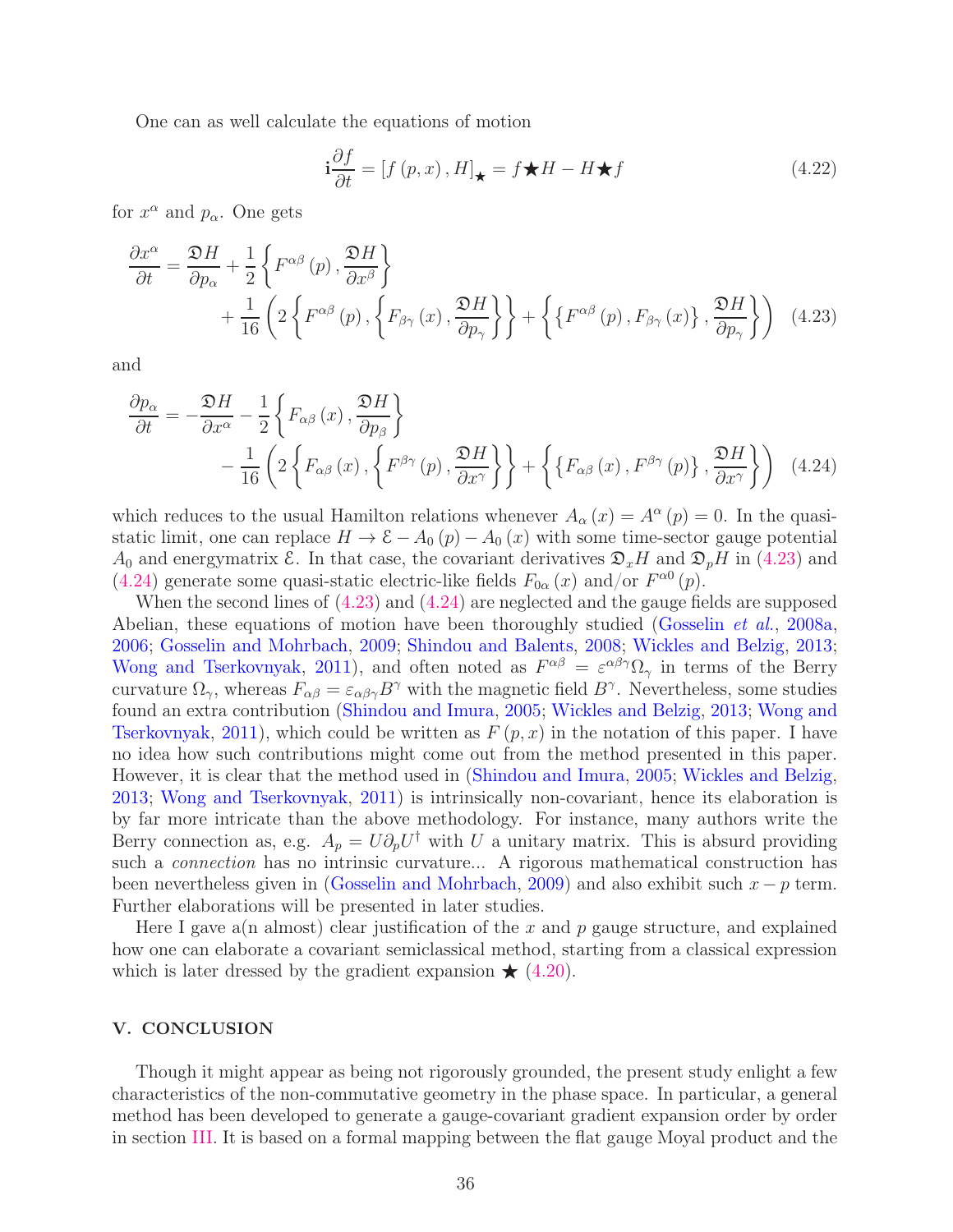One can as well calculate the equations of motion

$$\mathbf{i}\frac{\partial f}{\partial t}=\left[f\left(p,x\right),H\right]_{\bigstar}=f\bigstar H-H\bigstar f \tag{4.22}$$

for $x^{\alpha}$ and $p_{\alpha}$. One gets

$$\begin{aligned}\frac{\partial x^{\alpha}}{\partial t}=\frac{\mathfrak{D}H}{\partial p_{\alpha}}&+\frac{1}{2}\left\{F^{\alpha\beta}\left(p\right),\frac{\mathfrak{D}H}{\partial x^{\beta}}\right\}\\&+\frac{1}{16}\left(2\left\{F^{\alpha\beta}\left(p\right),\left\{F_{\beta\gamma}\left(x\right),\frac{\mathfrak{D}H}{\partial p_{\gamma}}\right\}\right\}+\left\{\left\{F^{\alpha\beta}\left(p\right),F_{\beta\gamma}\left(x\right)\right\},\frac{\mathfrak{D}H}{\partial p_{\gamma}}\right\}\right)\end{aligned} \tag{4.23}$$

and

$$\begin{aligned}\frac{\partial p_{\alpha}}{\partial t}=-\frac{\mathfrak{D}H}{\partial x^{\alpha}}&-\frac{1}{2}\left\{F_{\alpha\beta}\left(x\right),\frac{\mathfrak{D}H}{\partial p_{\beta}}\right\}\\&-\frac{1}{16}\left(2\left\{F_{\alpha\beta}\left(x\right),\left\{F^{\beta\gamma}\left(p\right),\frac{\mathfrak{D}H}{\partial x^{\gamma}}\right\}\right\}+\left\{\left\{F_{\alpha\beta}\left(x\right),F^{\beta\gamma}\left(p\right)\right\},\frac{\mathfrak{D}H}{\partial x^{\gamma}}\right\}\right)\end{aligned} \tag{4.24}$$

which reduces to the usual Hamilton relations whenever $A_{\alpha}\left(x\right)=A^{\alpha}\left(p\right)=0$. In the quasi-static limit, one can replace $H\rightarrow\mathcal{E}-A_{0}\left(p\right)-A_{0}\left(x\right)$ with some time-sector gauge potential $A_{0}$ and energymatrix $\mathcal{E}$. In that case, the covariant derivatives $\mathfrak{D}_{x}H$ and $\mathfrak{D}_{p}H$ in (4.23) and (4.24) generate some quasi-static electric-like fields $F_{0\alpha}\left(x\right)$ and/or $F^{\alpha0}\left(p\right)$.

When the second lines of (4.23) and (4.24) are neglected and the gauge fields are supposed Abelian, these equations of motion have been thoroughly studied (Gosselin *et al.*, 2008a, 2006; Gosselin and Mohrbach, 2009; Shindou and Balents, 2008; Wickles and Belzig, 2013; Wong and Tserkovnyak, 2011), and often noted as $F^{\alpha\beta}=\varepsilon^{\alpha\beta\gamma}\Omega_{\gamma}$ in terms of the Berry curvature $\Omega_{\gamma}$, whereas $F_{\alpha\beta}=\varepsilon_{\alpha\beta\gamma}B^{\gamma}$ with the magnetic field $B^{\gamma}$. Nevertheless, some studies found an extra contribution (Shindou and Imura, 2005; Wickles and Belzig, 2013; Wong and Tserkovnyak, 2011), which could be written as $F\left(p,x\right)$ in the notation of this paper. I have no idea how such contributions might come out from the method presented in this paper. However, it is clear that the method used in (Shindou and Imura, 2005; Wickles and Belzig, 2013; Wong and Tserkovnyak, 2011) is intrinsically non-covariant, hence its elaboration is by far more intricate than the above methodology. For instance, many authors write the Berry connection as, e.g. $A_{p}=U\partial_{p}U^{\dagger}$ with $U$ a unitary matrix. This is absurd providing such a *connection* has no intrinsic curvature... A rigorous mathematical construction has been nevertheless given in (Gosselin and Mohrbach, 2009) and also exhibit such $x-p$ term. Further elaborations will be presented in later studies.

Here I gave a(n almost) clear justification of the $x$ and $p$ gauge structure, and explained how one can elaborate a covariant semiclassical method, starting from a classical expression which is later dressed by the gradient expansion $\bigstar$ (4.20).

## V. CONCLUSION

Though it might appear as being not rigorously grounded, the present study enlight a few characteristics of the non-commutative geometry in the phase space. In particular, a general method has been developed to generate a gauge-covariant gradient expansion order by order in section III. It is based on a formal mapping between the flat gauge Moyal product and the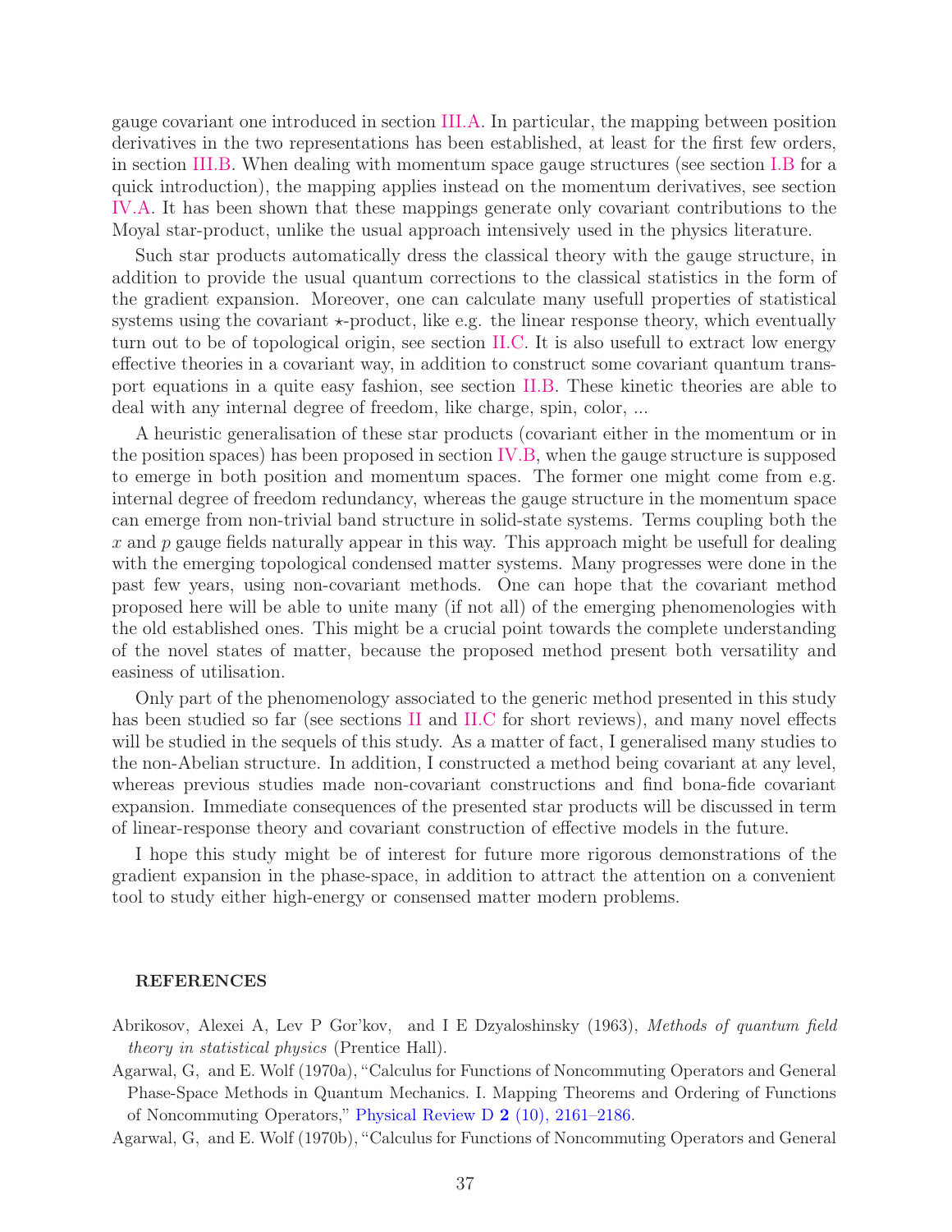gauge covariant one introduced in section III.A. In particular, the mapping between position derivatives in the two representations has been established, at least for the first few orders, in section III.B. When dealing with momentum space gauge structures (see section I.B for a quick introduction), the mapping applies instead on the momentum derivatives, see section IV.A. It has been shown that these mappings generate only covariant contributions to the Moyal star-product, unlike the usual approach intensively used in the physics literature.

Such star products automatically dress the classical theory with the gauge structure, in addition to provide the usual quantum corrections to the classical statistics in the form of the gradient expansion. Moreover, one can calculate many usefull properties of statistical systems using the covariant $\star$-product, like e.g. the linear response theory, which eventually turn out to be of topological origin, see section II.C. It is also usefull to extract low energy effective theories in a covariant way, in addition to construct some covariant quantum transport equations in a quite easy fashion, see section II.B. These kinetic theories are able to deal with any internal degree of freedom, like charge, spin, color, ...

A heuristic generalisation of these star products (covariant either in the momentum or in the position spaces) has been proposed in section IV.B, when the gauge structure is supposed to emerge in both position and momentum spaces. The former one might come from e.g. internal degree of freedom redundancy, whereas the gauge structure in the momentum space can emerge from non-trivial band structure in solid-state systems. Terms coupling both the $x$ and $p$ gauge fields naturally appear in this way. This approach might be usefull for dealing with the emerging topological condensed matter systems. Many progresses were done in the past few years, using non-covariant methods. One can hope that the covariant method proposed here will be able to unite many (if not all) of the emerging phenomenologies with the old established ones. This might be a crucial point towards the complete understanding of the novel states of matter, because the proposed method present both versatility and easiness of utilisation.

Only part of the phenomenology associated to the generic method presented in this study has been studied so far (see sections II and II.C for short reviews), and many novel effects will be studied in the sequels of this study. As a matter of fact, I generalised many studies to the non-Abelian structure. In addition, I constructed a method being covariant at any level, whereas previous studies made non-covariant constructions and find bona-fide covariant expansion. Immediate consequences of the presented star products will be discussed in term of linear-response theory and covariant construction of effective models in the future.

I hope this study might be of interest for future more rigorous demonstrations of the gradient expansion in the phase-space, in addition to attract the attention on a convenient tool to study either high-energy or consensed matter modern problems.

## REFERENCES

Abrikosov, Alexei A, Lev P Gor'kov, and I E Dzyaloshinsky (1963), *Methods of quantum field theory in statistical physics* (Prentice Hall).

Agarwal, G, and E. Wolf (1970a), "Calculus for Functions of Noncommuting Operators and General Phase-Space Methods in Quantum Mechanics. I. Mapping Theorems and Ordering of Functions of Noncommuting Operators," Physical Review D **2** (10), 2161–2186.

Agarwal, G, and E. Wolf (1970b), "Calculus for Functions of Noncommuting Operators and General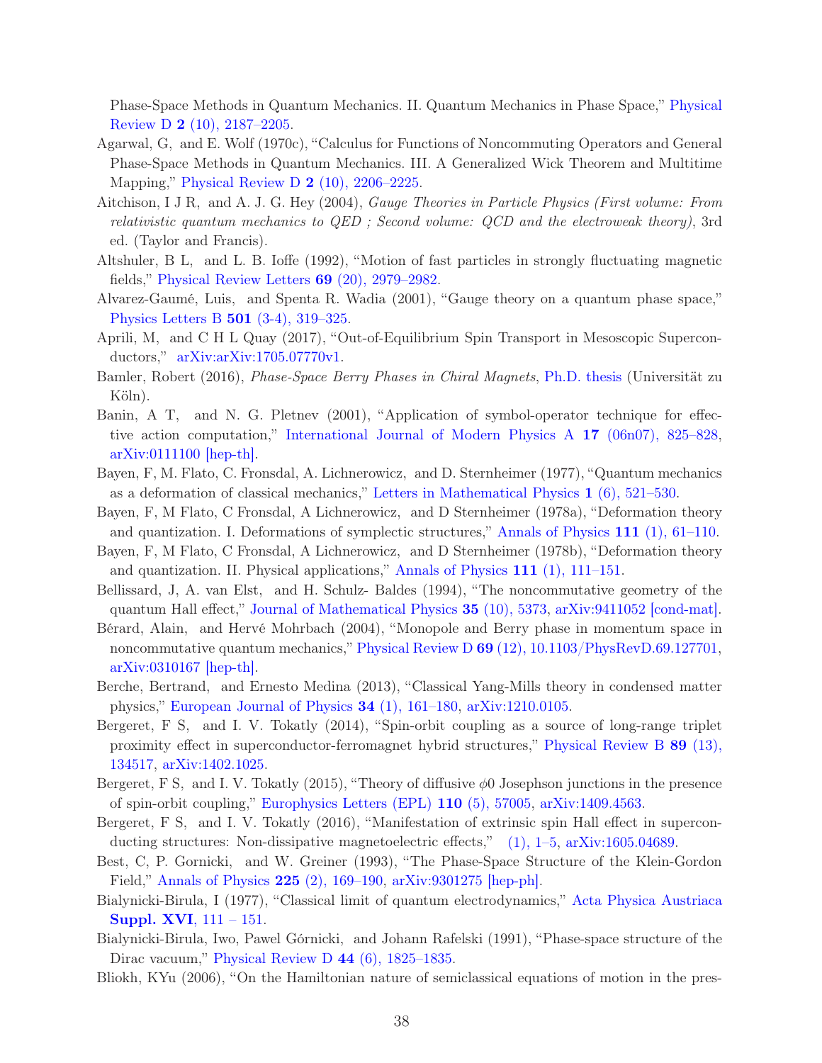Phase-Space Methods in Quantum Mechanics. II. Quantum Mechanics in Phase Space," Physical Review D **2** (10), 2187–2205.

Agarwal, G, and E. Wolf (1970c), "Calculus for Functions of Noncommuting Operators and General Phase-Space Methods in Quantum Mechanics. III. A Generalized Wick Theorem and Multitime Mapping," Physical Review D **2** (10), 2206–2225.

Aitchison, I J R, and A. J. G. Hey (2004), *Gauge Theories in Particle Physics (First volume: From relativistic quantum mechanics to QED ; Second volume: QCD and the electroweak theory)*, 3rd ed. (Taylor and Francis).

Altshuler, B L, and L. B. Ioffe (1992), "Motion of fast particles in strongly fluctuating magnetic fields," Physical Review Letters **69** (20), 2979–2982.

Alvarez-Gaumé, Luis, and Spenta R. Wadia (2001), "Gauge theory on a quantum phase space," Physics Letters B **501** (3-4), 319–325.

Aprili, M, and C H L Quay (2017), "Out-of-Equilibrium Spin Transport in Mesoscopic Superconductors," arXiv:arXiv:1705.07770v1.

Bamler, Robert (2016), *Phase-Space Berry Phases in Chiral Magnets*, Ph.D. thesis (Universität zu Köln).

Banin, A T, and N. G. Pletnev (2001), "Application of symbol-operator technique for effective action computation," International Journal of Modern Physics A **17** (06n07), 825–828, arXiv:0111100 [hep-th].

Bayen, F, M. Flato, C. Fronsdal, A. Lichnerowicz, and D. Sternheimer (1977), "Quantum mechanics as a deformation of classical mechanics," Letters in Mathematical Physics **1** (6), 521–530.

Bayen, F, M Flato, C Fronsdal, A Lichnerowicz, and D Sternheimer (1978a), "Deformation theory and quantization. I. Deformations of symplectic structures," Annals of Physics **111** (1), 61–110.

Bayen, F, M Flato, C Fronsdal, A Lichnerowicz, and D Sternheimer (1978b), "Deformation theory and quantization. II. Physical applications," Annals of Physics **111** (1), 111–151.

Bellissard, J, A. van Elst, and H. Schulz- Baldes (1994), "The noncommutative geometry of the quantum Hall effect," Journal of Mathematical Physics **35** (10), 5373, arXiv:9411052 [cond-mat].

Bérard, Alain, and Hervé Mohrbach (2004), "Monopole and Berry phase in momentum space in noncommutative quantum mechanics," Physical Review D **69** (12), 10.1103/PhysRevD.69.127701, arXiv:0310167 [hep-th].

Berche, Bertrand, and Ernesto Medina (2013), "Classical Yang-Mills theory in condensed matter physics," European Journal of Physics **34** (1), 161–180, arXiv:1210.0105.

Bergeret, F S, and I. V. Tokatly (2014), "Spin-orbit coupling as a source of long-range triplet proximity effect in superconductor-ferromagnet hybrid structures," Physical Review B **89** (13), 134517, arXiv:1402.1025.

Bergeret, F S, and I. V. Tokatly (2015), "Theory of diffusive $\phi 0$ Josephson junctions in the presence of spin-orbit coupling," Europhysics Letters (EPL) **110** (5), 57005, arXiv:1409.4563.

Bergeret, F S, and I. V. Tokatly (2016), "Manifestation of extrinsic spin Hall effect in superconducting structures: Non-dissipative magnetoelectric effects," (1), 1–5, arXiv:1605.04689.

Best, C, P. Gornicki, and W. Greiner (1993), "The Phase-Space Structure of the Klein-Gordon Field," Annals of Physics **225** (2), 169–190, arXiv:9301275 [hep-ph].

Bialynicki-Birula, I (1977), "Classical limit of quantum electrodynamics," Acta Physica Austriaca **Suppl. XVI**, 111 – 151.

Bialynicki-Birula, Iwo, Pawel Górnicki, and Johann Rafelski (1991), "Phase-space structure of the Dirac vacuum," Physical Review D **44** (6), 1825–1835.

Bliokh, KYu (2006), "On the Hamiltonian nature of semiclassical equations of motion in the pres-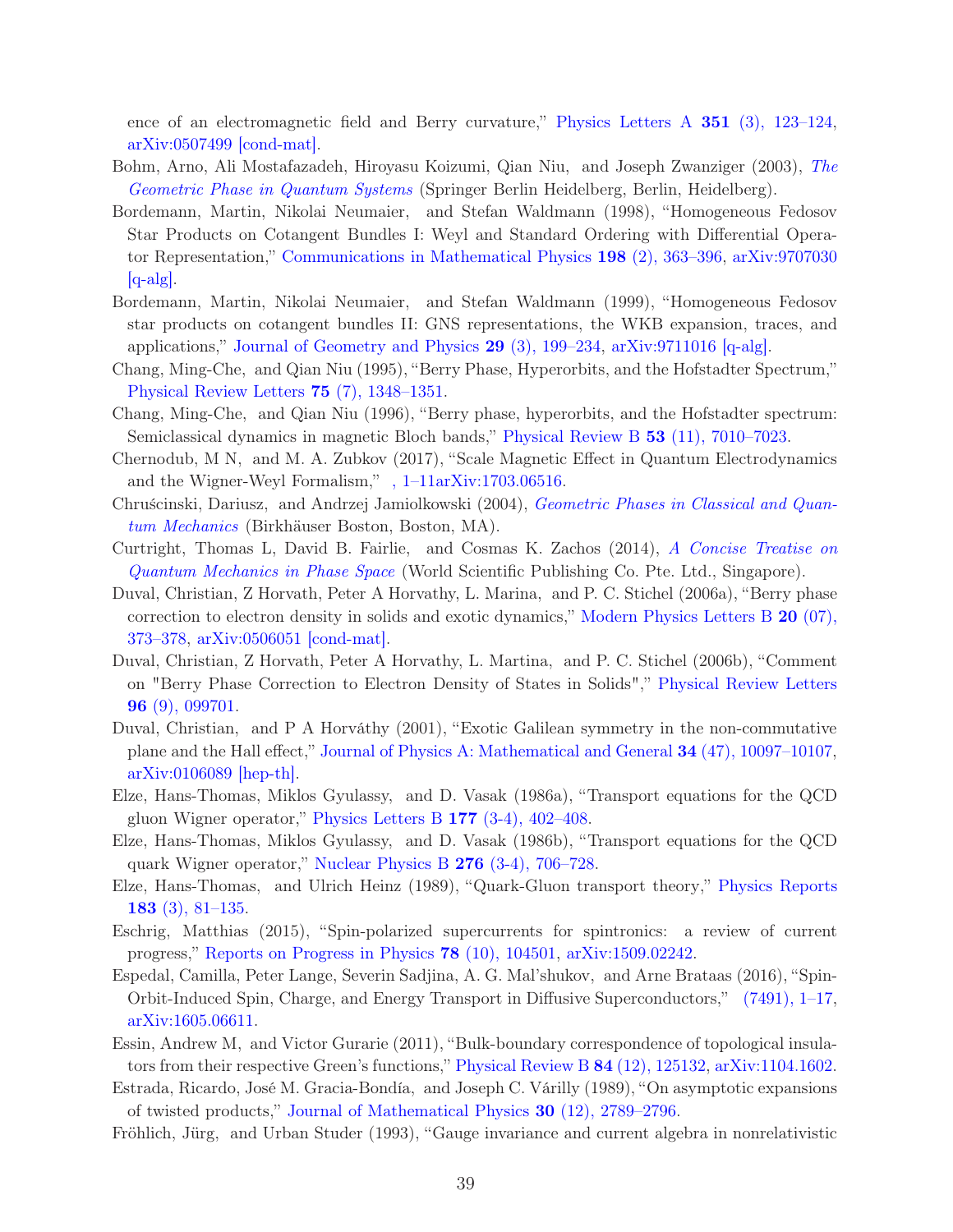ence of an electromagnetic field and Berry curvature," Physics Letters A **351** (3), 123–124, arXiv:0507499 [cond-mat].

Bohm, Arno, Ali Mostafazadeh, Hiroyasu Koizumi, Qian Niu, and Joseph Zwanziger (2003), *The Geometric Phase in Quantum Systems* (Springer Berlin Heidelberg, Berlin, Heidelberg).

Bordemann, Martin, Nikolai Neumaier, and Stefan Waldmann (1998), "Homogeneous Fedosov Star Products on Cotangent Bundles I: Weyl and Standard Ordering with Differential Operator Representation," Communications in Mathematical Physics **198** (2), 363–396, arXiv:9707030 [q-alg].

Bordemann, Martin, Nikolai Neumaier, and Stefan Waldmann (1999), "Homogeneous Fedosov star products on cotangent bundles II: GNS representations, the WKB expansion, traces, and applications," Journal of Geometry and Physics **29** (3), 199–234, arXiv:9711016 [q-alg].

Chang, Ming-Che, and Qian Niu (1995), "Berry Phase, Hyperorbits, and the Hofstadter Spectrum," Physical Review Letters **75** (7), 1348–1351.

Chang, Ming-Che, and Qian Niu (1996), "Berry phase, hyperorbits, and the Hofstadter spectrum: Semiclassical dynamics in magnetic Bloch bands," Physical Review B **53** (11), 7010–7023.

Chernodub, M N, and M. A. Zubkov (2017), "Scale Magnetic Effect in Quantum Electrodynamics and the Wigner-Weyl Formalism," , 1–11arXiv:1703.06516.

Chruścinski, Dariusz, and Andrzej Jamiolkowski (2004), *Geometric Phases in Classical and Quantum Mechanics* (Birkhäuser Boston, Boston, MA).

Curtright, Thomas L, David B. Fairlie, and Cosmas K. Zachos (2014), *A Concise Treatise on Quantum Mechanics in Phase Space* (World Scientific Publishing Co. Pte. Ltd., Singapore).

Duval, Christian, Z Horvath, Peter A Horvathy, L. Marina, and P. C. Stichel (2006a), "Berry phase correction to electron density in solids and exotic dynamics," Modern Physics Letters B **20** (07), 373–378, arXiv:0506051 [cond-mat].

Duval, Christian, Z Horvath, Peter A Horvathy, L. Martina, and P. C. Stichel (2006b), "Comment on "Berry Phase Correction to Electron Density of States in Solids"," Physical Review Letters **96** (9), 099701.

Duval, Christian, and P A Horváthy (2001), "Exotic Galilean symmetry in the non-commutative plane and the Hall effect," Journal of Physics A: Mathematical and General **34** (47), 10097–10107, arXiv:0106089 [hep-th].

Elze, Hans-Thomas, Miklos Gyulassy, and D. Vasak (1986a), "Transport equations for the QCD gluon Wigner operator," Physics Letters B **177** (3-4), 402–408.

Elze, Hans-Thomas, Miklos Gyulassy, and D. Vasak (1986b), "Transport equations for the QCD quark Wigner operator," Nuclear Physics B **276** (3-4), 706–728.

Elze, Hans-Thomas, and Ulrich Heinz (1989), "Quark-Gluon transport theory," Physics Reports **183** (3), 81–135.

Eschrig, Matthias (2015), "Spin-polarized supercurrents for spintronics: a review of current progress," Reports on Progress in Physics **78** (10), 104501, arXiv:1509.02242.

Espedal, Camilla, Peter Lange, Severin Sadjina, A. G. Mal'shukov, and Arne Brataas (2016), "Spin-Orbit-Induced Spin, Charge, and Energy Transport in Diffusive Superconductors," (7491), 1–17, arXiv:1605.06611.

Essin, Andrew M, and Victor Gurarie (2011), "Bulk-boundary correspondence of topological insulators from their respective Green's functions," Physical Review B **84** (12), 125132, arXiv:1104.1602.

Estrada, Ricardo, José M. Gracia-Bondía, and Joseph C. Várilly (1989), "On asymptotic expansions of twisted products," Journal of Mathematical Physics **30** (12), 2789–2796.

Fröhlich, Jürg, and Urban Studer (1993), "Gauge invariance and current algebra in nonrelativistic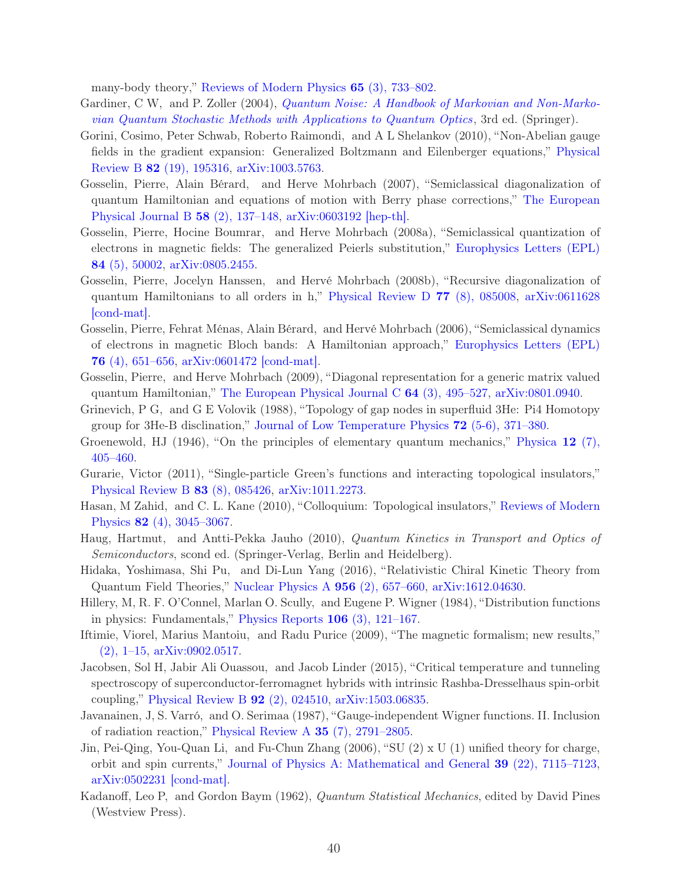many-body theory," Reviews of Modern Physics **65** (3), 733–802.

Gardiner, C W, and P. Zoller (2004), *Quantum Noise: A Handbook of Markovian and Non-Markovian Quantum Stochastic Methods with Applications to Quantum Optics*, 3rd ed. (Springer).

Gorini, Cosimo, Peter Schwab, Roberto Raimondi, and A L Shelankov (2010), "Non-Abelian gauge fields in the gradient expansion: Generalized Boltzmann and Eilenberger equations," Physical Review B **82** (19), 195316, arXiv:1003.5763.

Gosselin, Pierre, Alain Bérard, and Herve Mohrbach (2007), "Semiclassical diagonalization of quantum Hamiltonian and equations of motion with Berry phase corrections," The European Physical Journal B **58** (2), 137–148, arXiv:0603192 [hep-th].

Gosselin, Pierre, Hocine Boumrar, and Herve Mohrbach (2008a), "Semiclassical quantization of electrons in magnetic fields: The generalized Peierls substitution," Europhysics Letters (EPL) **84** (5), 50002, arXiv:0805.2455.

Gosselin, Pierre, Jocelyn Hanssen, and Hervé Mohrbach (2008b), "Recursive diagonalization of quantum Hamiltonians to all orders in h," Physical Review D **77** (8), 085008, arXiv:0611628 [cond-mat].

Gosselin, Pierre, Fehrat Ménas, Alain Bérard, and Hervé Mohrbach (2006), "Semiclassical dynamics of electrons in magnetic Bloch bands: A Hamiltonian approach," Europhysics Letters (EPL) **76** (4), 651–656, arXiv:0601472 [cond-mat].

Gosselin, Pierre, and Herve Mohrbach (2009), "Diagonal representation for a generic matrix valued quantum Hamiltonian," The European Physical Journal C **64** (3), 495–527, arXiv:0801.0940.

Grinevich, P G, and G E Volovik (1988), "Topology of gap nodes in superfluid 3He: Pi4 Homotopy group for 3He-B disclination," Journal of Low Temperature Physics **72** (5-6), 371–380.

Groenewold, HJ (1946), "On the principles of elementary quantum mechanics," Physica **12** (7), 405–460.

Gurarie, Victor (2011), "Single-particle Green's functions and interacting topological insulators," Physical Review B **83** (8), 085426, arXiv:1011.2273.

Hasan, M Zahid, and C. L. Kane (2010), "Colloquium: Topological insulators," Reviews of Modern Physics **82** (4), 3045–3067.

Haug, Hartmut, and Antti-Pekka Jauho (2010), *Quantum Kinetics in Transport and Optics of Semiconductors*, scond ed. (Springer-Verlag, Berlin and Heidelberg).

Hidaka, Yoshimasa, Shi Pu, and Di-Lun Yang (2016), "Relativistic Chiral Kinetic Theory from Quantum Field Theories," Nuclear Physics A **956** (2), 657–660, arXiv:1612.04630.

Hillery, M, R. F. O'Connel, Marlan O. Scully, and Eugene P. Wigner (1984), "Distribution functions in physics: Fundamentals," Physics Reports **106** (3), 121–167.

Iftimie, Viorel, Marius Mantoiu, and Radu Purice (2009), "The magnetic formalism; new results," (2), 1–15, arXiv:0902.0517.

Jacobsen, Sol H, Jabir Ali Ouassou, and Jacob Linder (2015), "Critical temperature and tunneling spectroscopy of superconductor-ferromagnet hybrids with intrinsic Rashba-Dresselhaus spin-orbit coupling," Physical Review B **92** (2), 024510, arXiv:1503.06835.

Javanainen, J, S. Varró, and O. Serimaa (1987), "Gauge-independent Wigner functions. II. Inclusion of radiation reaction," Physical Review A **35** (7), 2791–2805.

Jin, Pei-Qing, You-Quan Li, and Fu-Chun Zhang (2006), "SU (2) x U (1) unified theory for charge, orbit and spin currents," Journal of Physics A: Mathematical and General **39** (22), 7115–7123, arXiv:0502231 [cond-mat].

Kadanoff, Leo P, and Gordon Baym (1962), *Quantum Statistical Mechanics*, edited by David Pines (Westview Press).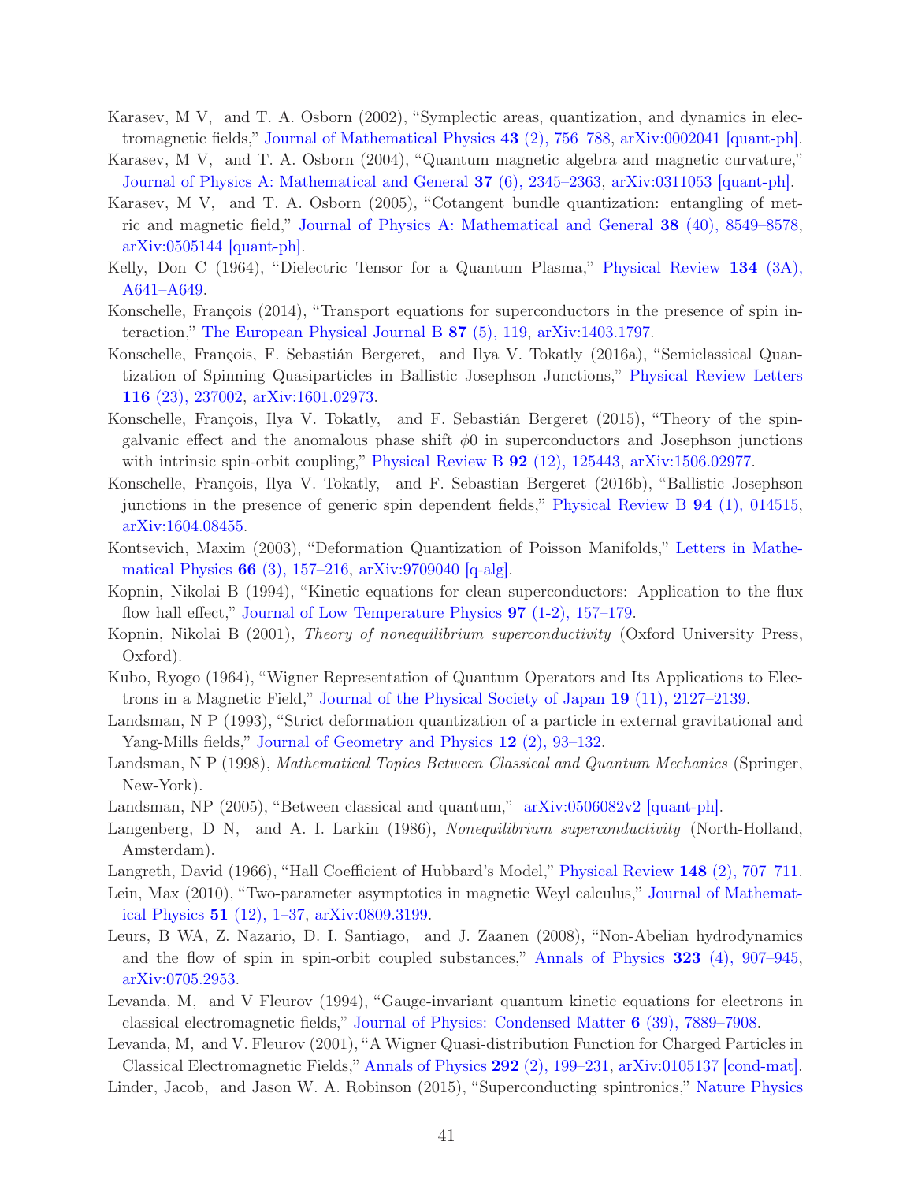Karasev, M V, and T. A. Osborn (2002), "Symplectic areas, quantization, and dynamics in electromagnetic fields," Journal of Mathematical Physics **43** (2), 756–788, arXiv:0002041 [quant-ph].

Karasev, M V, and T. A. Osborn (2004), "Quantum magnetic algebra and magnetic curvature," Journal of Physics A: Mathematical and General **37** (6), 2345–2363, arXiv:0311053 [quant-ph].

Karasev, M V, and T. A. Osborn (2005), "Cotangent bundle quantization: entangling of metric and magnetic field," Journal of Physics A: Mathematical and General **38** (40), 8549–8578, arXiv:0505144 [quant-ph].

Kelly, Don C (1964), "Dielectric Tensor for a Quantum Plasma," Physical Review **134** (3A), A641–A649.

Konschelle, François (2014), "Transport equations for superconductors in the presence of spin interaction," The European Physical Journal B **87** (5), 119, arXiv:1403.1797.

Konschelle, François, F. Sebastián Bergeret, and Ilya V. Tokatly (2016a), "Semiclassical Quantization of Spinning Quasiparticles in Ballistic Josephson Junctions," Physical Review Letters **116** (23), 237002, arXiv:1601.02973.

Konschelle, François, Ilya V. Tokatly, and F. Sebastián Bergeret (2015), "Theory of the spin-galvanic effect and the anomalous phase shift $\phi 0$ in superconductors and Josephson junctions with intrinsic spin-orbit coupling," Physical Review B **92** (12), 125443, arXiv:1506.02977.

Konschelle, François, Ilya V. Tokatly, and F. Sebastian Bergeret (2016b), "Ballistic Josephson junctions in the presence of generic spin dependent fields," Physical Review B **94** (1), 014515, arXiv:1604.08455.

Kontsevich, Maxim (2003), "Deformation Quantization of Poisson Manifolds," Letters in Mathematical Physics **66** (3), 157–216, arXiv:9709040 [q-alg].

Kopnin, Nikolai B (1994), "Kinetic equations for clean superconductors: Application to the flux flow hall effect," Journal of Low Temperature Physics **97** (1-2), 157–179.

Kopnin, Nikolai B (2001), *Theory of nonequilibrium superconductivity* (Oxford University Press, Oxford).

Kubo, Ryogo (1964), "Wigner Representation of Quantum Operators and Its Applications to Electrons in a Magnetic Field," Journal of the Physical Society of Japan **19** (11), 2127–2139.

Landsman, N P (1993), "Strict deformation quantization of a particle in external gravitational and Yang-Mills fields," Journal of Geometry and Physics **12** (2), 93–132.

Landsman, N P (1998), *Mathematical Topics Between Classical and Quantum Mechanics* (Springer, New-York).

Landsman, NP (2005), "Between classical and quantum," arXiv:0506082v2 [quant-ph].

Langenberg, D N, and A. I. Larkin (1986), *Nonequilibrium superconductivity* (North-Holland, Amsterdam).

Langreth, David (1966), "Hall Coefficient of Hubbard's Model," Physical Review **148** (2), 707–711.

Lein, Max (2010), "Two-parameter asymptotics in magnetic Weyl calculus," Journal of Mathematical Physics **51** (12), 1–37, arXiv:0809.3199.

Leurs, B WA, Z. Nazario, D. I. Santiago, and J. Zaanen (2008), "Non-Abelian hydrodynamics and the flow of spin in spin-orbit coupled substances," Annals of Physics **323** (4), 907–945, arXiv:0705.2953.

Levanda, M, and V Fleurov (1994), "Gauge-invariant quantum kinetic equations for electrons in classical electromagnetic fields," Journal of Physics: Condensed Matter **6** (39), 7889–7908.

Levanda, M, and V. Fleurov (2001), "A Wigner Quasi-distribution Function for Charged Particles in Classical Electromagnetic Fields," Annals of Physics **292** (2), 199–231, arXiv:0105137 [cond-mat].

Linder, Jacob, and Jason W. A. Robinson (2015), "Superconducting spintronics," Nature Physics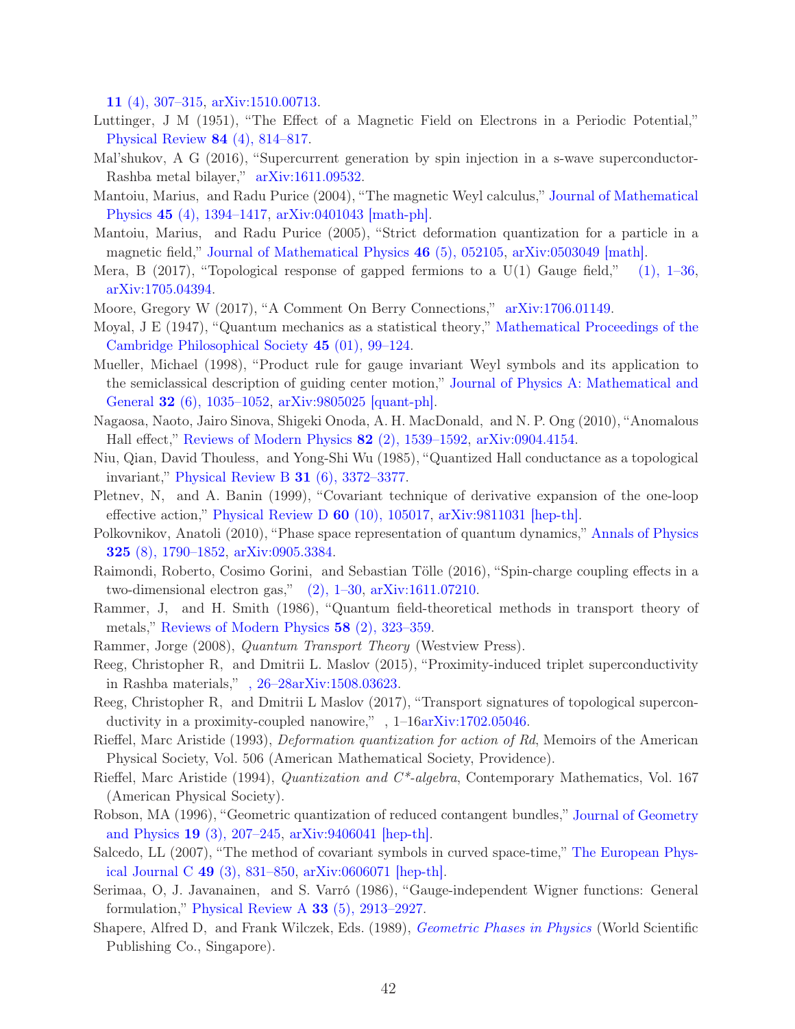**11** (4), 307–315, arXiv:1510.00713.

Luttinger, J M (1951), "The Effect of a Magnetic Field on Electrons in a Periodic Potential," Physical Review **84** (4), 814–817.

Mal'shukov, A G (2016), "Supercurrent generation by spin injection in a s-wave superconductor-Rashba metal bilayer," arXiv:1611.09532.

Mantoiu, Marius, and Radu Purice (2004), "The magnetic Weyl calculus," Journal of Mathematical Physics **45** (4), 1394–1417, arXiv:0401043 [math-ph].

Mantoiu, Marius, and Radu Purice (2005), "Strict deformation quantization for a particle in a magnetic field," Journal of Mathematical Physics **46** (5), 052105, arXiv:0503049 [math].

Mera, B (2017), "Topological response of gapped fermions to a U(1) Gauge field," (1), 1–36, arXiv:1705.04394.

Moore, Gregory W (2017), "A Comment On Berry Connections," arXiv:1706.01149.

Moyal, J E (1947), "Quantum mechanics as a statistical theory," Mathematical Proceedings of the Cambridge Philosophical Society **45** (01), 99–124.

Mueller, Michael (1998), "Product rule for gauge invariant Weyl symbols and its application to the semiclassical description of guiding center motion," Journal of Physics A: Mathematical and General **32** (6), 1035–1052, arXiv:9805025 [quant-ph].

Nagaosa, Naoto, Jairo Sinova, Shigeki Onoda, A. H. MacDonald, and N. P. Ong (2010), "Anomalous Hall effect," Reviews of Modern Physics **82** (2), 1539–1592, arXiv:0904.4154.

Niu, Qian, David Thouless, and Yong-Shi Wu (1985), "Quantized Hall conductance as a topological invariant," Physical Review B **31** (6), 3372–3377.

Pletnev, N, and A. Banin (1999), "Covariant technique of derivative expansion of the one-loop effective action," Physical Review D **60** (10), 105017, arXiv:9811031 [hep-th].

Polkovnikov, Anatoli (2010), "Phase space representation of quantum dynamics," Annals of Physics **325** (8), 1790–1852, arXiv:0905.3384.

Raimondi, Roberto, Cosimo Gorini, and Sebastian Tölle (2016), "Spin-charge coupling effects in a two-dimensional electron gas," (2), 1–30, arXiv:1611.07210.

Rammer, J, and H. Smith (1986), "Quantum field-theoretical methods in transport theory of metals," Reviews of Modern Physics **58** (2), 323–359.

Rammer, Jorge (2008), *Quantum Transport Theory* (Westview Press).

Reeg, Christopher R, and Dmitrii L. Maslov (2015), "Proximity-induced triplet superconductivity in Rashba materials," , 26–28arXiv:1508.03623.

Reeg, Christopher R, and Dmitrii L Maslov (2017), "Transport signatures of topological superconductivity in a proximity-coupled nanowire," , 1–16arXiv:1702.05046.

Rieffel, Marc Aristide (1993), *Deformation quantization for action of Rd*, Memoirs of the American Physical Society, Vol. 506 (American Mathematical Society, Providence).

Rieffel, Marc Aristide (1994), *Quantization and C\*-algebra*, Contemporary Mathematics, Vol. 167 (American Physical Society).

Robson, MA (1996), "Geometric quantization of reduced contangent bundles," Journal of Geometry and Physics **19** (3), 207–245, arXiv:9406041 [hep-th].

Salcedo, LL (2007), "The method of covariant symbols in curved space-time," The European Physical Journal C **49** (3), 831–850, arXiv:0606071 [hep-th].

Serimaa, O, J. Javanainen, and S. Varró (1986), "Gauge-independent Wigner functions: General formulation," Physical Review A **33** (5), 2913–2927.

Shapere, Alfred D, and Frank Wilczek, Eds. (1989), *Geometric Phases in Physics* (World Scientific Publishing Co., Singapore).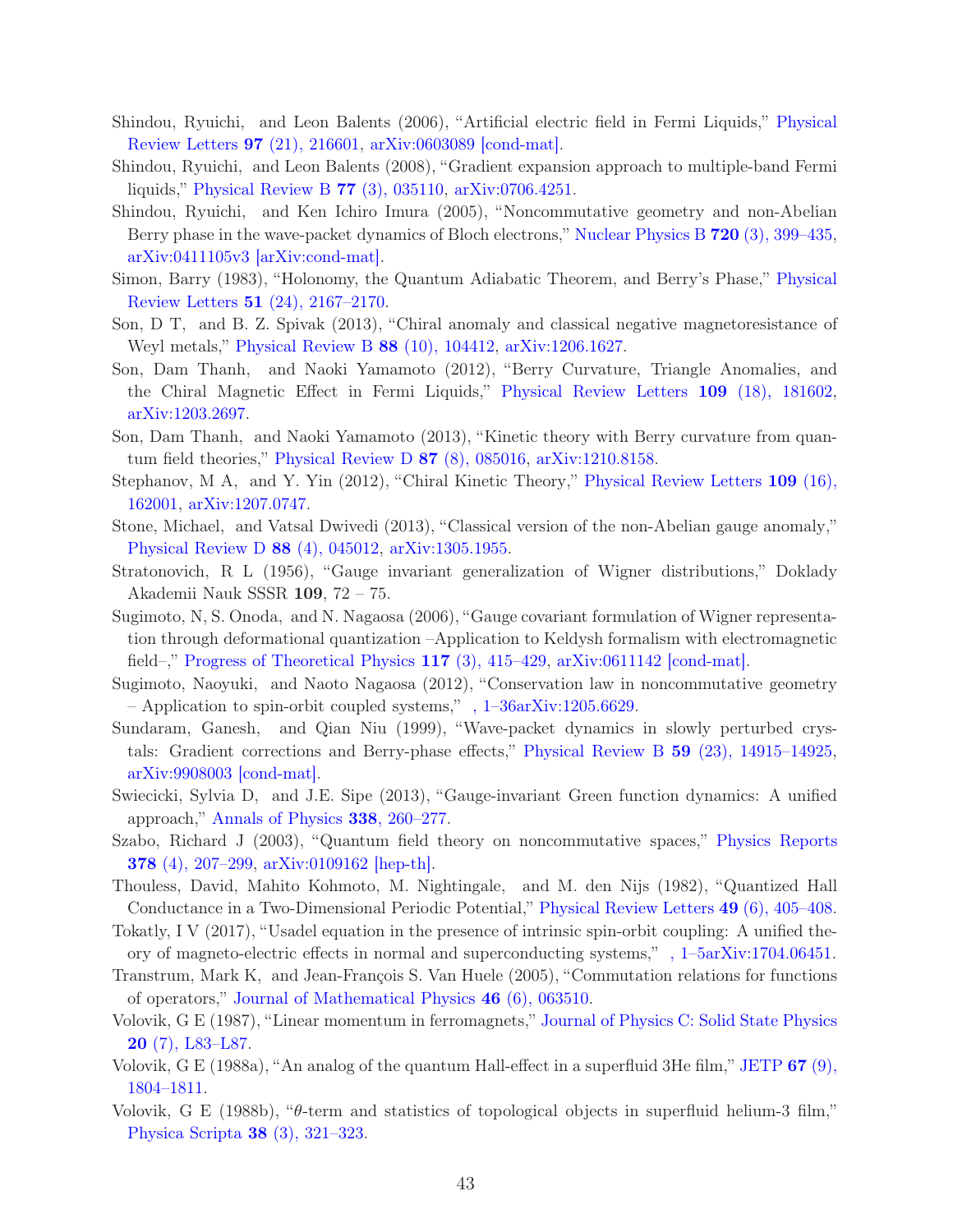Shindou, Ryuichi, and Leon Balents (2006), "Artificial electric field in Fermi Liquids," Physical Review Letters **97** (21), 216601, arXiv:0603089 [cond-mat].

Shindou, Ryuichi, and Leon Balents (2008), "Gradient expansion approach to multiple-band Fermi liquids," Physical Review B **77** (3), 035110, arXiv:0706.4251.

Shindou, Ryuichi, and Ken Ichiro Imura (2005), "Noncommutative geometry and non-Abelian Berry phase in the wave-packet dynamics of Bloch electrons," Nuclear Physics B **720** (3), 399–435, arXiv:0411105v3 [arXiv:cond-mat].

Simon, Barry (1983), "Holonomy, the Quantum Adiabatic Theorem, and Berry's Phase," Physical Review Letters **51** (24), 2167–2170.

Son, D T, and B. Z. Spivak (2013), "Chiral anomaly and classical negative magnetoresistance of Weyl metals," Physical Review B **88** (10), 104412, arXiv:1206.1627.

Son, Dam Thanh, and Naoki Yamamoto (2012), "Berry Curvature, Triangle Anomalies, and the Chiral Magnetic Effect in Fermi Liquids," Physical Review Letters **109** (18), 181602, arXiv:1203.2697.

Son, Dam Thanh, and Naoki Yamamoto (2013), "Kinetic theory with Berry curvature from quantum field theories," Physical Review D **87** (8), 085016, arXiv:1210.8158.

Stephanov, M A, and Y. Yin (2012), "Chiral Kinetic Theory," Physical Review Letters **109** (16), 162001, arXiv:1207.0747.

Stone, Michael, and Vatsal Dwivedi (2013), "Classical version of the non-Abelian gauge anomaly," Physical Review D **88** (4), 045012, arXiv:1305.1955.

Stratonovich, R L (1956), "Gauge invariant generalization of Wigner distributions," Doklady Akademii Nauk SSSR **109**, 72 – 75.

Sugimoto, N, S. Onoda, and N. Nagaosa (2006), "Gauge covariant formulation of Wigner representation through deformational quantization –Application to Keldysh formalism with electromagnetic field–," Progress of Theoretical Physics **117** (3), 415–429, arXiv:0611142 [cond-mat].

Sugimoto, Naoyuki, and Naoto Nagaosa (2012), "Conservation law in noncommutative geometry – Application to spin-orbit coupled systems," , 1–36arXiv:1205.6629.

Sundaram, Ganesh, and Qian Niu (1999), "Wave-packet dynamics in slowly perturbed crystals: Gradient corrections and Berry-phase effects," Physical Review B **59** (23), 14915–14925, arXiv:9908003 [cond-mat].

Swiecicki, Sylvia D, and J.E. Sipe (2013), "Gauge-invariant Green function dynamics: A unified approach," Annals of Physics **338**, 260–277.

Szabo, Richard J (2003), "Quantum field theory on noncommutative spaces," Physics Reports **378** (4), 207–299, arXiv:0109162 [hep-th].

Thouless, David, Mahito Kohmoto, M. Nightingale, and M. den Nijs (1982), "Quantized Hall Conductance in a Two-Dimensional Periodic Potential," Physical Review Letters **49** (6), 405–408.

Tokatly, I V (2017), "Usadel equation in the presence of intrinsic spin-orbit coupling: A unified theory of magneto-electric effects in normal and superconducting systems," , 1–5arXiv:1704.06451.

Transtrum, Mark K, and Jean-François S. Van Huele (2005), "Commutation relations for functions of operators," Journal of Mathematical Physics **46** (6), 063510.

Volovik, G E (1987), "Linear momentum in ferromagnets," Journal of Physics C: Solid State Physics **20** (7), L83–L87.

Volovik, G E (1988a), "An analog of the quantum Hall-effect in a superfluid 3He film," JETP **67** (9), 1804–1811.

Volovik, G E (1988b), "$\theta$-term and statistics of topological objects in superfluid helium-3 film," Physica Scripta **38** (3), 321–323.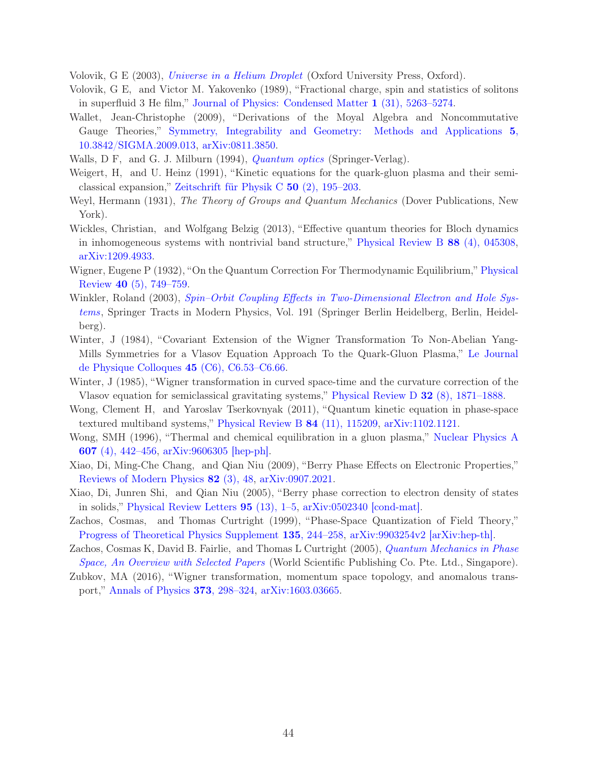Volovik, G E (2003), *Universe in a Helium Droplet* (Oxford University Press, Oxford).

Volovik, G E, and Victor M. Yakovenko (1989), "Fractional charge, spin and statistics of solitons in superfluid 3 He film," Journal of Physics: Condensed Matter **1** (31), 5263–5274.

Wallet, Jean-Christophe (2009), "Derivations of the Moyal Algebra and Noncommutative Gauge Theories," Symmetry, Integrability and Geometry: Methods and Applications **5**, 10.3842/SIGMA.2009.013, arXiv:0811.3850.

Walls, D F, and G. J. Milburn (1994), *Quantum optics* (Springer-Verlag).

Weigert, H, and U. Heinz (1991), "Kinetic equations for the quark-gluon plasma and their semi-classical expansion," Zeitschrift für Physik C **50** (2), 195–203.

Weyl, Hermann (1931), *The Theory of Groups and Quantum Mechanics* (Dover Publications, New York).

Wickles, Christian, and Wolfgang Belzig (2013), "Effective quantum theories for Bloch dynamics in inhomogeneous systems with nontrivial band structure," Physical Review B **88** (4), 045308, arXiv:1209.4933.

Wigner, Eugene P (1932), "On the Quantum Correction For Thermodynamic Equilibrium," Physical Review **40** (5), 749–759.

Winkler, Roland (2003), *Spin–Orbit Coupling Effects in Two-Dimensional Electron and Hole Systems*, Springer Tracts in Modern Physics, Vol. 191 (Springer Berlin Heidelberg, Berlin, Heidelberg).

Winter, J (1984), "Covariant Extension of the Wigner Transformation To Non-Abelian Yang-Mills Symmetries for a Vlasov Equation Approach To the Quark-Gluon Plasma," Le Journal de Physique Colloques **45** (C6), C6.53–C6.66.

Winter, J (1985), "Wigner transformation in curved space-time and the curvature correction of the Vlasov equation for semiclassical gravitating systems," Physical Review D **32** (8), 1871–1888.

Wong, Clement H, and Yaroslav Tserkovnyak (2011), "Quantum kinetic equation in phase-space textured multiband systems," Physical Review B **84** (11), 115209, arXiv:1102.1121.

Wong, SMH (1996), "Thermal and chemical equilibration in a gluon plasma," Nuclear Physics A **607** (4), 442–456, arXiv:9606305 [hep-ph].

Xiao, Di, Ming-Che Chang, and Qian Niu (2009), "Berry Phase Effects on Electronic Properties," Reviews of Modern Physics **82** (3), 48, arXiv:0907.2021.

Xiao, Di, Junren Shi, and Qian Niu (2005), "Berry phase correction to electron density of states in solids," Physical Review Letters **95** (13), 1–5, arXiv:0502340 [cond-mat].

Zachos, Cosmas, and Thomas Curtright (1999), "Phase-Space Quantization of Field Theory," Progress of Theoretical Physics Supplement **135**, 244–258, arXiv:9903254v2 [arXiv:hep-th].

Zachos, Cosmas K, David B. Fairlie, and Thomas L Curtright (2005), *Quantum Mechanics in Phase Space, An Overview with Selected Papers* (World Scientific Publishing Co. Pte. Ltd., Singapore).

Zubkov, MA (2016), "Wigner transformation, momentum space topology, and anomalous transport," Annals of Physics **373**, 298–324, arXiv:1603.03665.